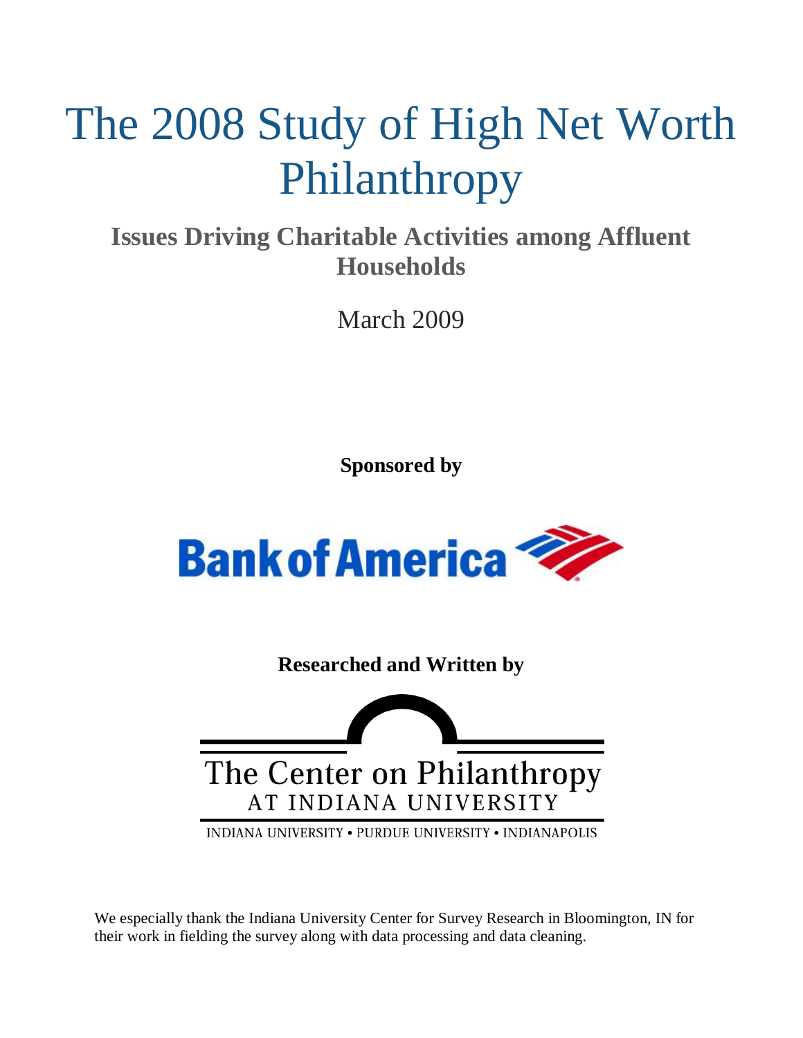# The 2008 Study of High Net Worth Philanthropy

## Issues Driving Charitable Activities among Affluent Households

March 2009

**Sponsored by**

Bank of America

**Researched and Written by**

The Center on Philanthropy
AT INDIANA UNIVERSITY

INDIANA UNIVERSITY • PURDUE UNIVERSITY • INDIANAPOLIS

We especially thank the Indiana University Center for Survey Research in Bloomington, IN for their work in fielding the survey along with data processing and data cleaning.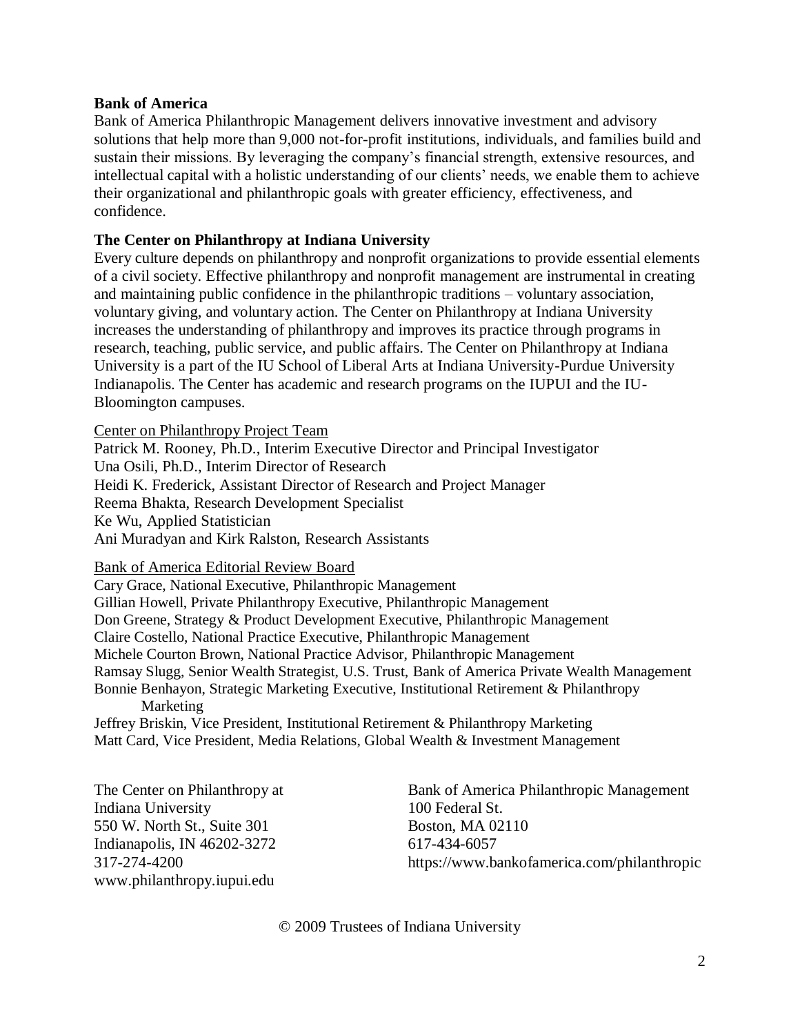**Bank of America**

Bank of America Philanthropic Management delivers innovative investment and advisory solutions that help more than 9,000 not-for-profit institutions, individuals, and families build and sustain their missions. By leveraging the company's financial strength, extensive resources, and intellectual capital with a holistic understanding of our clients' needs, we enable them to achieve their organizational and philanthropic goals with greater efficiency, effectiveness, and confidence.

**The Center on Philanthropy at Indiana University**

Every culture depends on philanthropy and nonprofit organizations to provide essential elements of a civil society. Effective philanthropy and nonprofit management are instrumental in creating and maintaining public confidence in the philanthropic traditions – voluntary association, voluntary giving, and voluntary action. The Center on Philanthropy at Indiana University increases the understanding of philanthropy and improves its practice through programs in research, teaching, public service, and public affairs. The Center on Philanthropy at Indiana University is a part of the IU School of Liberal Arts at Indiana University-Purdue University Indianapolis. The Center has academic and research programs on the IUPUI and the IU-Bloomington campuses.

Center on Philanthropy Project Team

Patrick M. Rooney, Ph.D., Interim Executive Director and Principal Investigator
Una Osili, Ph.D., Interim Director of Research
Heidi K. Frederick, Assistant Director of Research and Project Manager
Reema Bhakta, Research Development Specialist
Ke Wu, Applied Statistician
Ani Muradyan and Kirk Ralston, Research Assistants

Bank of America Editorial Review Board

Cary Grace, National Executive, Philanthropic Management
Gillian Howell, Private Philanthropy Executive, Philanthropic Management
Don Greene, Strategy & Product Development Executive, Philanthropic Management
Claire Costello, National Practice Executive, Philanthropic Management
Michele Courton Brown, National Practice Advisor, Philanthropic Management
Ramsay Slugg, Senior Wealth Strategist, U.S. Trust, Bank of America Private Wealth Management
Bonnie Benhayon, Strategic Marketing Executive, Institutional Retirement & Philanthropy Marketing
Jeffrey Briskin, Vice President, Institutional Retirement & Philanthropy Marketing
Matt Card, Vice President, Media Relations, Global Wealth & Investment Management

The Center on Philanthropy at Indiana University
550 W. North St., Suite 301
Indianapolis, IN 46202-3272
317-274-4200
www.philanthropy.iupui.edu

Bank of America Philanthropic Management
100 Federal St.
Boston, MA 02110
617-434-6057
https://www.bankofamerica.com/philanthropic

© 2009 Trustees of Indiana University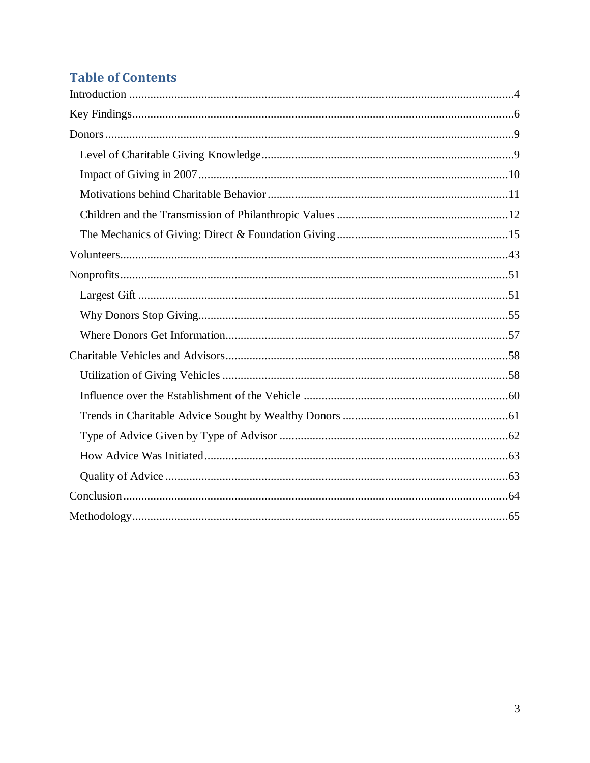## Table of Contents

Introduction ....................................................4

Key Findings....................................................6

Donors ..........................................................9

- Level of Charitable Giving Knowledge ....................9
- Impact of Giving in 2007 ....................................10
- Motivations behind Charitable Behavior ....................11
- Children and the Transmission of Philanthropic Values ....................12
- The Mechanics of Giving: Direct & Foundation Giving ....................15

Volunteers........................................................43

Nonprofits........................................................51

- Largest Gift ....................................................51
- Why Donors Stop Giving........................................55
- Where Donors Get Information................................57

Charitable Vehicles and Advisors..............................58

- Utilization of Giving Vehicles ..............................58
- Influence over the Establishment of the Vehicle ....................60
- Trends in Charitable Advice Sought by Wealthy Donors ....................61
- Type of Advice Given by Type of Advisor ....................62
- How Advice Was Initiated....................................63
- Quality of Advice ............................................63

Conclusion........................................................64

Methodology......................................................65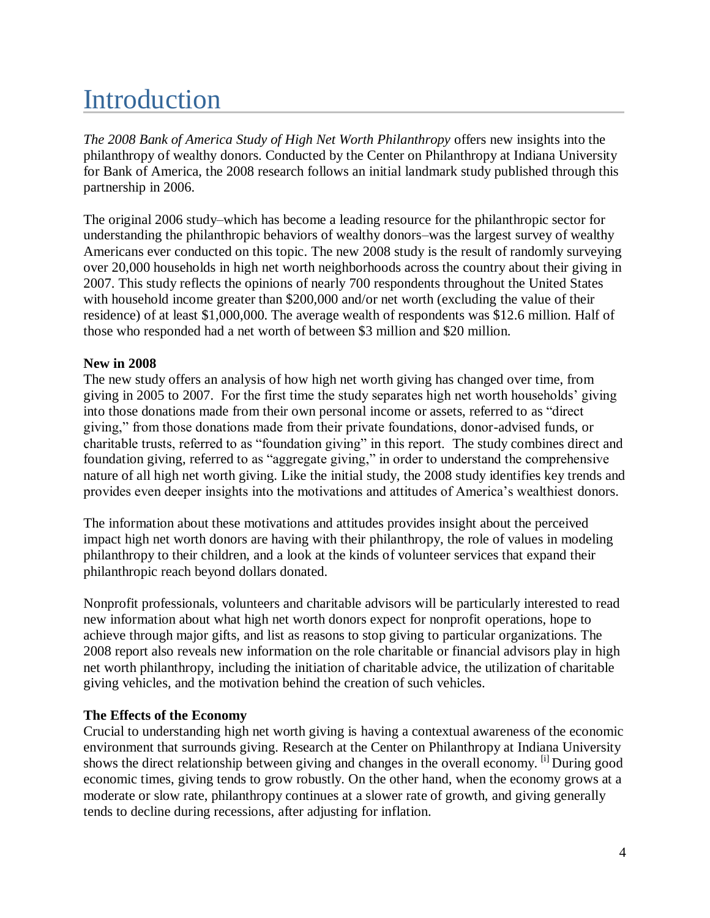# Introduction

*The 2008 Bank of America Study of High Net Worth Philanthropy* offers new insights into the philanthropy of wealthy donors. Conducted by the Center on Philanthropy at Indiana University for Bank of America, the 2008 research follows an initial landmark study published through this partnership in 2006.

The original 2006 study–which has become a leading resource for the philanthropic sector for understanding the philanthropic behaviors of wealthy donors–was the largest survey of wealthy Americans ever conducted on this topic. The new 2008 study is the result of randomly surveying over 20,000 households in high net worth neighborhoods across the country about their giving in 2007. This study reflects the opinions of nearly 700 respondents throughout the United States with household income greater than $200,000 and/or net worth (excluding the value of their residence) of at least $1,000,000. The average wealth of respondents was $12.6 million. Half of those who responded had a net worth of between $3 million and $20 million.

**New in 2008**

The new study offers an analysis of how high net worth giving has changed over time, from giving in 2005 to 2007. For the first time the study separates high net worth households' giving into those donations made from their own personal income or assets, referred to as "direct giving," from those donations made from their private foundations, donor-advised funds, or charitable trusts, referred to as "foundation giving" in this report. The study combines direct and foundation giving, referred to as "aggregate giving," in order to understand the comprehensive nature of all high net worth giving. Like the initial study, the 2008 study identifies key trends and provides even deeper insights into the motivations and attitudes of America's wealthiest donors.

The information about these motivations and attitudes provides insight about the perceived impact high net worth donors are having with their philanthropy, the role of values in modeling philanthropy to their children, and a look at the kinds of volunteer services that expand their philanthropic reach beyond dollars donated.

Nonprofit professionals, volunteers and charitable advisors will be particularly interested to read new information about what high net worth donors expect for nonprofit operations, hope to achieve through major gifts, and list as reasons to stop giving to particular organizations. The 2008 report also reveals new information on the role charitable or financial advisors play in high net worth philanthropy, including the initiation of charitable advice, the utilization of charitable giving vehicles, and the motivation behind the creation of such vehicles.

**The Effects of the Economy**

Crucial to understanding high net worth giving is having a contextual awareness of the economic environment that surrounds giving. Research at the Center on Philanthropy at Indiana University shows the direct relationship between giving and changes in the overall economy. [i] During good economic times, giving tends to grow robustly. On the other hand, when the economy grows at a moderate or slow rate, philanthropy continues at a slower rate of growth, and giving generally tends to decline during recessions, after adjusting for inflation.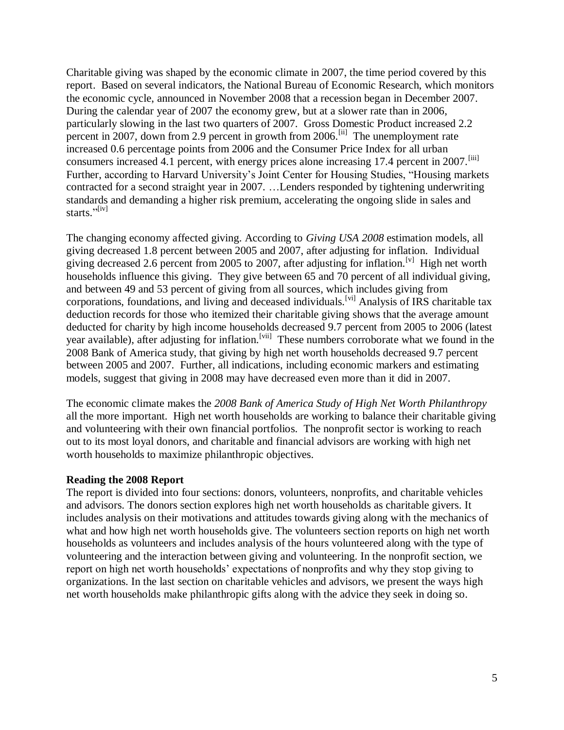Charitable giving was shaped by the economic climate in 2007, the time period covered by this report. Based on several indicators, the National Bureau of Economic Research, which monitors the economic cycle, announced in November 2008 that a recession began in December 2007. During the calendar year of 2007 the economy grew, but at a slower rate than in 2006, particularly slowing in the last two quarters of 2007. Gross Domestic Product increased 2.2 percent in 2007, down from 2.9 percent in growth from 2006.[ii] The unemployment rate increased 0.6 percentage points from 2006 and the Consumer Price Index for all urban consumers increased 4.1 percent, with energy prices alone increasing 17.4 percent in 2007.[iii] Further, according to Harvard University's Joint Center for Housing Studies, "Housing markets contracted for a second straight year in 2007. …Lenders responded by tightening underwriting standards and demanding a higher risk premium, accelerating the ongoing slide in sales and starts."[iv]

The changing economy affected giving. According to *Giving USA 2008* estimation models, all giving decreased 1.8 percent between 2005 and 2007, after adjusting for inflation. Individual giving decreased 2.6 percent from 2005 to 2007, after adjusting for inflation.[v] High net worth households influence this giving. They give between 65 and 70 percent of all individual giving, and between 49 and 53 percent of giving from all sources, which includes giving from corporations, foundations, and living and deceased individuals.[vi] Analysis of IRS charitable tax deduction records for those who itemized their charitable giving shows that the average amount deducted for charity by high income households decreased 9.7 percent from 2005 to 2006 (latest year available), after adjusting for inflation.[vii] These numbers corroborate what we found in the 2008 Bank of America study, that giving by high net worth households decreased 9.7 percent between 2005 and 2007. Further, all indications, including economic markers and estimating models, suggest that giving in 2008 may have decreased even more than it did in 2007.

The economic climate makes the *2008 Bank of America Study of High Net Worth Philanthropy* all the more important. High net worth households are working to balance their charitable giving and volunteering with their own financial portfolios. The nonprofit sector is working to reach out to its most loyal donors, and charitable and financial advisors are working with high net worth households to maximize philanthropic objectives.

**Reading the 2008 Report**

The report is divided into four sections: donors, volunteers, nonprofits, and charitable vehicles and advisors. The donors section explores high net worth households as charitable givers. It includes analysis on their motivations and attitudes towards giving along with the mechanics of what and how high net worth households give. The volunteers section reports on high net worth households as volunteers and includes analysis of the hours volunteered along with the type of volunteering and the interaction between giving and volunteering. In the nonprofit section, we report on high net worth households' expectations of nonprofits and why they stop giving to organizations. In the last section on charitable vehicles and advisors, we present the ways high net worth households make philanthropic gifts along with the advice they seek in doing so.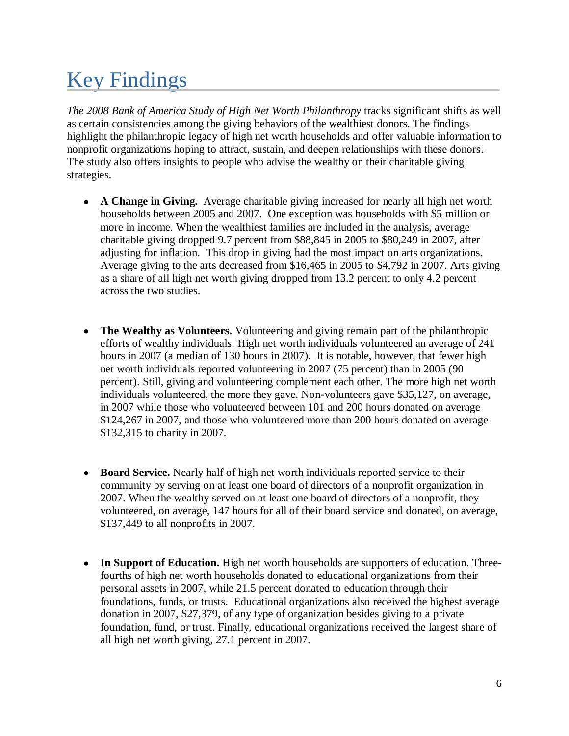# Key Findings

*The 2008 Bank of America Study of High Net Worth Philanthropy* tracks significant shifts as well as certain consistencies among the giving behaviors of the wealthiest donors. The findings highlight the philanthropic legacy of high net worth households and offer valuable information to nonprofit organizations hoping to attract, sustain, and deepen relationships with these donors. The study also offers insights to people who advise the wealthy on their charitable giving strategies.

- **A Change in Giving.** Average charitable giving increased for nearly all high net worth households between 2005 and 2007. One exception was households with $5 million or more in income. When the wealthiest families are included in the analysis, average charitable giving dropped 9.7 percent from $88,845 in 2005 to $80,249 in 2007, after adjusting for inflation. This drop in giving had the most impact on arts organizations. Average giving to the arts decreased from $16,465 in 2005 to $4,792 in 2007. Arts giving as a share of all high net worth giving dropped from 13.2 percent to only 4.2 percent across the two studies.

- **The Wealthy as Volunteers.** Volunteering and giving remain part of the philanthropic efforts of wealthy individuals. High net worth individuals volunteered an average of 241 hours in 2007 (a median of 130 hours in 2007). It is notable, however, that fewer high net worth individuals reported volunteering in 2007 (75 percent) than in 2005 (90 percent). Still, giving and volunteering complement each other. The more high net worth individuals volunteered, the more they gave. Non-volunteers gave $35,127, on average, in 2007 while those who volunteered between 101 and 200 hours donated on average $124,267 in 2007, and those who volunteered more than 200 hours donated on average $132,315 to charity in 2007.

- **Board Service.** Nearly half of high net worth individuals reported service to their community by serving on at least one board of directors of a nonprofit organization in 2007. When the wealthy served on at least one board of directors of a nonprofit, they volunteered, on average, 147 hours for all of their board service and donated, on average, $137,449 to all nonprofits in 2007.

- **In Support of Education.** High net worth households are supporters of education. Three-fourths of high net worth households donated to educational organizations from their personal assets in 2007, while 21.5 percent donated to education through their foundations, funds, or trusts. Educational organizations also received the highest average donation in 2007, $27,379, of any type of organization besides giving to a private foundation, fund, or trust. Finally, educational organizations received the largest share of all high net worth giving, 27.1 percent in 2007.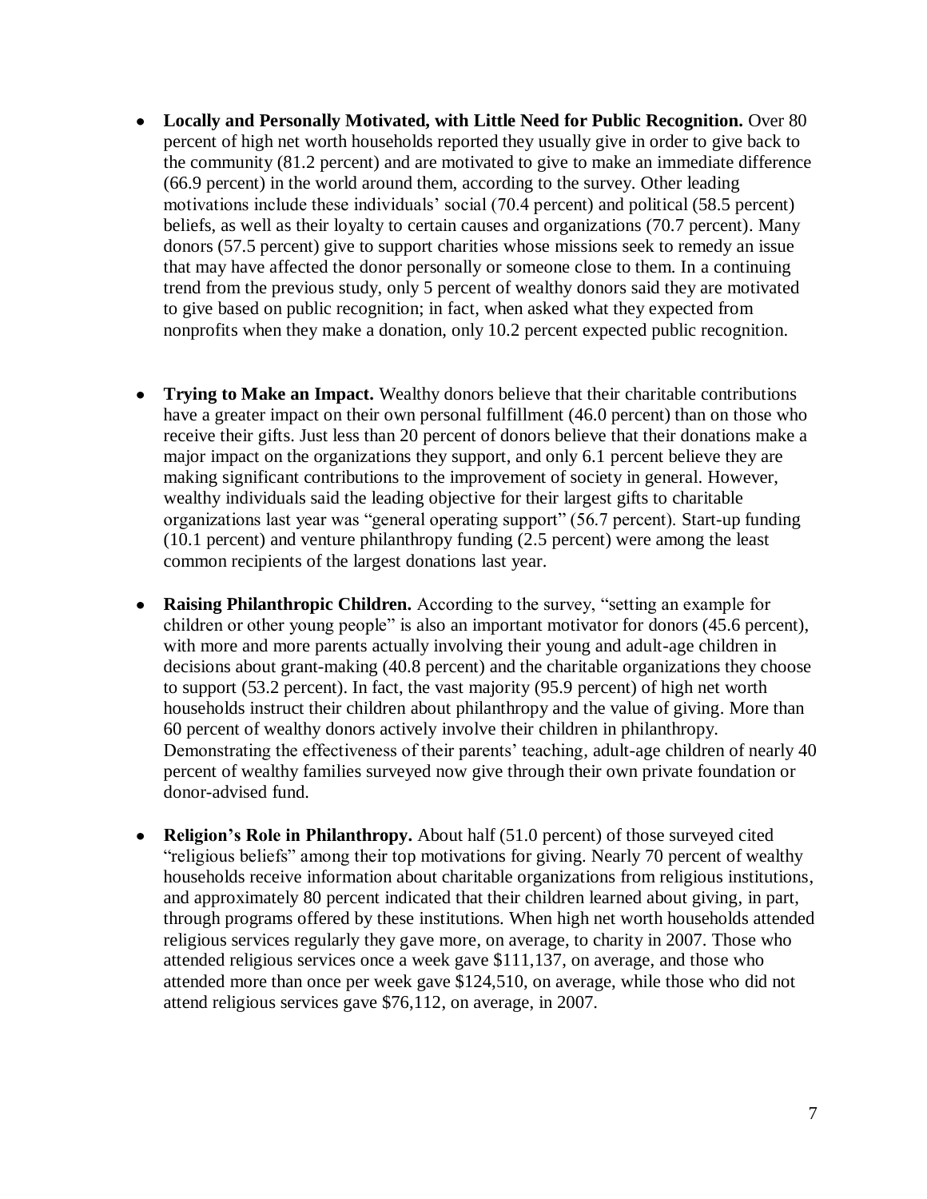- **Locally and Personally Motivated, with Little Need for Public Recognition.** Over 80 percent of high net worth households reported they usually give in order to give back to the community (81.2 percent) and are motivated to give to make an immediate difference (66.9 percent) in the world around them, according to the survey. Other leading motivations include these individuals' social (70.4 percent) and political (58.5 percent) beliefs, as well as their loyalty to certain causes and organizations (70.7 percent). Many donors (57.5 percent) give to support charities whose missions seek to remedy an issue that may have affected the donor personally or someone close to them. In a continuing trend from the previous study, only 5 percent of wealthy donors said they are motivated to give based on public recognition; in fact, when asked what they expected from nonprofits when they make a donation, only 10.2 percent expected public recognition.

- **Trying to Make an Impact.** Wealthy donors believe that their charitable contributions have a greater impact on their own personal fulfillment (46.0 percent) than on those who receive their gifts. Just less than 20 percent of donors believe that their donations make a major impact on the organizations they support, and only 6.1 percent believe they are making significant contributions to the improvement of society in general. However, wealthy individuals said the leading objective for their largest gifts to charitable organizations last year was "general operating support" (56.7 percent). Start-up funding (10.1 percent) and venture philanthropy funding (2.5 percent) were among the least common recipients of the largest donations last year.

- **Raising Philanthropic Children.** According to the survey, "setting an example for children or other young people" is also an important motivator for donors (45.6 percent), with more and more parents actually involving their young and adult-age children in decisions about grant-making (40.8 percent) and the charitable organizations they choose to support (53.2 percent). In fact, the vast majority (95.9 percent) of high net worth households instruct their children about philanthropy and the value of giving. More than 60 percent of wealthy donors actively involve their children in philanthropy. Demonstrating the effectiveness of their parents' teaching, adult-age children of nearly 40 percent of wealthy families surveyed now give through their own private foundation or donor-advised fund.

- **Religion's Role in Philanthropy.** About half (51.0 percent) of those surveyed cited "religious beliefs" among their top motivations for giving. Nearly 70 percent of wealthy households receive information about charitable organizations from religious institutions, and approximately 80 percent indicated that their children learned about giving, in part, through programs offered by these institutions. When high net worth households attended religious services regularly they gave more, on average, to charity in 2007. Those who attended religious services once a week gave $111,137, on average, and those who attended more than once per week gave $124,510, on average, while those who did not attend religious services gave $76,112, on average, in 2007.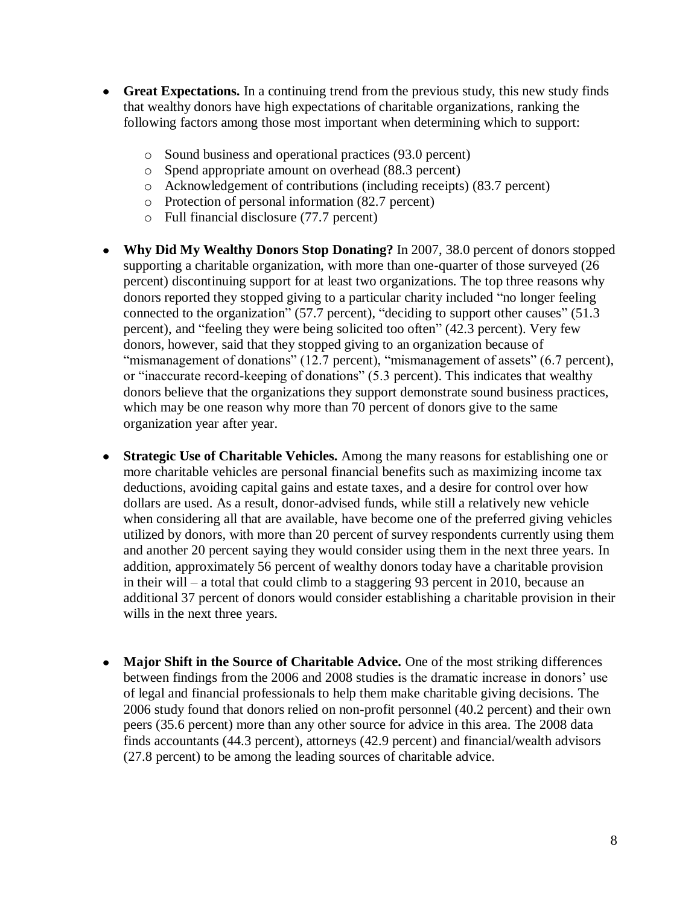- **Great Expectations.** In a continuing trend from the previous study, this new study finds that wealthy donors have high expectations of charitable organizations, ranking the following factors among those most important when determining which to support:
    - Sound business and operational practices (93.0 percent)
    - Spend appropriate amount on overhead (88.3 percent)
    - Acknowledgement of contributions (including receipts) (83.7 percent)
    - Protection of personal information (82.7 percent)
    - Full financial disclosure (77.7 percent)

- **Why Did My Wealthy Donors Stop Donating?** In 2007, 38.0 percent of donors stopped supporting a charitable organization, with more than one-quarter of those surveyed (26 percent) discontinuing support for at least two organizations. The top three reasons why donors reported they stopped giving to a particular charity included "no longer feeling connected to the organization" (57.7 percent), "deciding to support other causes" (51.3 percent), and "feeling they were being solicited too often" (42.3 percent). Very few donors, however, said that they stopped giving to an organization because of "mismanagement of donations" (12.7 percent), "mismanagement of assets" (6.7 percent), or "inaccurate record-keeping of donations" (5.3 percent). This indicates that wealthy donors believe that the organizations they support demonstrate sound business practices, which may be one reason why more than 70 percent of donors give to the same organization year after year.

- **Strategic Use of Charitable Vehicles.** Among the many reasons for establishing one or more charitable vehicles are personal financial benefits such as maximizing income tax deductions, avoiding capital gains and estate taxes, and a desire for control over how dollars are used. As a result, donor-advised funds, while still a relatively new vehicle when considering all that are available, have become one of the preferred giving vehicles utilized by donors, with more than 20 percent of survey respondents currently using them and another 20 percent saying they would consider using them in the next three years. In addition, approximately 56 percent of wealthy donors today have a charitable provision in their will – a total that could climb to a staggering 93 percent in 2010, because an additional 37 percent of donors would consider establishing a charitable provision in their wills in the next three years.

- **Major Shift in the Source of Charitable Advice.** One of the most striking differences between findings from the 2006 and 2008 studies is the dramatic increase in donors' use of legal and financial professionals to help them make charitable giving decisions. The 2006 study found that donors relied on non-profit personnel (40.2 percent) and their own peers (35.6 percent) more than any other source for advice in this area. The 2008 data finds accountants (44.3 percent), attorneys (42.9 percent) and financial/wealth advisors (27.8 percent) to be among the leading sources of charitable advice.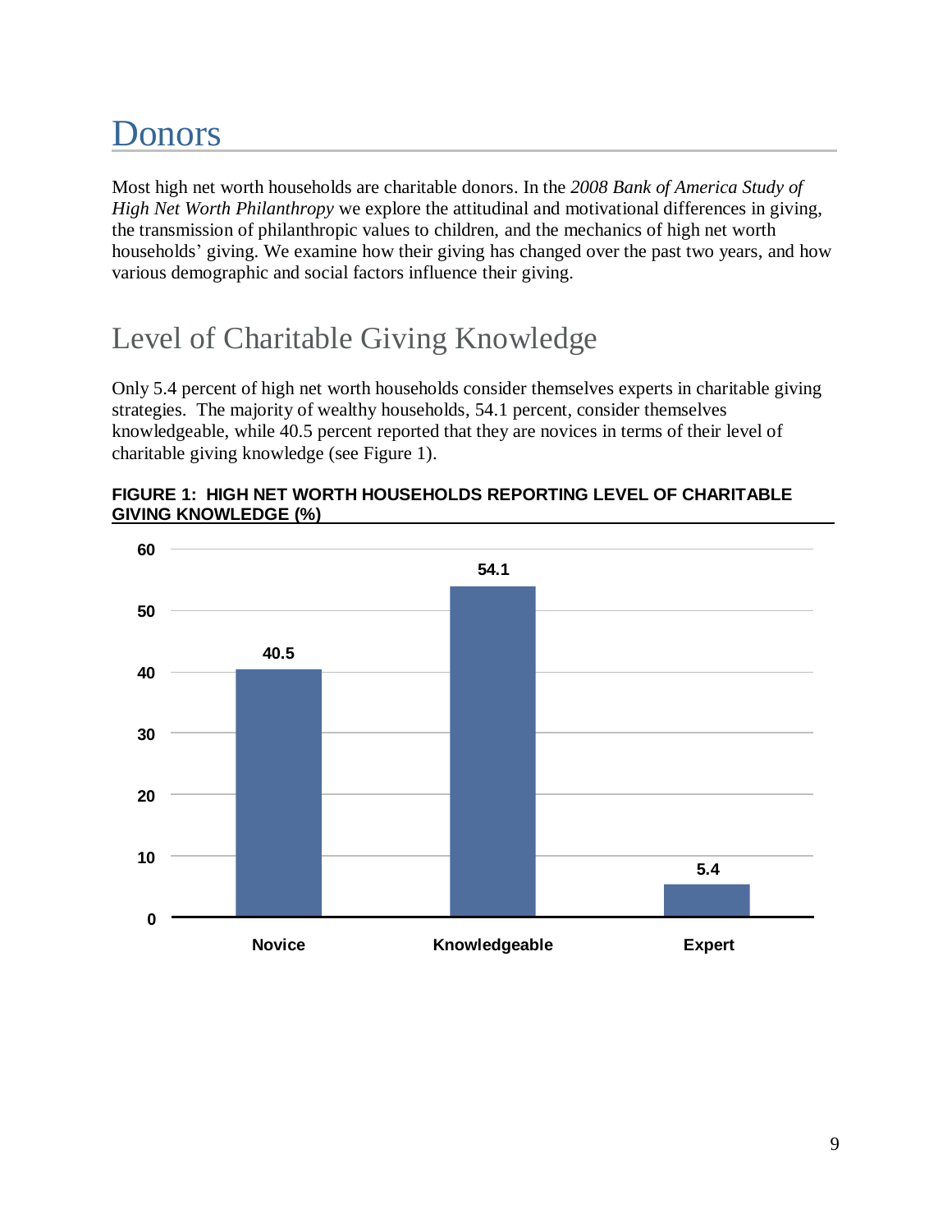# Donors

Most high net worth households are charitable donors. In the *2008 Bank of America Study of High Net Worth Philanthropy* we explore the attitudinal and motivational differences in giving, the transmission of philanthropic values to children, and the mechanics of high net worth households' giving. We examine how their giving has changed over the past two years, and how various demographic and social factors influence their giving.

## Level of Charitable Giving Knowledge

Only 5.4 percent of high net worth households consider themselves experts in charitable giving strategies. The majority of wealthy households, 54.1 percent, consider themselves knowledgeable, while 40.5 percent reported that they are novices in terms of their level of charitable giving knowledge (see Figure 1).

**FIGURE 1: HIGH NET WORTH HOUSEHOLDS REPORTING LEVEL OF CHARITABLE GIVING KNOWLEDGE (%)**

| Level | % |
|---|---|
| Novice | 40.5 |
| Knowledgeable | 54.1 |
| Expert | 5.4 |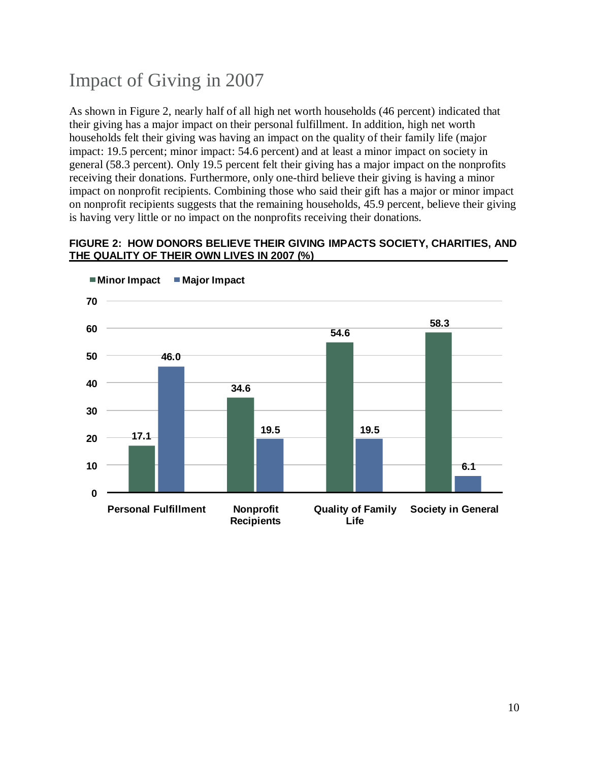# Impact of Giving in 2007

As shown in Figure 2, nearly half of all high net worth households (46 percent) indicated that their giving has a major impact on their personal fulfillment. In addition, high net worth households felt their giving was having an impact on the quality of their family life (major impact: 19.5 percent; minor impact: 54.6 percent) and at least a minor impact on society in general (58.3 percent). Only 19.5 percent felt their giving has a major impact on the nonprofits receiving their donations. Furthermore, only one-third believe their giving is having a minor impact on nonprofit recipients. Combining those who said their gift has a major or minor impact on nonprofit recipients suggests that the remaining households, 45.9 percent, believe their giving is having very little or no impact on the nonprofits receiving their donations.

**FIGURE 2: HOW DONORS BELIEVE THEIR GIVING IMPACTS SOCIETY, CHARITIES, AND THE QUALITY OF THEIR OWN LIVES IN 2007 (%)**

| | Minor Impact | Major Impact |
|---|---|---|
| Personal Fulfillment | 17.1 | 46.0 |
| Nonprofit Recipients | 34.6 | 19.5 |
| Quality of Family Life | 54.6 | 19.5 |
| Society in General | 58.3 | 6.1 |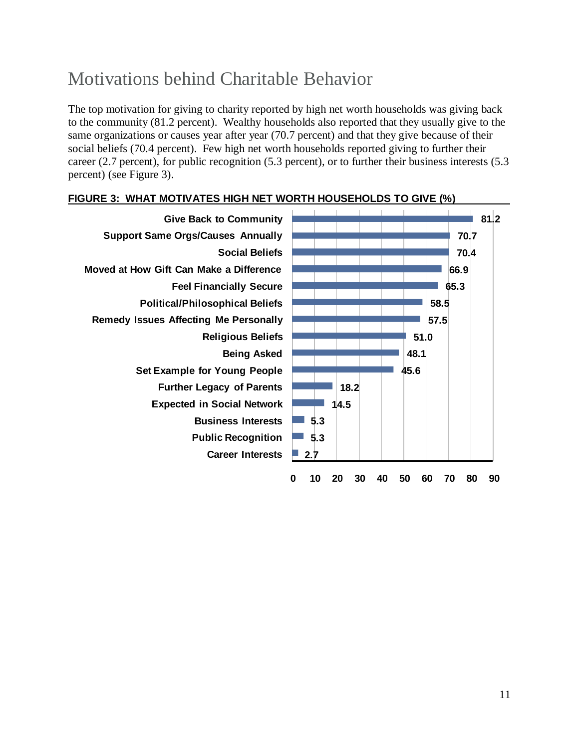# Motivations behind Charitable Behavior

The top motivation for giving to charity reported by high net worth households was giving back to the community (81.2 percent). Wealthy households also reported that they usually give to the same organizations or causes year after year (70.7 percent) and that they give because of their social beliefs (70.4 percent). Few high net worth households reported giving to further their career (2.7 percent), for public recognition (5.3 percent), or to further their business interests (5.3 percent) (see Figure 3).

**FIGURE 3: WHAT MOTIVATES HIGH NET WORTH HOUSEHOLDS TO GIVE (%)**

| Motivation | % |
|---|---|
| Give Back to Community | 81.2 |
| Support Same Orgs/Causes Annually | 70.7 |
| Social Beliefs | 70.4 |
| Moved at How Gift Can Make a Difference | 66.9 |
| Feel Financially Secure | 65.3 |
| Political/Philosophical Beliefs | 58.5 |
| Remedy Issues Affecting Me Personally | 57.5 |
| Religious Beliefs | 51.0 |
| Being Asked | 48.1 |
| Set Example for Young People | 45.6 |
| Further Legacy of Parents | 18.2 |
| Expected in Social Network | 14.5 |
| Business Interests | 5.3 |
| Public Recognition | 5.3 |
| Career Interests | 2.7 |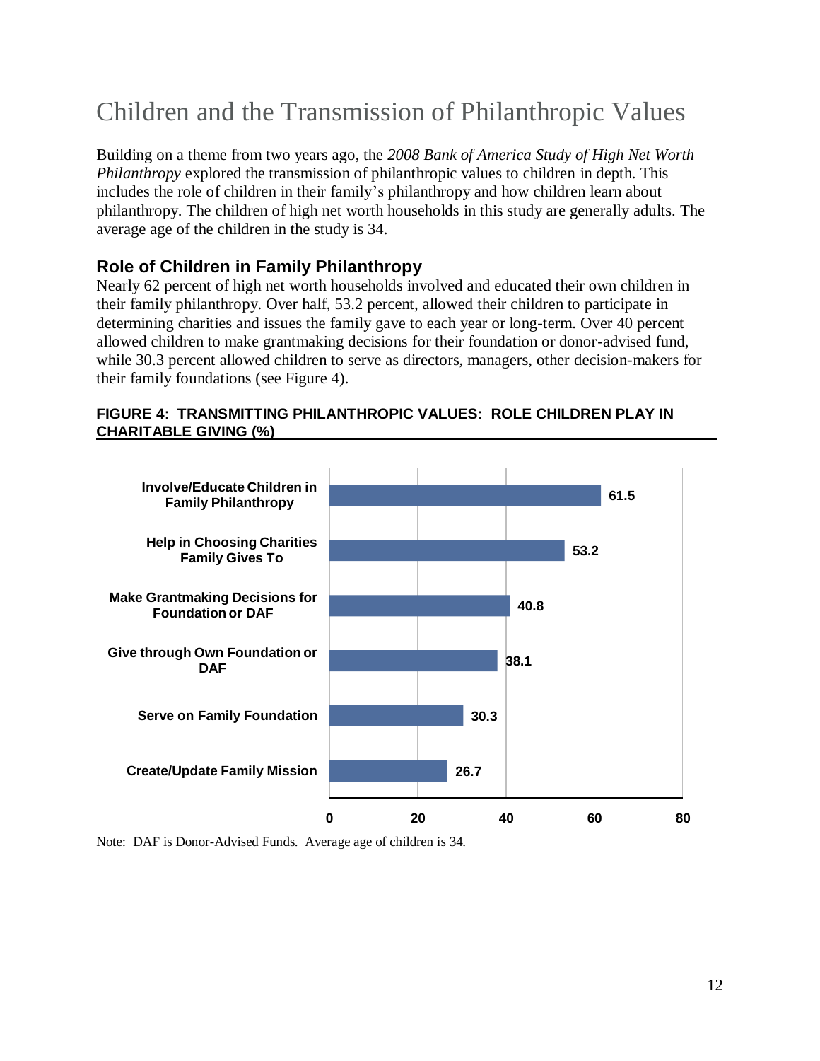# Children and the Transmission of Philanthropic Values

Building on a theme from two years ago, the *2008 Bank of America Study of High Net Worth Philanthropy* explored the transmission of philanthropic values to children in depth. This includes the role of children in their family's philanthropy and how children learn about philanthropy. The children of high net worth households in this study are generally adults. The average age of the children in the study is 34.

## Role of Children in Family Philanthropy

Nearly 62 percent of high net worth households involved and educated their own children in their family philanthropy. Over half, 53.2 percent, allowed their children to participate in determining charities and issues the family gave to each year or long-term. Over 40 percent allowed children to make grantmaking decisions for their foundation or donor-advised fund, while 30.3 percent allowed children to serve as directors, managers, other decision-makers for their family foundations (see Figure 4).

**FIGURE 4: TRANSMITTING PHILANTHROPIC VALUES: ROLE CHILDREN PLAY IN CHARITABLE GIVING (%)**

| Role | % |
|---|---|
| Involve/Educate Children in Family Philanthropy | 61.5 |
| Help in Choosing Charities Family Gives To | 53.2 |
| Make Grantmaking Decisions for Foundation or DAF | 40.8 |
| Give through Own Foundation or DAF | 38.1 |
| Serve on Family Foundation | 30.3 |
| Create/Update Family Mission | 26.7 |

Note: DAF is Donor-Advised Funds. Average age of children is 34.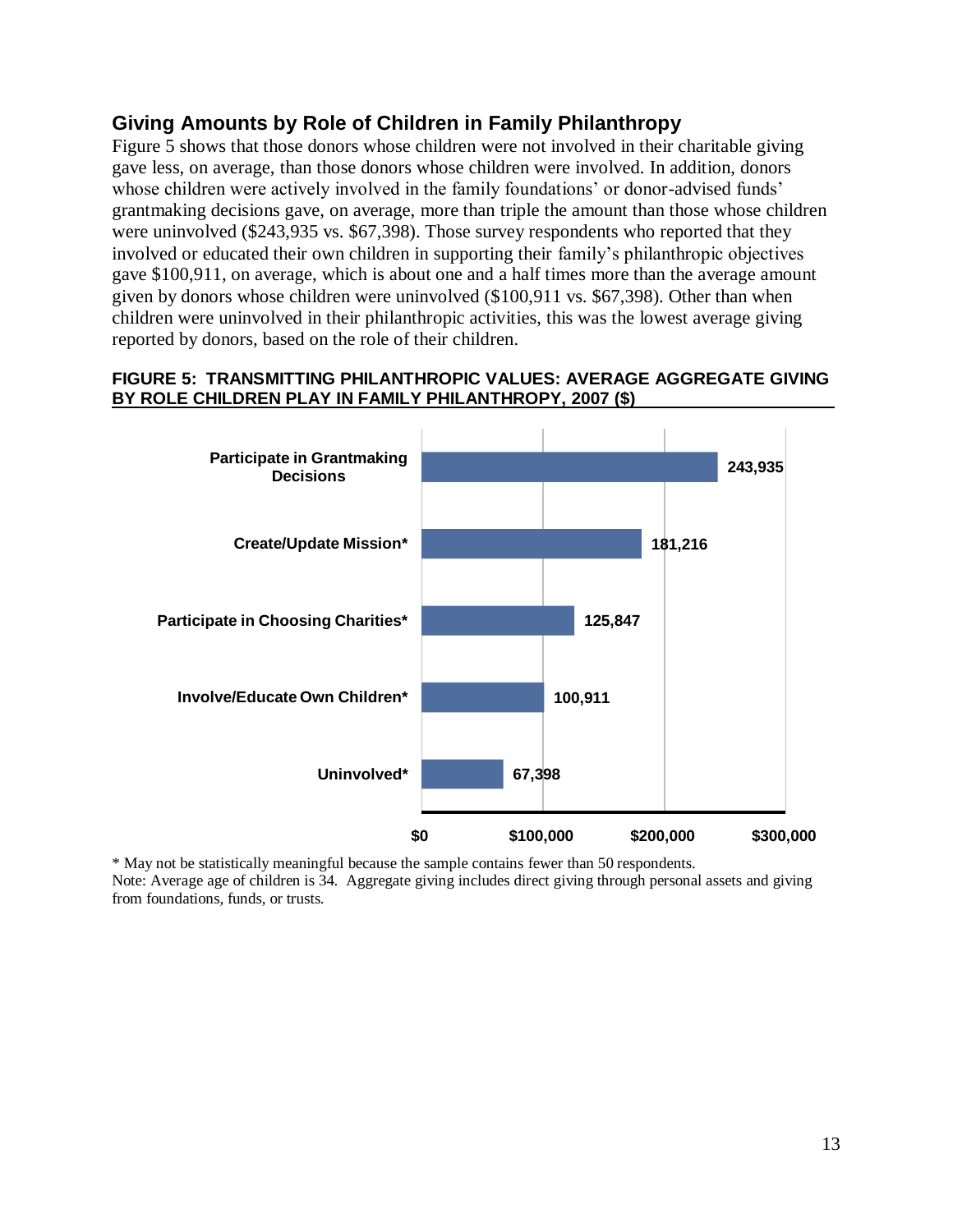## Giving Amounts by Role of Children in Family Philanthropy

Figure 5 shows that those donors whose children were not involved in their charitable giving gave less, on average, than those donors whose children were involved. In addition, donors whose children were actively involved in the family foundations' or donor-advised funds' grantmaking decisions gave, on average, more than triple the amount than those whose children were uninvolved ($243,935 vs. $67,398). Those survey respondents who reported that they involved or educated their own children in supporting their family's philanthropic objectives gave $100,911, on average, which is about one and a half times more than the average amount given by donors whose children were uninvolved ($100,911 vs. $67,398). Other than when children were uninvolved in their philanthropic activities, this was the lowest average giving reported by donors, based on the role of their children.

**FIGURE 5: TRANSMITTING PHILANTHROPIC VALUES: AVERAGE AGGREGATE GIVING BY ROLE CHILDREN PLAY IN FAMILY PHILANTHROPY, 2007 ($)**

| Role of Children | Average Aggregate Giving ($) |
|---|---|
| Participate in Grantmaking Decisions | 243,935 |
| Create/Update Mission* | 181,216 |
| Participate in Choosing Charities* | 125,847 |
| Involve/Educate Own Children* | 100,911 |
| Uninvolved* | 67,398 |

\* May not be statistically meaningful because the sample contains fewer than 50 respondents.
Note: Average age of children is 34. Aggregate giving includes direct giving through personal assets and giving from foundations, funds, or trusts.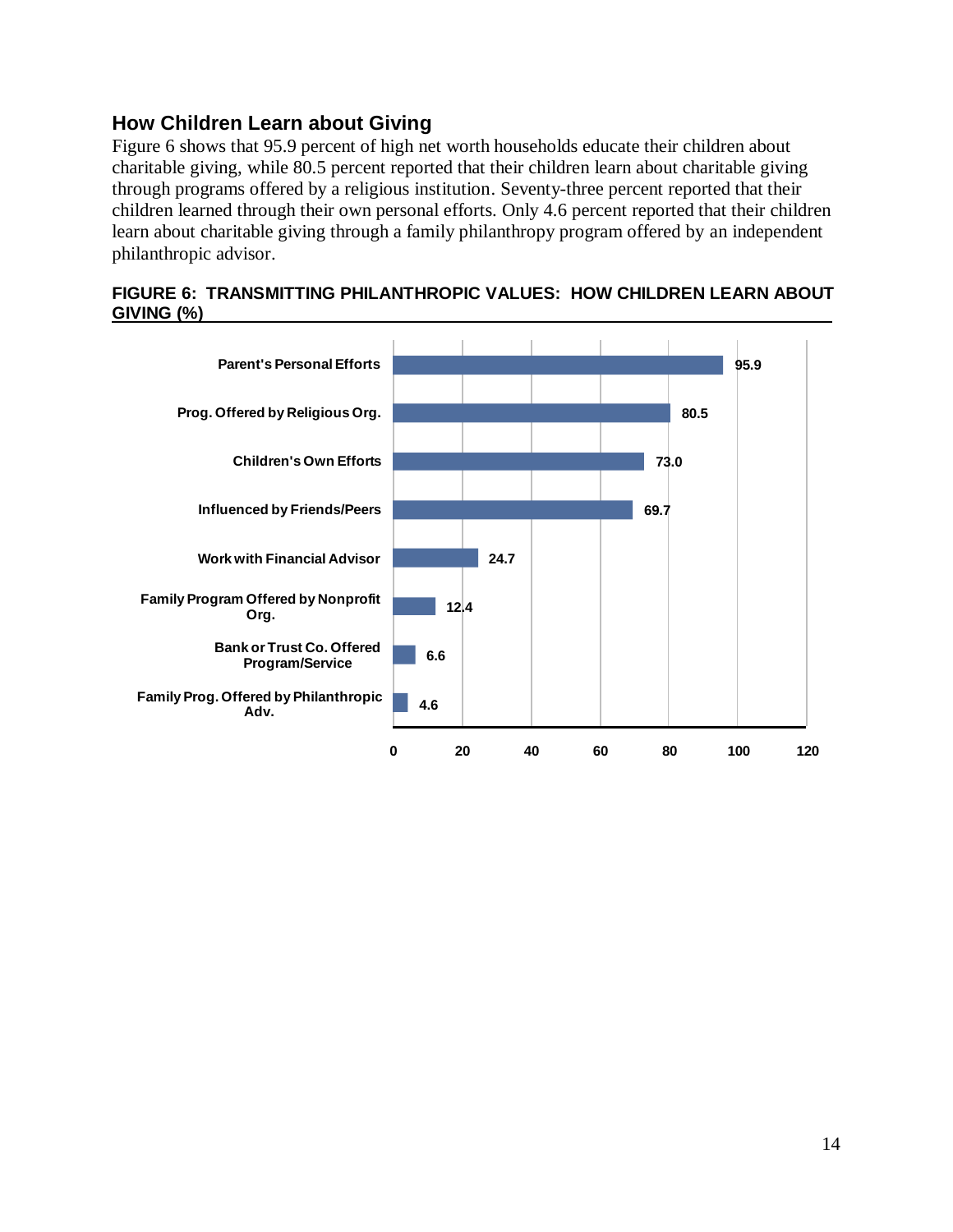## How Children Learn about Giving

Figure 6 shows that 95.9 percent of high net worth households educate their children about charitable giving, while 80.5 percent reported that their children learn about charitable giving through programs offered by a religious institution. Seventy-three percent reported that their children learned through their own personal efforts. Only 4.6 percent reported that their children learn about charitable giving through a family philanthropy program offered by an independent philanthropic advisor.

**FIGURE 6: TRANSMITTING PHILANTHROPIC VALUES: HOW CHILDREN LEARN ABOUT GIVING (%)**

| Category | % |
|---|---|
| Parent's Personal Efforts | 95.9 |
| Prog. Offered by Religious Org. | 80.5 |
| Children's Own Efforts | 73.0 |
| Influenced by Friends/Peers | 69.7 |
| Work with Financial Advisor | 24.7 |
| Family Program Offered by Nonprofit Org. | 12.4 |
| Bank or Trust Co. Offered Program/Service | 6.6 |
| Family Prog. Offered by Philanthropic Adv. | 4.6 |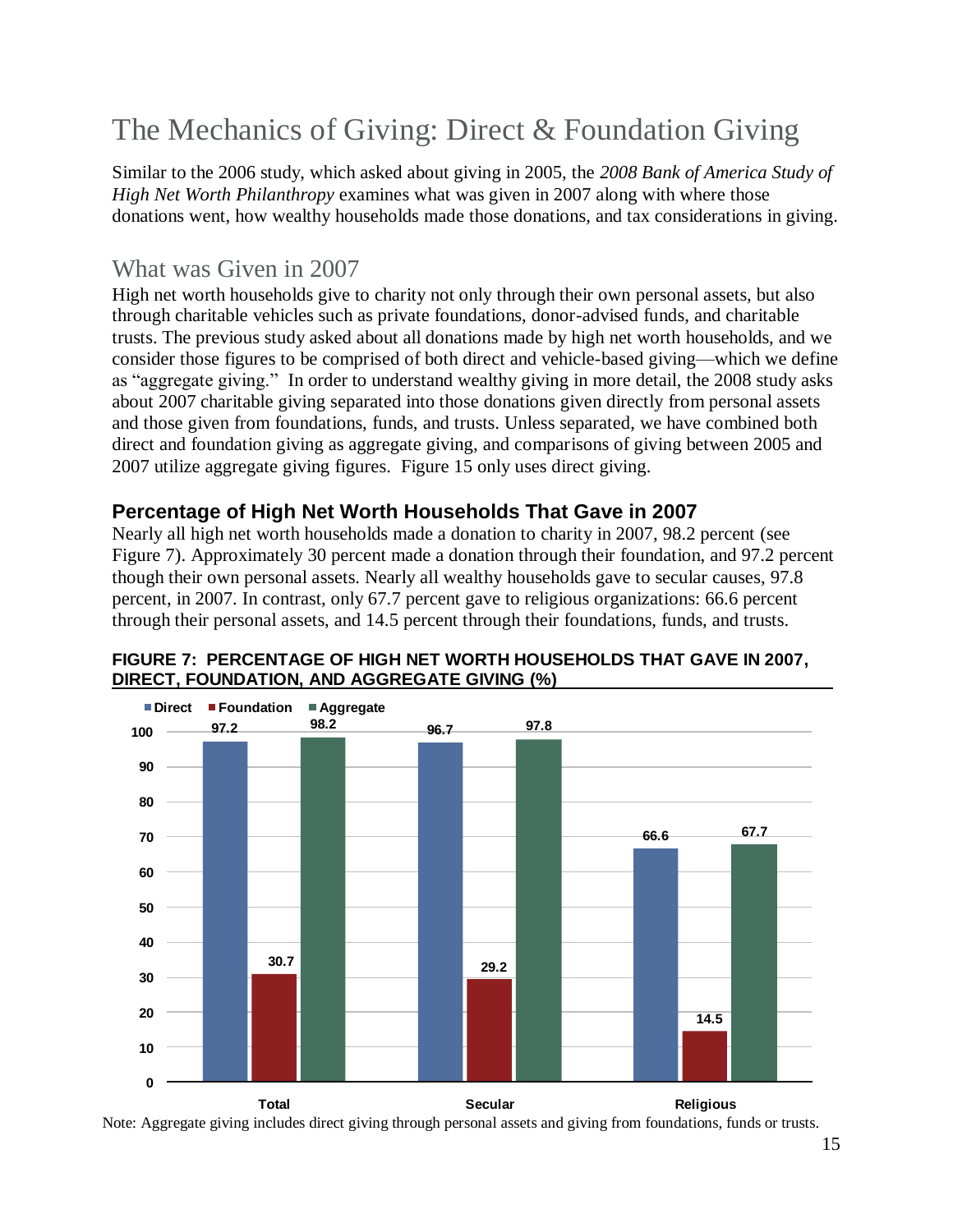# The Mechanics of Giving: Direct & Foundation Giving

Similar to the 2006 study, which asked about giving in 2005, the *2008 Bank of America Study of High Net Worth Philanthropy* examines what was given in 2007 along with where those donations went, how wealthy households made those donations, and tax considerations in giving.

## What was Given in 2007

High net worth households give to charity not only through their own personal assets, but also through charitable vehicles such as private foundations, donor-advised funds, and charitable trusts. The previous study asked about all donations made by high net worth households, and we consider those figures to be comprised of both direct and vehicle-based giving—which we define as "aggregate giving." In order to understand wealthy giving in more detail, the 2008 study asks about 2007 charitable giving separated into those donations given directly from personal assets and those given from foundations, funds, and trusts. Unless separated, we have combined both direct and foundation giving as aggregate giving, and comparisons of giving between 2005 and 2007 utilize aggregate giving figures. Figure 15 only uses direct giving.

### Percentage of High Net Worth Households That Gave in 2007

Nearly all high net worth households made a donation to charity in 2007, 98.2 percent (see Figure 7). Approximately 30 percent made a donation through their foundation, and 97.2 percent though their own personal assets. Nearly all wealthy households gave to secular causes, 97.8 percent, in 2007. In contrast, only 67.7 percent gave to religious organizations: 66.6 percent through their personal assets, and 14.5 percent through their foundations, funds, and trusts.

**FIGURE 7: PERCENTAGE OF HIGH NET WORTH HOUSEHOLDS THAT GAVE IN 2007, DIRECT, FOUNDATION, AND AGGREGATE GIVING (%)**

| | Direct | Foundation | Aggregate |
|---|---|---|---|
| Total | 97.2 | 30.7 | 98.2 |
| Secular | 96.7 | 29.2 | 97.8 |
| Religious | 66.6 | 14.5 | 67.7 |

Note: Aggregate giving includes direct giving through personal assets and giving from foundations, funds or trusts.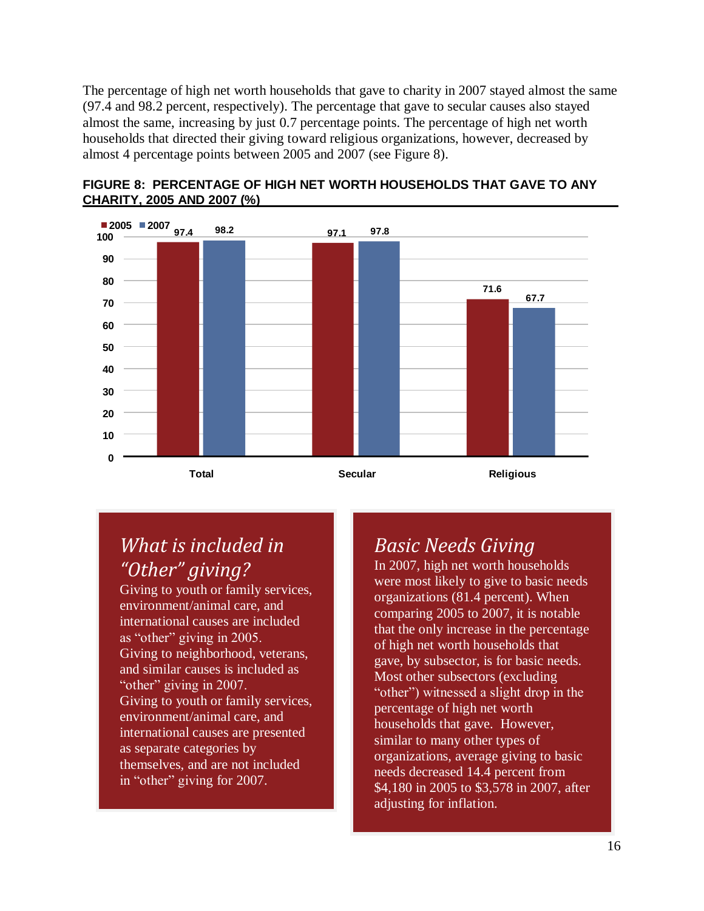The percentage of high net worth households that gave to charity in 2007 stayed almost the same (97.4 and 98.2 percent, respectively). The percentage that gave to secular causes also stayed almost the same, increasing by just 0.7 percentage points. The percentage of high net worth households that directed their giving toward religious organizations, however, decreased by almost 4 percentage points between 2005 and 2007 (see Figure 8).

**FIGURE 8: PERCENTAGE OF HIGH NET WORTH HOUSEHOLDS THAT GAVE TO ANY CHARITY, 2005 AND 2007 (%)**

| | 2005 | 2007 |
|---|---|---|
| Total | 97.4 | 98.2 |
| Secular | 97.1 | 97.8 |
| Religious | 71.6 | 67.7 |

## *What is included in "Other" giving?*

Giving to youth or family services, environment/animal care, and international causes are included as "other" giving in 2005. Giving to neighborhood, veterans, and similar causes is included as "other" giving in 2007. Giving to youth or family services, environment/animal care, and international causes are presented as separate categories by themselves, and are not included in "other" giving for 2007.

## *Basic Needs Giving*

In 2007, high net worth households were most likely to give to basic needs organizations (81.4 percent). When comparing 2005 to 2007, it is notable that the only increase in the percentage of high net worth households that gave, by subsector, is for basic needs. Most other subsectors (excluding "other") witnessed a slight drop in the percentage of high net worth households that gave. However, similar to many other types of organizations, average giving to basic needs decreased 14.4 percent from $4,180 in 2005 to $3,578 in 2007, after adjusting for inflation.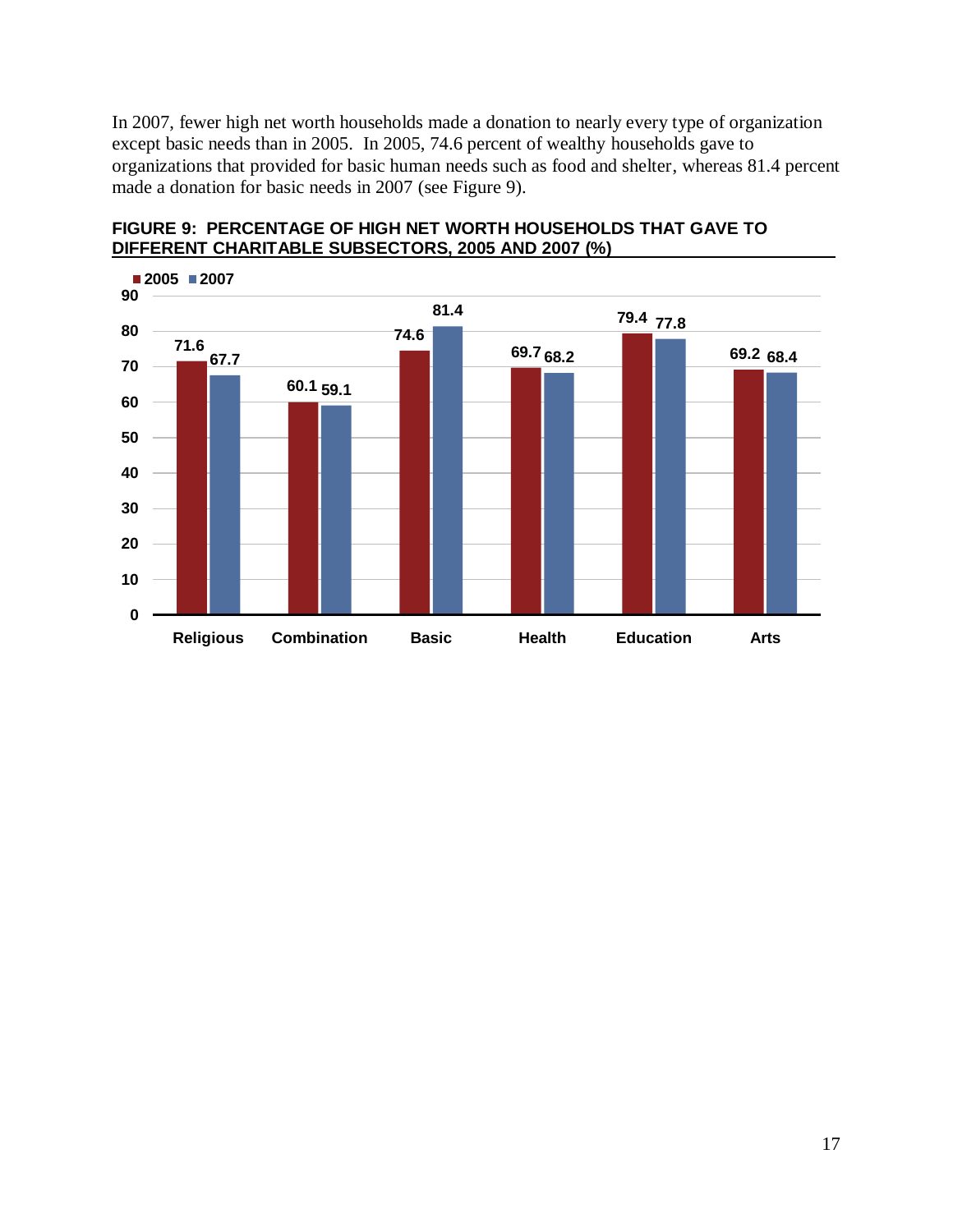In 2007, fewer high net worth households made a donation to nearly every type of organization except basic needs than in 2005. In 2005, 74.6 percent of wealthy households gave to organizations that provided for basic human needs such as food and shelter, whereas 81.4 percent made a donation for basic needs in 2007 (see Figure 9).

**FIGURE 9: PERCENTAGE OF HIGH NET WORTH HOUSEHOLDS THAT GAVE TO DIFFERENT CHARITABLE SUBSECTORS, 2005 AND 2007 (%)**

| | 2005 | 2007 |
|---|---|---|
| Religious | 71.6 | 67.7 |
| Combination | 60.1 | 59.1 |
| Basic | 74.6 | 81.4 |
| Health | 69.7 | 68.2 |
| Education | 79.4 | 77.8 |
| Arts | 69.2 | 68.4 |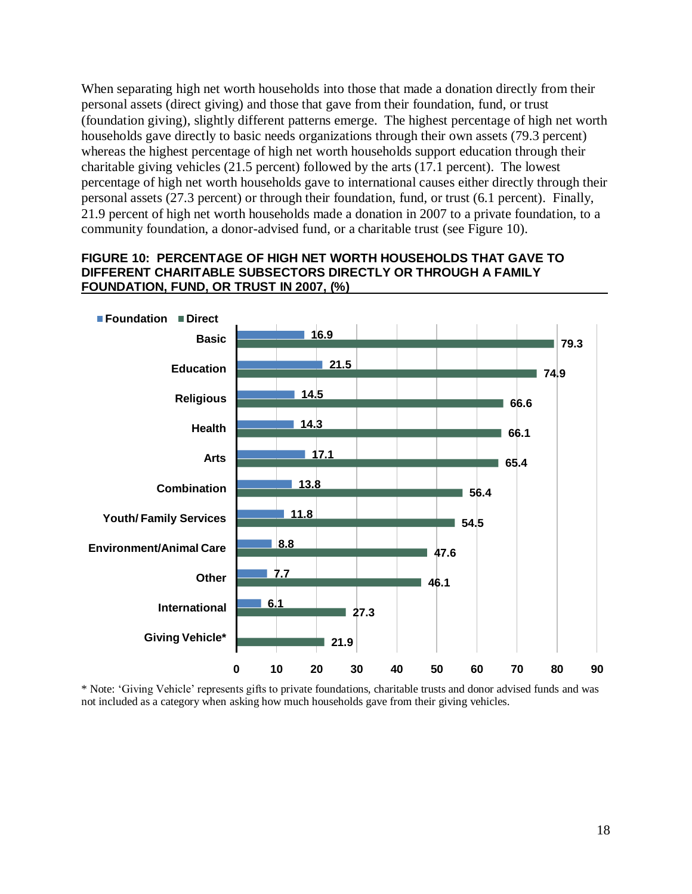When separating high net worth households into those that made a donation directly from their personal assets (direct giving) and those that gave from their foundation, fund, or trust (foundation giving), slightly different patterns emerge. The highest percentage of high net worth households gave directly to basic needs organizations through their own assets (79.3 percent) whereas the highest percentage of high net worth households support education through their charitable giving vehicles (21.5 percent) followed by the arts (17.1 percent). The lowest percentage of high net worth households gave to international causes either directly through their personal assets (27.3 percent) or through their foundation, fund, or trust (6.1 percent). Finally, 21.9 percent of high net worth households made a donation in 2007 to a private foundation, to a community foundation, a donor-advised fund, or a charitable trust (see Figure 10).

**FIGURE 10: PERCENTAGE OF HIGH NET WORTH HOUSEHOLDS THAT GAVE TO DIFFERENT CHARITABLE SUBSECTORS DIRECTLY OR THROUGH A FAMILY FOUNDATION, FUND, OR TRUST IN 2007, (%)**

| Subsector | Foundation | Direct |
|---|---|---|
| Basic | 16.9 | 79.3 |
| Education | 21.5 | 74.9 |
| Religious | 14.5 | 66.6 |
| Health | 14.3 | 66.1 |
| Arts | 17.1 | 65.4 |
| Combination | 13.8 | 56.4 |
| Youth/ Family Services | 11.8 | 54.5 |
| Environment/Animal Care | 8.8 | 47.6 |
| Other | 7.7 | 46.1 |
| International | 6.1 | 27.3 |
| Giving Vehicle* | | 21.9 |

* Note: 'Giving Vehicle' represents gifts to private foundations, charitable trusts and donor advised funds and was not included as a category when asking how much households gave from their giving vehicles.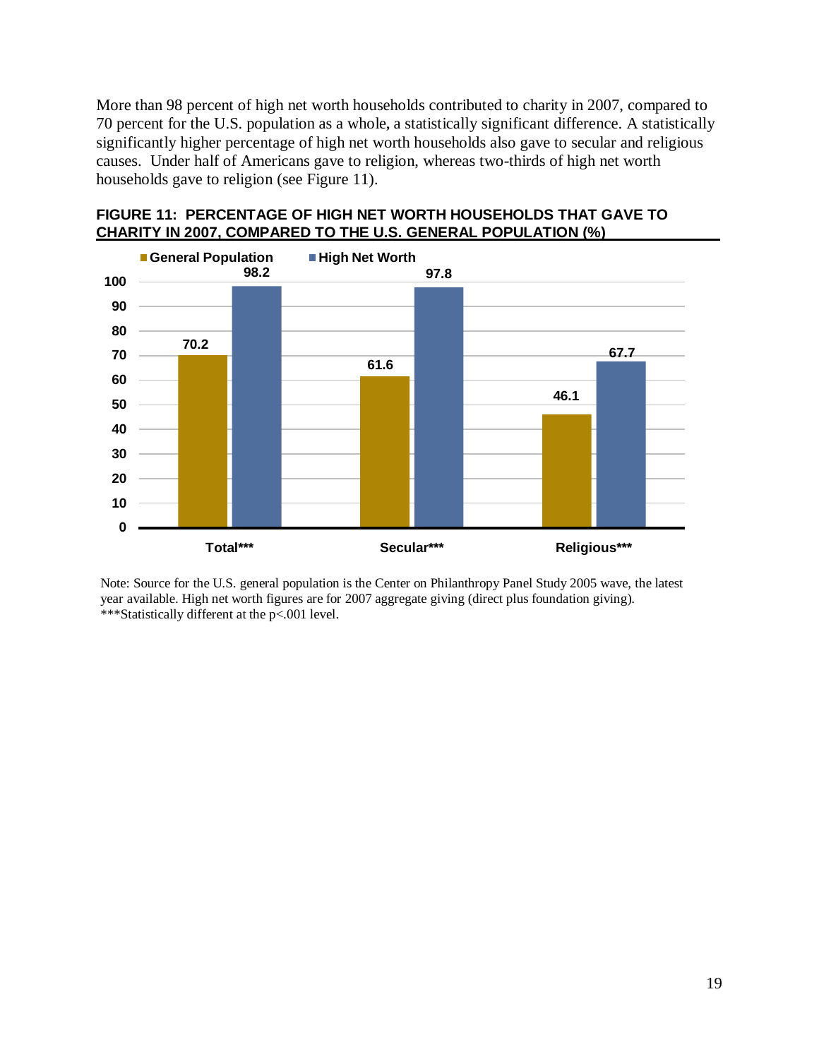More than 98 percent of high net worth households contributed to charity in 2007, compared to 70 percent for the U.S. population as a whole, a statistically significant difference. A statistically significantly higher percentage of high net worth households also gave to secular and religious causes. Under half of Americans gave to religion, whereas two-thirds of high net worth households gave to religion (see Figure 11).

**FIGURE 11: PERCENTAGE OF HIGH NET WORTH HOUSEHOLDS THAT GAVE TO CHARITY IN 2007, COMPARED TO THE U.S. GENERAL POPULATION (%)**

| | General Population | High Net Worth |
|---|---|---|
| Total*** | 70.2 | 98.2 |
| Secular*** | 61.6 | 97.8 |
| Religious*** | 46.1 | 67.7 |

Note: Source for the U.S. general population is the Center on Philanthropy Panel Study 2005 wave, the latest year available. High net worth figures are for 2007 aggregate giving (direct plus foundation giving).
***Statistically different at the $p<.001$ level.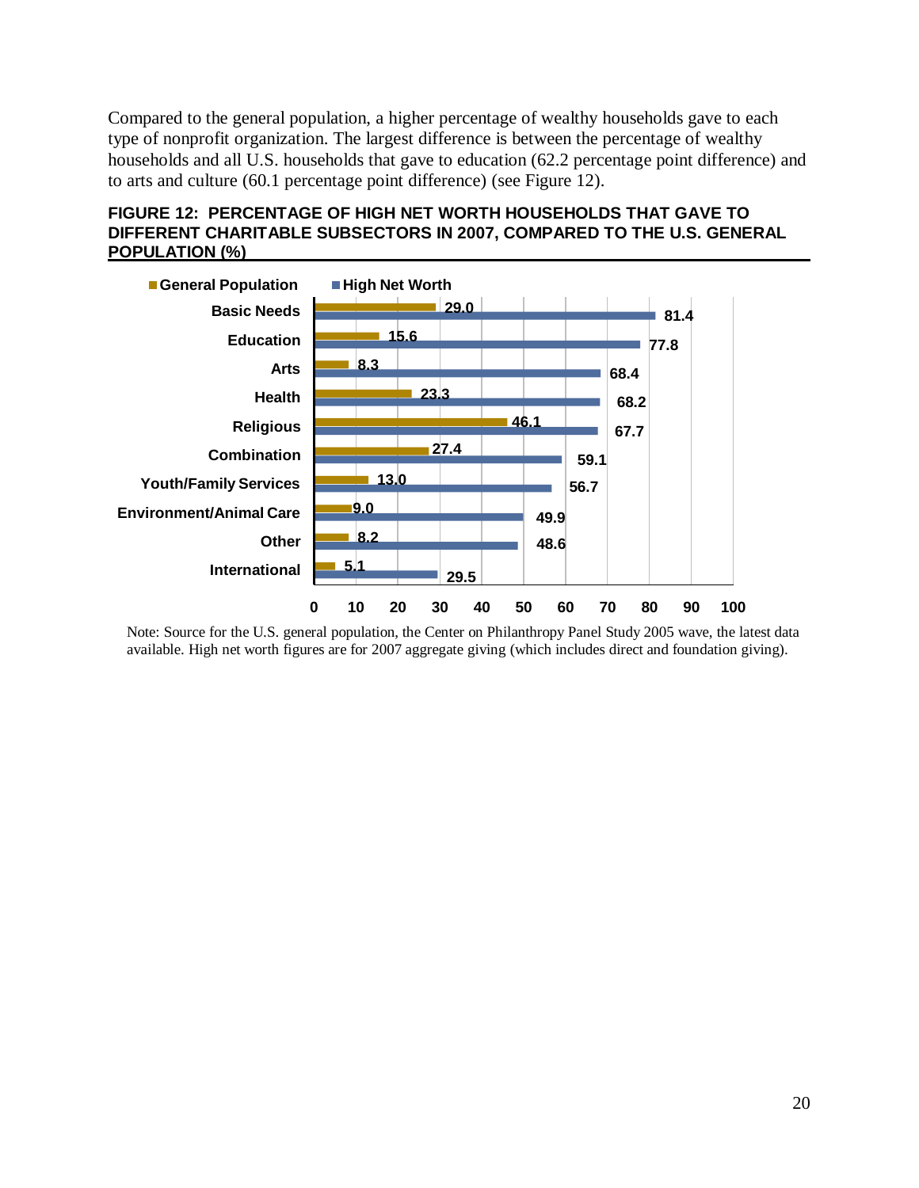Compared to the general population, a higher percentage of wealthy households gave to each type of nonprofit organization. The largest difference is between the percentage of wealthy households and all U.S. households that gave to education (62.2 percentage point difference) and to arts and culture (60.1 percentage point difference) (see Figure 12).

**FIGURE 12: PERCENTAGE OF HIGH NET WORTH HOUSEHOLDS THAT GAVE TO DIFFERENT CHARITABLE SUBSECTORS IN 2007, COMPARED TO THE U.S. GENERAL POPULATION (%)**

| Subsector | General Population | High Net Worth |
|---|---|---|
| Basic Needs | 29.0 | 81.4 |
| Education | 15.6 | 77.8 |
| Arts | 8.3 | 68.4 |
| Health | 23.3 | 68.2 |
| Religious | 46.1 | 67.7 |
| Combination | 27.4 | 59.1 |
| Youth/Family Services | 13.0 | 56.7 |
| Environment/Animal Care | 9.0 | 49.9 |
| Other | 8.2 | 48.6 |
| International | 5.1 | 29.5 |

Note: Source for the U.S. general population, the Center on Philanthropy Panel Study 2005 wave, the latest data available. High net worth figures are for 2007 aggregate giving (which includes direct and foundation giving).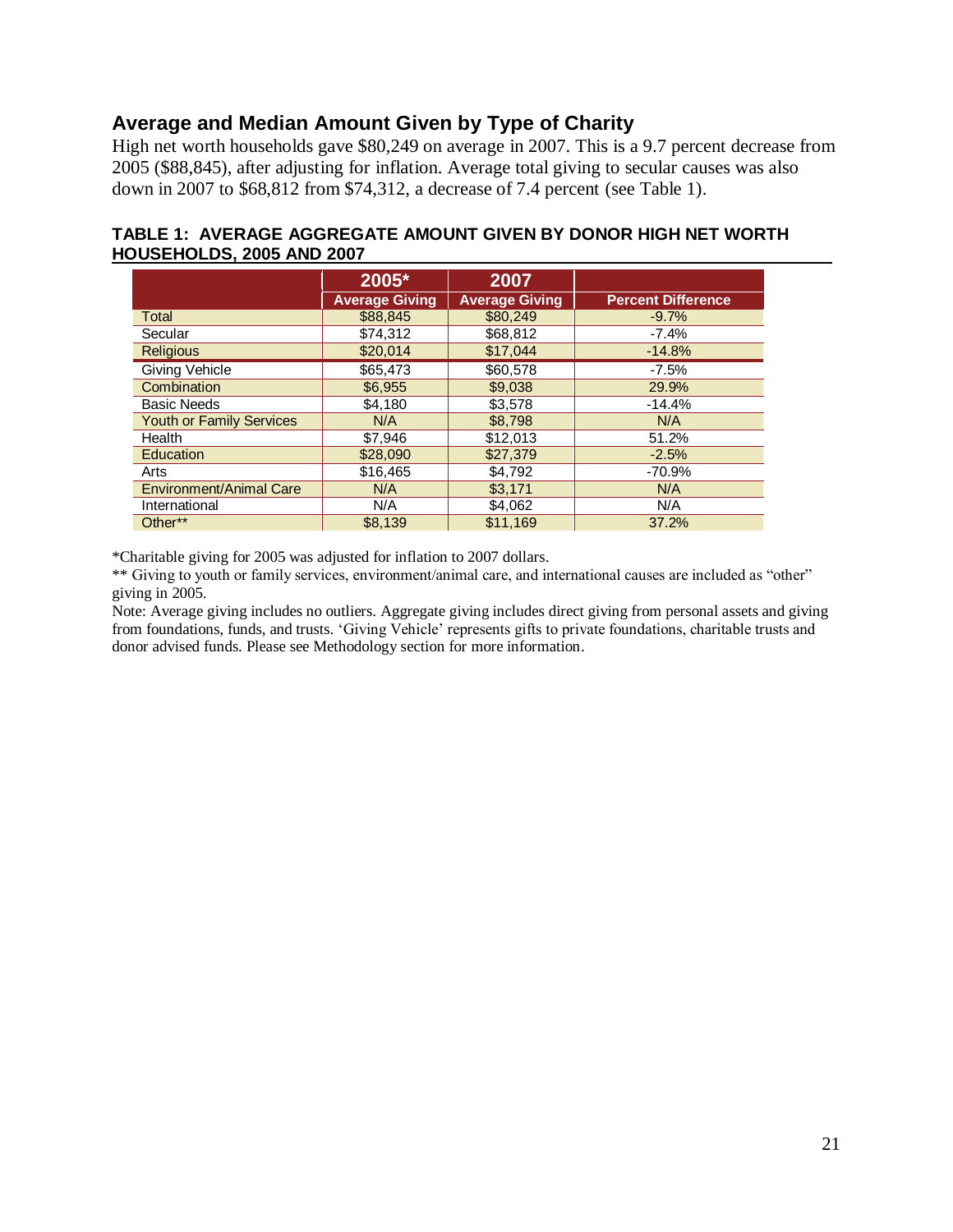## Average and Median Amount Given by Type of Charity

High net worth households gave $80,249 on average in 2007. This is a 9.7 percent decrease from 2005 ($88,845), after adjusting for inflation. Average total giving to secular causes was also down in 2007 to $68,812 from $74,312, a decrease of 7.4 percent (see Table 1).

**TABLE 1: AVERAGE AGGREGATE AMOUNT GIVEN BY DONOR HIGH NET WORTH HOUSEHOLDS, 2005 AND 2007**

| | 2005* | 2007 | |
|---|---|---|---|
| | Average Giving | Average Giving | Percent Difference |
| Total | $88,845 | $80,249 | -9.7% |
| Secular | $74,312 | $68,812 | -7.4% |
| Religious | $20,014 | $17,044 | -14.8% |
| Giving Vehicle | $65,473 | $60,578 | -7.5% |
| Combination | $6,955 | $9,038 | 29.9% |
| Basic Needs | $4,180 | $3,578 | -14.4% |
| Youth or Family Services | N/A | $8,798 | N/A |
| Health | $7,946 | $12,013 | 51.2% |
| Education | $28,090 | $27,379 | -2.5% |
| Arts | $16,465 | $4,792 | -70.9% |
| Environment/Animal Care | N/A | $3,171 | N/A |
| International | N/A | $4,062 | N/A |
| Other** | $8,139 | $11,169 | 37.2% |

*Charitable giving for 2005 was adjusted for inflation to 2007 dollars.

** Giving to youth or family services, environment/animal care, and international causes are included as "other" giving in 2005.

Note: Average giving includes no outliers. Aggregate giving includes direct giving from personal assets and giving from foundations, funds, and trusts. 'Giving Vehicle' represents gifts to private foundations, charitable trusts and donor advised funds. Please see Methodology section for more information.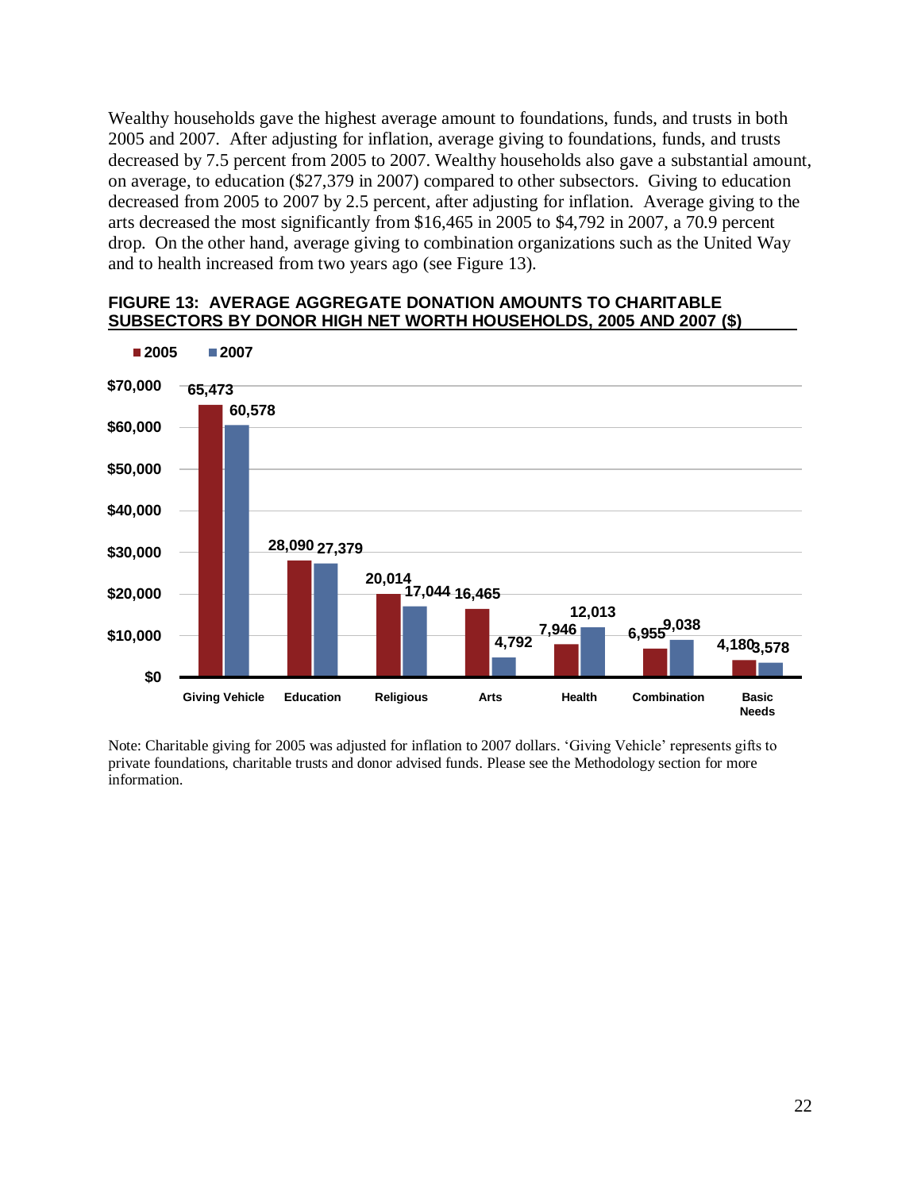Wealthy households gave the highest average amount to foundations, funds, and trusts in both 2005 and 2007. After adjusting for inflation, average giving to foundations, funds, and trusts decreased by 7.5 percent from 2005 to 2007. Wealthy households also gave a substantial amount, on average, to education ($27,379 in 2007) compared to other subsectors. Giving to education decreased from 2005 to 2007 by 2.5 percent, after adjusting for inflation. Average giving to the arts decreased the most significantly from $16,465 in 2005 to $4,792 in 2007, a 70.9 percent drop. On the other hand, average giving to combination organizations such as the United Way and to health increased from two years ago (see Figure 13).

**FIGURE 13: AVERAGE AGGREGATE DONATION AMOUNTS TO CHARITABLE SUBSECTORS BY DONOR HIGH NET WORTH HOUSEHOLDS, 2005 AND 2007 ($)**

| Subsector | 2005 | 2007 |
|---|---|---|
| Giving Vehicle | 65,473 | 60,578 |
| Education | 28,090 | 27,379 |
| Religious | 20,014 | 17,044 |
| Arts | 16,465 | 4,792 |
| Health | 7,946 | 12,013 |
| Combination | 6,955 | 9,038 |
| Basic Needs | 4,180 | 3,578 |

Note: Charitable giving for 2005 was adjusted for inflation to 2007 dollars. 'Giving Vehicle' represents gifts to private foundations, charitable trusts and donor advised funds. Please see the Methodology section for more information.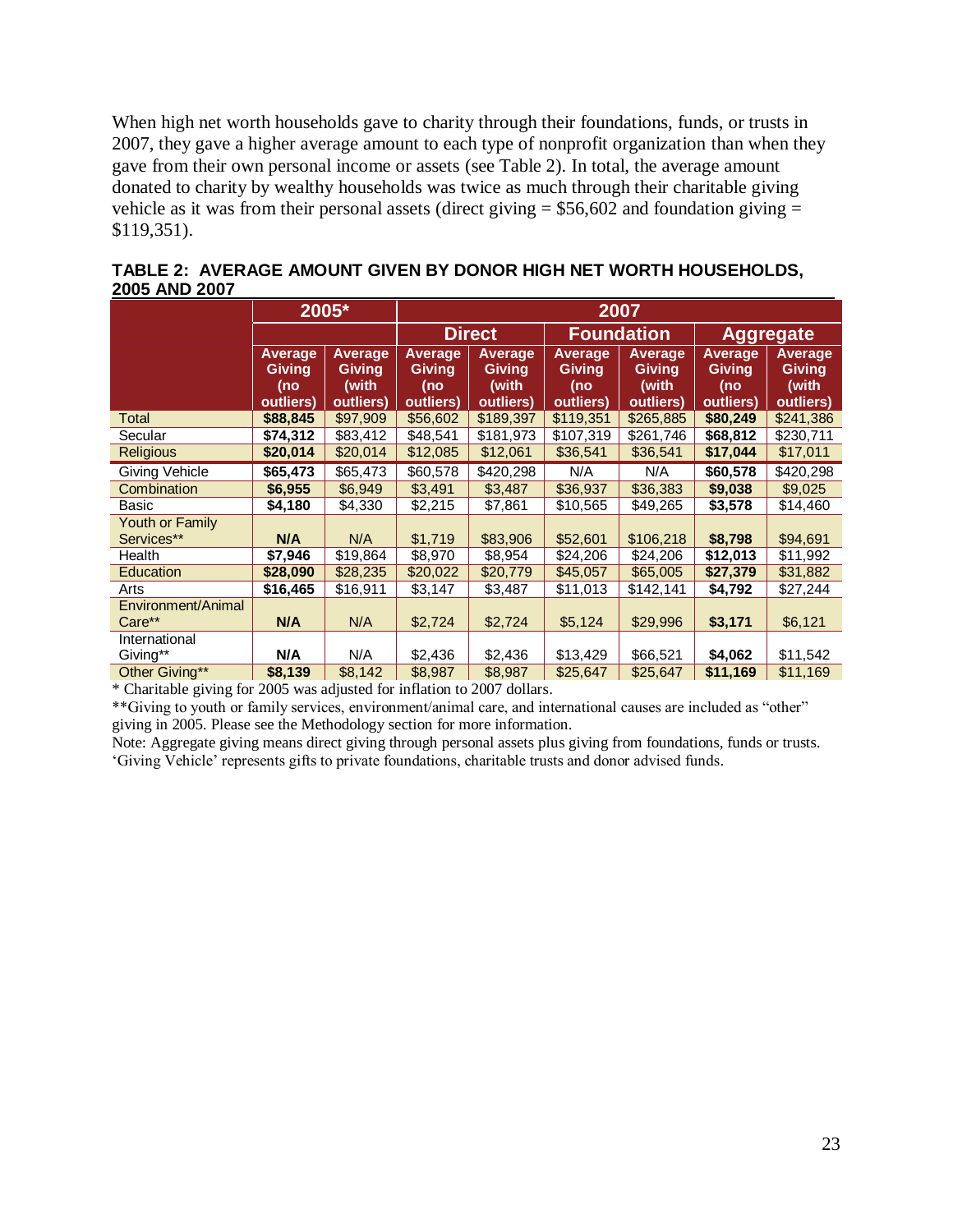When high net worth households gave to charity through their foundations, funds, or trusts in 2007, they gave a higher average amount to each type of nonprofit organization than when they gave from their own personal income or assets (see Table 2). In total, the average amount donated to charity by wealthy households was twice as much through their charitable giving vehicle as it was from their personal assets (direct giving = $56,602 and foundation giving = $119,351).

**TABLE 2: AVERAGE AMOUNT GIVEN BY DONOR HIGH NET WORTH HOUSEHOLDS, 2005 AND 2007**

| | 2005* | | 2007 | | | | | |
|---|---|---|---|---|---|---|---|---|
| | | | Direct | | Foundation | | Aggregate | |
| | Average Giving (no outliers) | Average Giving (with outliers) | Average Giving (no outliers) | Average Giving (with outliers) | Average Giving (no outliers) | Average Giving (with outliers) | Average Giving (no outliers) | Average Giving (with outliers) |
| Total | **$88,845** | $97,909 | $56,602 | $189,397 | $119,351 | $265,885 | **$80,249** | $241,386 |
| Secular | **$74,312** | $83,412 | $48,541 | $181,973 | $107,319 | $261,746 | **$68,812** | $230,711 |
| Religious | **$20,014** | $20,014 | $12,085 | $12,061 | $36,541 | $36,541 | **$17,044** | $17,011 |
| Giving Vehicle | **$65,473** | $65,473 | $60,578 | $420,298 | N/A | N/A | **$60,578** | $420,298 |
| Combination | **$6,955** | $6,949 | $3,491 | $3,487 | $36,937 | $36,383 | **$9,038** | $9,025 |
| Basic | **$4,180** | $4,330 | $2,215 | $7,861 | $10,565 | $49,265 | **$3,578** | $14,460 |
| Youth or Family Services** | **N/A** | N/A | $1,719 | $83,906 | $52,601 | $106,218 | **$8,798** | $94,691 |
| Health | **$7,946** | $19,864 | $8,970 | $8,954 | $24,206 | $24,206 | **$12,013** | $11,992 |
| Education | **$28,090** | $28,235 | $20,022 | $20,779 | $45,057 | $65,005 | **$27,379** | $31,882 |
| Arts | **$16,465** | $16,911 | $3,147 | $3,487 | $11,013 | $142,141 | **$4,792** | $27,244 |
| Environment/Animal Care** | **N/A** | N/A | $2,724 | $2,724 | $5,124 | $29,996 | **$3,171** | $6,121 |
| International Giving** | **N/A** | N/A | $2,436 | $2,436 | $13,429 | $66,521 | **$4,062** | $11,542 |
| Other Giving** | **$8,139** | $8,142 | $8,987 | $8,987 | $25,647 | $25,647 | **$11,169** | $11,169 |

\* Charitable giving for 2005 was adjusted for inflation to 2007 dollars.

**Giving to youth or family services, environment/animal care, and international causes are included as "other" giving in 2005. Please see the Methodology section for more information.

Note: Aggregate giving means direct giving through personal assets plus giving from foundations, funds or trusts. 'Giving Vehicle' represents gifts to private foundations, charitable trusts and donor advised funds.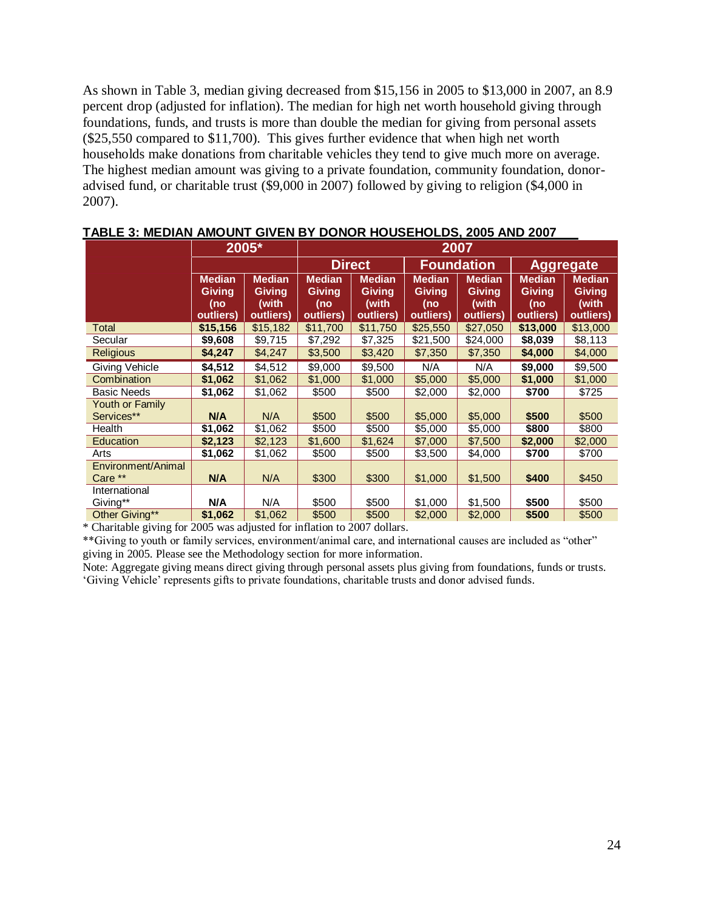As shown in Table 3, median giving decreased from $15,156 in 2005 to $13,000 in 2007, an 8.9 percent drop (adjusted for inflation). The median for high net worth household giving through foundations, funds, and trusts is more than double the median for giving from personal assets ($25,550 compared to $11,700). This gives further evidence that when high net worth households make donations from charitable vehicles they tend to give much more on average. The highest median amount was giving to a private foundation, community foundation, donor-advised fund, or charitable trust ($9,000 in 2007) followed by giving to religion ($4,000 in 2007).

**TABLE 3: MEDIAN AMOUNT GIVEN BY DONOR HOUSEHOLDS, 2005 AND 2007**

| | 2005* | | 2007 | | | | | |
|---|---|---|---|---|---|---|---|---|
| | | | Direct | | Foundation | | Aggregate | |
| | Median Giving (no outliers) | Median Giving (with outliers) | Median Giving (no outliers) | Median Giving (with outliers) | Median Giving (no outliers) | Median Giving (with outliers) | Median Giving (no outliers) | Median Giving (with outliers) |
| Total | **$15,156** | $15,182 | $11,700 | $11,750 | $25,550 | $27,050 | **$13,000** | $13,000 |
| Secular | **$9,608** | $9,715 | $7,292 | $7,325 | $21,500 | $24,000 | **$8,039** | $8,113 |
| Religious | **$4,247** | $4,247 | $3,500 | $3,420 | $7,350 | $7,350 | **$4,000** | $4,000 |
| Giving Vehicle | **$4,512** | $4,512 | $9,000 | $9,500 | N/A | N/A | **$9,000** | $9,500 |
| Combination | **$1,062** | $1,062 | $1,000 | $1,000 | $5,000 | $5,000 | **$1,000** | $1,000 |
| Basic Needs | **$1,062** | $1,062 | $500 | $500 | $2,000 | $2,000 | **$700** | $725 |
| Youth or Family Services** | **N/A** | N/A | $500 | $500 | $5,000 | $5,000 | **$500** | $500 |
| Health | **$1,062** | $1,062 | $500 | $500 | $5,000 | $5,000 | **$800** | $800 |
| Education | **$2,123** | $2,123 | $1,600 | $1,624 | $7,000 | $7,500 | **$2,000** | $2,000 |
| Arts | **$1,062** | $1,062 | $500 | $500 | $3,500 | $4,000 | **$700** | $700 |
| Environment/Animal Care ** | **N/A** | N/A | $300 | $300 | $1,000 | $1,500 | **$400** | $450 |
| International Giving** | **N/A** | N/A | $500 | $500 | $1,000 | $1,500 | **$500** | $500 |
| Other Giving** | **$1,062** | $1,062 | $500 | $500 | $2,000 | $2,000 | **$500** | $500 |

* Charitable giving for 2005 was adjusted for inflation to 2007 dollars.

**Giving to youth or family services, environment/animal care, and international causes are included as "other" giving in 2005. Please see the Methodology section for more information.

Note: Aggregate giving means direct giving through personal assets plus giving from foundations, funds or trusts. 'Giving Vehicle' represents gifts to private foundations, charitable trusts and donor advised funds.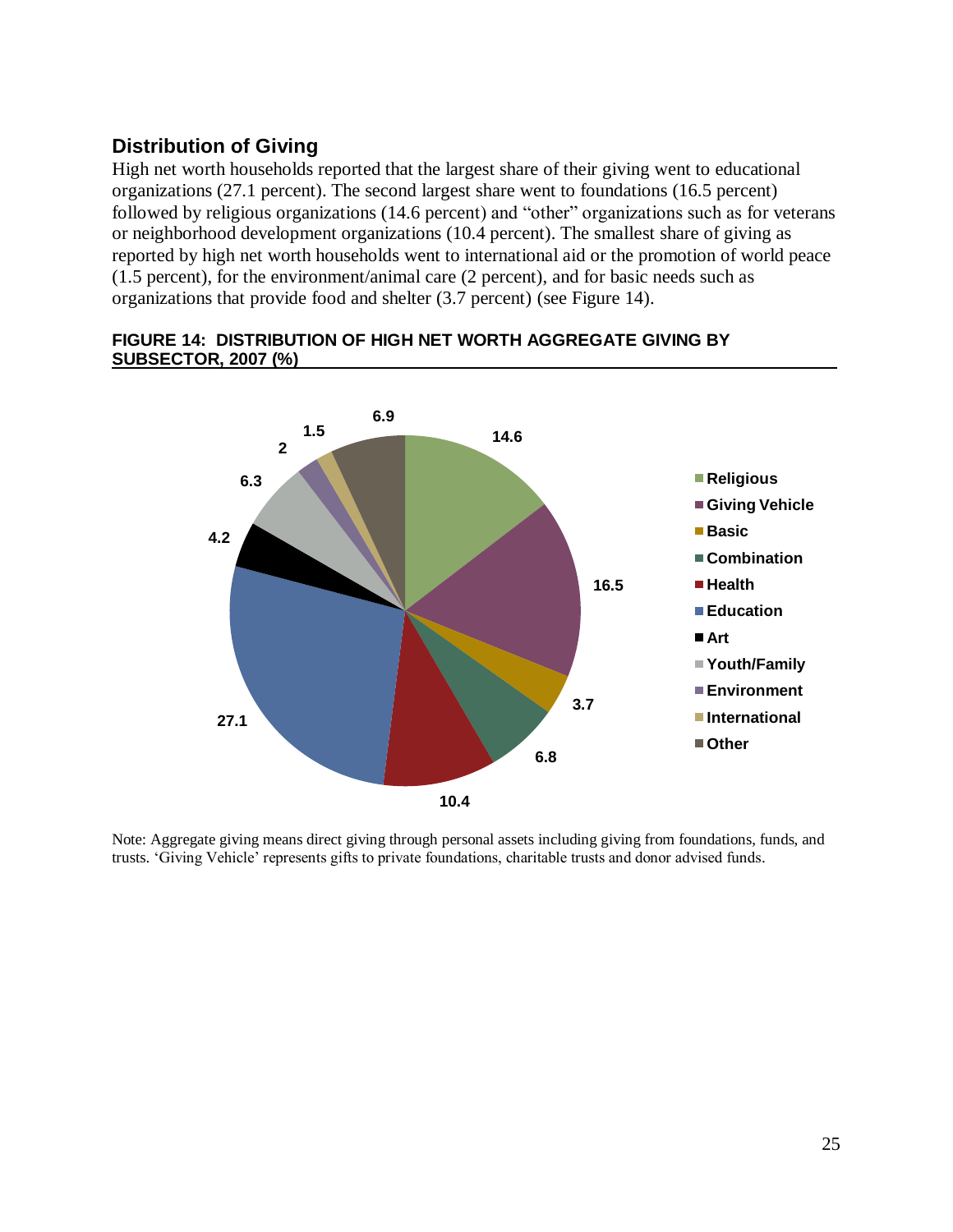## Distribution of Giving

High net worth households reported that the largest share of their giving went to educational organizations (27.1 percent). The second largest share went to foundations (16.5 percent) followed by religious organizations (14.6 percent) and "other" organizations such as for veterans or neighborhood development organizations (10.4 percent). The smallest share of giving as reported by high net worth households went to international aid or the promotion of world peace (1.5 percent), for the environment/animal care (2 percent), and for basic needs such as organizations that provide food and shelter (3.7 percent) (see Figure 14).

**FIGURE 14: DISTRIBUTION OF HIGH NET WORTH AGGREGATE GIVING BY SUBSECTOR, 2007 (%)**

| Subsector | % |
|---|---|
| Religious | 14.6 |
| Giving Vehicle | 16.5 |
| Basic | 3.7 |
| Combination | 6.8 |
| Health | 10.4 |
| Education | 27.1 |
| Art | 4.2 |
| Youth/Family | 6.3 |
| Environment | 2 |
| International | 1.5 |
| Other | 6.9 |

Note: Aggregate giving means direct giving through personal assets including giving from foundations, funds, and trusts. 'Giving Vehicle' represents gifts to private foundations, charitable trusts and donor advised funds.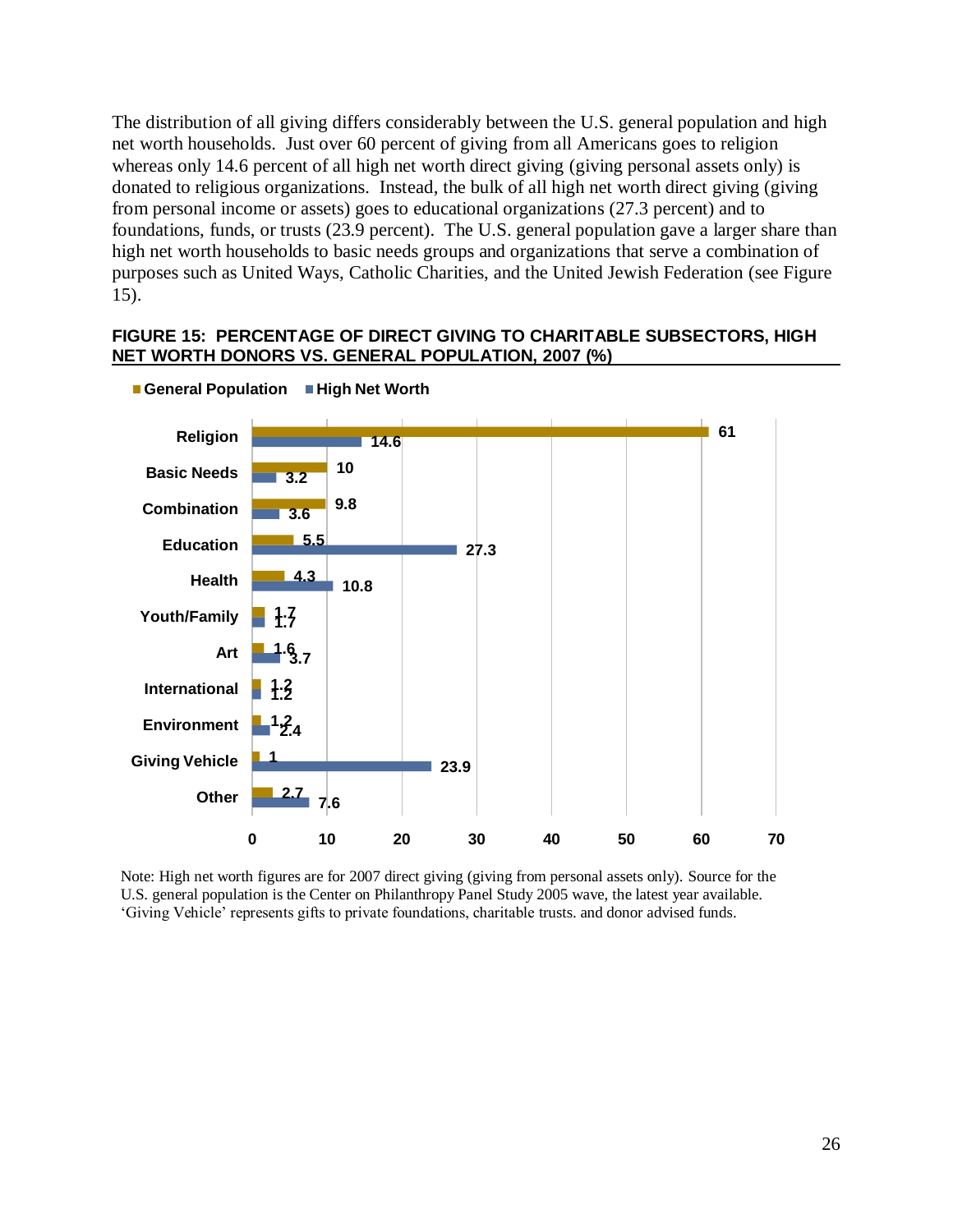The distribution of all giving differs considerably between the U.S. general population and high net worth households. Just over 60 percent of giving from all Americans goes to religion whereas only 14.6 percent of all high net worth direct giving (giving personal assets only) is donated to religious organizations. Instead, the bulk of all high net worth direct giving (giving from personal income or assets) goes to educational organizations (27.3 percent) and to foundations, funds, or trusts (23.9 percent). The U.S. general population gave a larger share than high net worth households to basic needs groups and organizations that serve a combination of purposes such as United Ways, Catholic Charities, and the United Jewish Federation (see Figure 15).

**FIGURE 15: PERCENTAGE OF DIRECT GIVING TO CHARITABLE SUBSECTORS, HIGH NET WORTH DONORS VS. GENERAL POPULATION, 2007 (%)**

| Subsector | General Population | High Net Worth |
|---|---|---|
| Religion | 61 | 14.6 |
| Basic Needs | 10 | 3.2 |
| Combination | 9.8 | 3.6 |
| Education | 5.5 | 27.3 |
| Health | 4.3 | 10.8 |
| Youth/Family | 1.7 | 1.7 |
| Art | 1.6 | 3.7 |
| International | 1.2 | 1.2 |
| Environment | 1.2 | 2.4 |
| Giving Vehicle | 1 | 23.9 |
| Other | 2.7 | 7.6 |

Note: High net worth figures are for 2007 direct giving (giving from personal assets only). Source for the U.S. general population is the Center on Philanthropy Panel Study 2005 wave, the latest year available. 'Giving Vehicle' represents gifts to private foundations, charitable trusts. and donor advised funds.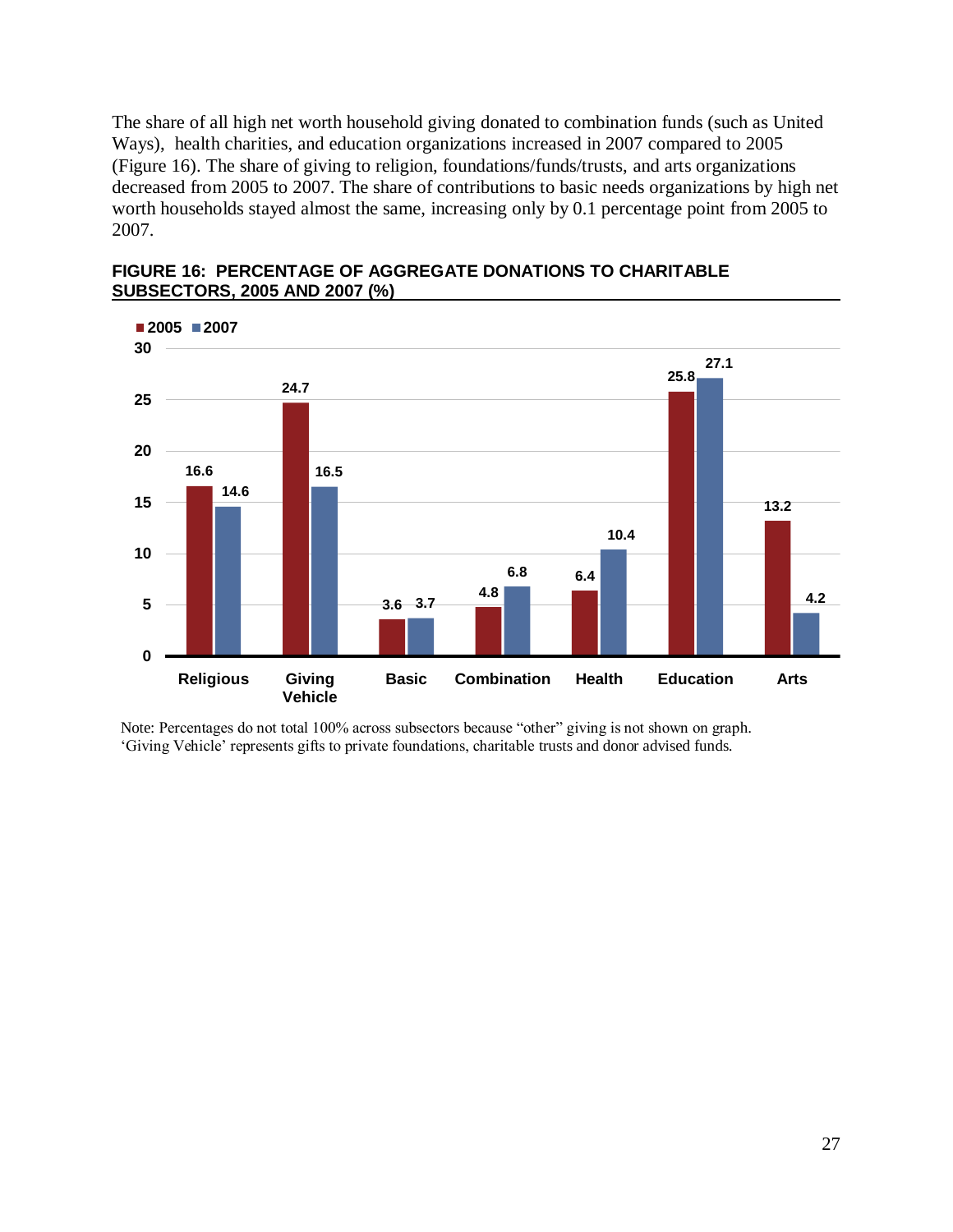The share of all high net worth household giving donated to combination funds (such as United Ways), health charities, and education organizations increased in 2007 compared to 2005 (Figure 16). The share of giving to religion, foundations/funds/trusts, and arts organizations decreased from 2005 to 2007. The share of contributions to basic needs organizations by high net worth households stayed almost the same, increasing only by 0.1 percentage point from 2005 to 2007.

**FIGURE 16: PERCENTAGE OF AGGREGATE DONATIONS TO CHARITABLE SUBSECTORS, 2005 AND 2007 (%)**

| Subsector | 2005 | 2007 |
|---|---|---|
| Religious | 16.6 | 14.6 |
| Giving Vehicle | 24.7 | 16.5 |
| Basic | 3.6 | 3.7 |
| Combination | 4.8 | 6.8 |
| Health | 6.4 | 10.4 |
| Education | 25.8 | 27.1 |
| Arts | 13.2 | 4.2 |

Note: Percentages do not total 100% across subsectors because "other" giving is not shown on graph. 'Giving Vehicle' represents gifts to private foundations, charitable trusts and donor advised funds.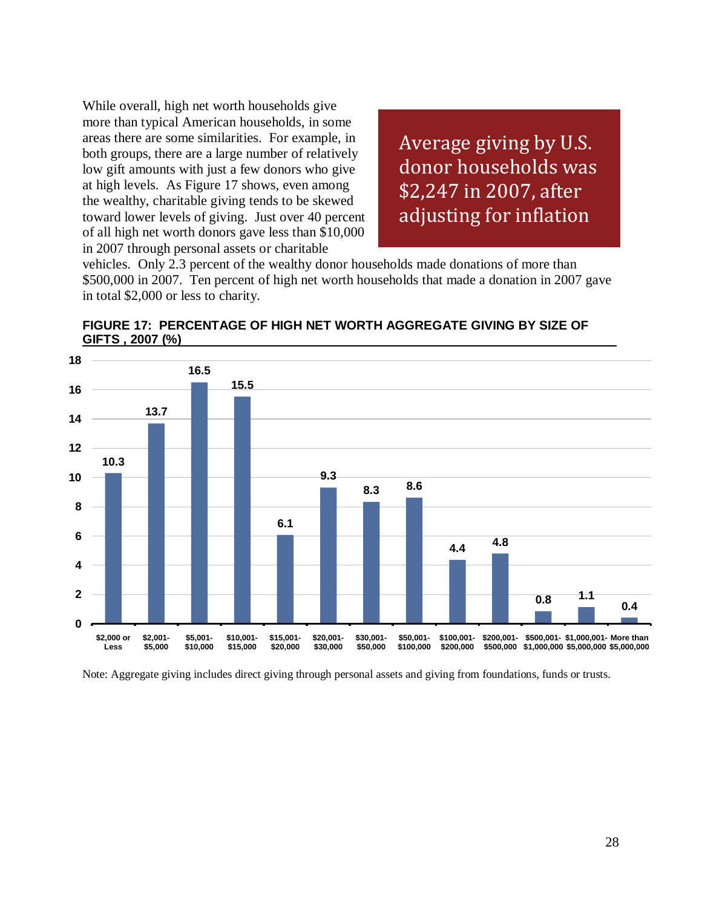While overall, high net worth households give more than typical American households, in some areas there are some similarities. For example, in both groups, there are a large number of relatively low gift amounts with just a few donors who give at high levels. As Figure 17 shows, even among the wealthy, charitable giving tends to be skewed toward lower levels of giving. Just over 40 percent of all high net worth donors gave less than $10,000 in 2007 through personal assets or charitable vehicles. Only 2.3 percent of the wealthy donor households made donations of more than $500,000 in 2007. Ten percent of high net worth households that made a donation in 2007 gave in total $2,000 or less to charity.

> Average giving by U.S. donor households was $2,247 in 2007, after adjusting for inflation

**FIGURE 17: PERCENTAGE OF HIGH NET WORTH AGGREGATE GIVING BY SIZE OF GIFTS , 2007 (%)**

| Size of Gift | % |
|---|---|
| $2,000 or Less | 10.3 |
| $2,001-$5,000 | 13.7 |
| $5,001-$10,000 | 16.5 |
| $10,001-$15,000 | 15.5 |
| $15,001-$20,000 | 6.1 |
| $20,001-$30,000 | 9.3 |
| $30,001-$50,000 | 8.3 |
| $50,001-$100,000 | 8.6 |
| $100,001-$200,000 | 4.4 |
| $200,001-$500,000 | 4.8 |
| $500,001-$1,000,000 | 0.8 |
| $1,000,001-$5,000,000 | 1.1 |
| More than $5,000,000 | 0.4 |

Note: Aggregate giving includes direct giving through personal assets and giving from foundations, funds or trusts.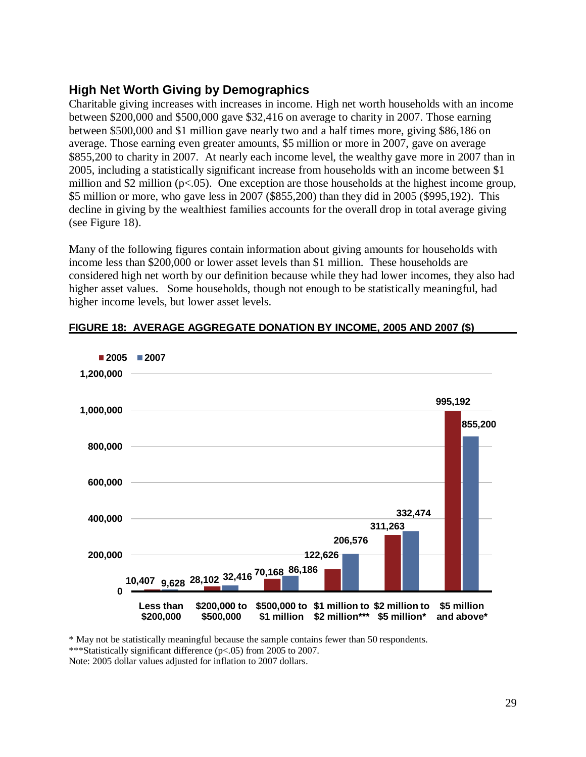## High Net Worth Giving by Demographics

Charitable giving increases with increases in income. High net worth households with an income between \$200,000 and \$500,000 gave \$32,416 on average to charity in 2007. Those earning between \$500,000 and \$1 million gave nearly two and a half times more, giving \$86,186 on average. Those earning even greater amounts, \$5 million or more in 2007, gave on average \$855,200 to charity in 2007. At nearly each income level, the wealthy gave more in 2007 than in 2005, including a statistically significant increase from households with an income between \$1 million and \$2 million ($p<.05$). One exception are those households at the highest income group, \$5 million or more, who gave less in 2007 (\$855,200) than they did in 2005 (\$995,192). This decline in giving by the wealthiest families accounts for the overall drop in total average giving (see Figure 18).

Many of the following figures contain information about giving amounts for households with income less than \$200,000 or lower asset levels than \$1 million. These households are considered high net worth by our definition because while they had lower incomes, they also had higher asset values. Some households, though not enough to be statistically meaningful, had higher income levels, but lower asset levels.

**FIGURE 18: AVERAGE AGGREGATE DONATION BY INCOME, 2005 AND 2007 (\$)**

| Income | 2005 | 2007 |
|---|---|---|
| Less than \$200,000 | 10,407 | 9,628 |
| \$200,000 to \$500,000 | 28,102 | 32,416 |
| \$500,000 to \$1 million | 70,168 | 86,186 |
| \$1 million to \$2 million*** | 122,626 | 206,576 |
| \$2 million to \$5 million* | 311,263 | 332,474 |
| \$5 million and above* | 995,192 | 855,200 |

\* May not be statistically meaningful because the sample contains fewer than 50 respondents.
\*\*\*Statistically significant difference ($p<.05$) from 2005 to 2007.
Note: 2005 dollar values adjusted for inflation to 2007 dollars.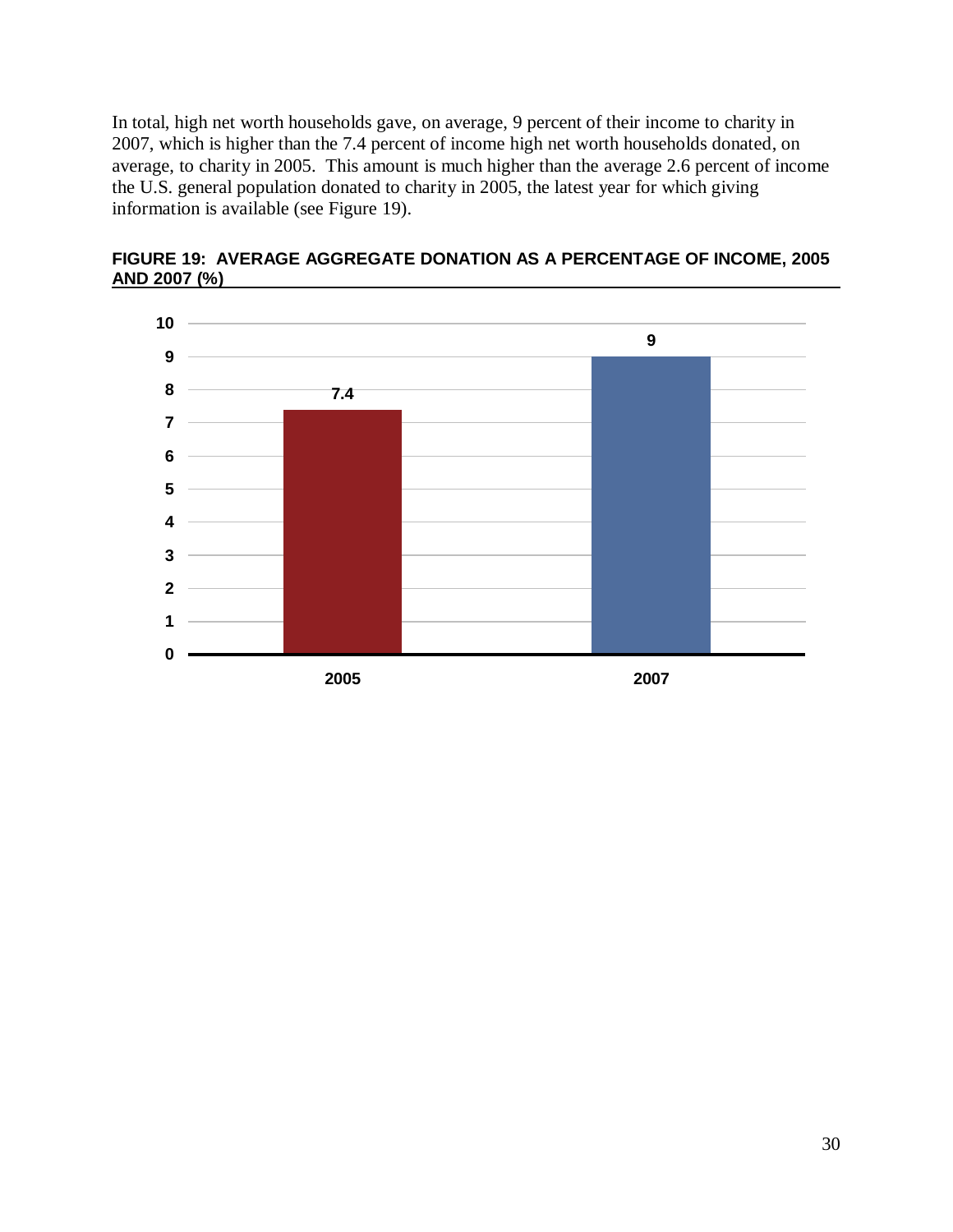In total, high net worth households gave, on average, 9 percent of their income to charity in 2007, which is higher than the 7.4 percent of income high net worth households donated, on average, to charity in 2005. This amount is much higher than the average 2.6 percent of income the U.S. general population donated to charity in 2005, the latest year for which giving information is available (see Figure 19).

**FIGURE 19: AVERAGE AGGREGATE DONATION AS A PERCENTAGE OF INCOME, 2005 AND 2007 (%)**

| Year | % |
|---|---|
| 2005 | 7.4 |
| 2007 | 9 |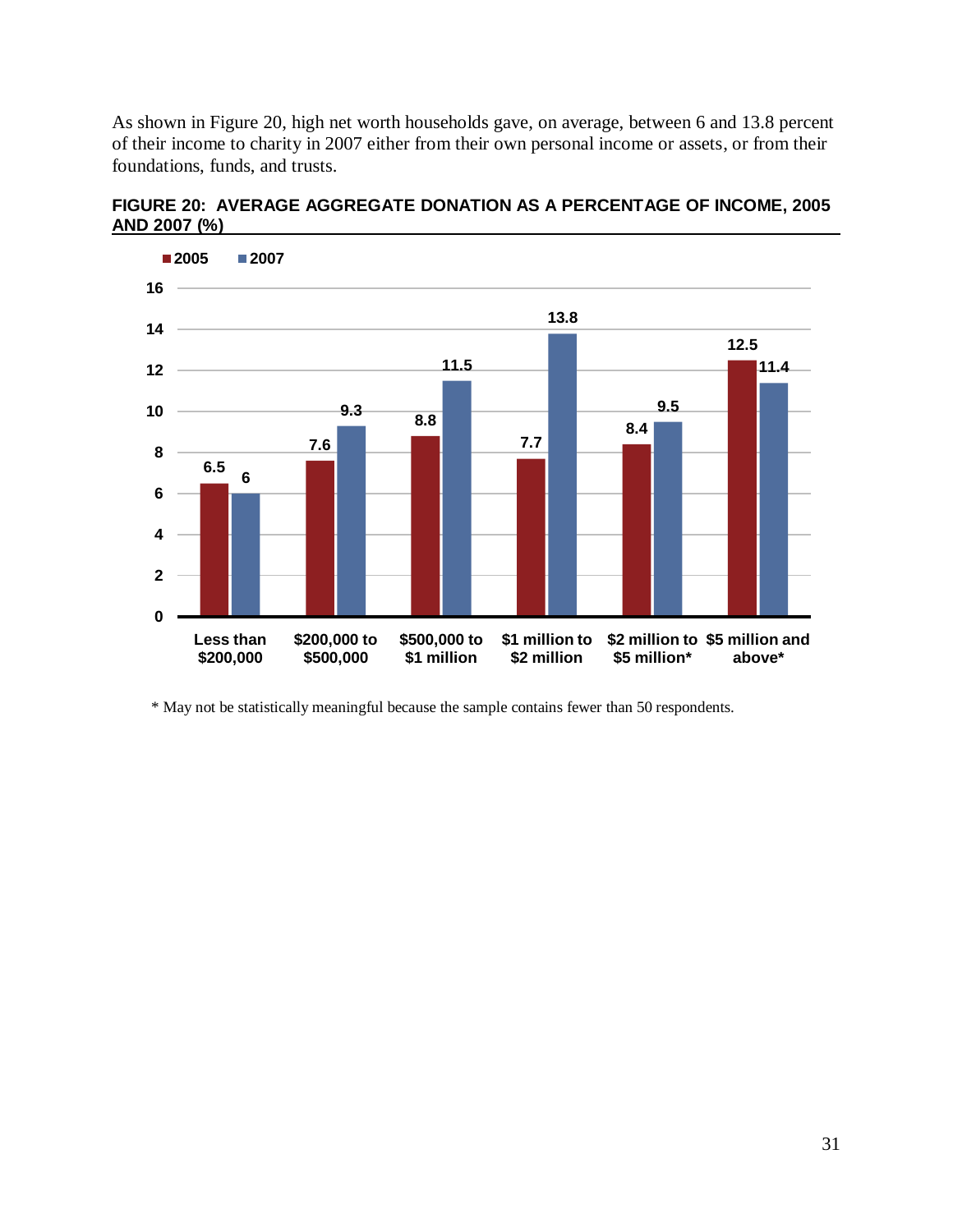As shown in Figure 20, high net worth households gave, on average, between 6 and 13.8 percent of their income to charity in 2007 either from their own personal income or assets, or from their foundations, funds, and trusts.

**FIGURE 20: AVERAGE AGGREGATE DONATION AS A PERCENTAGE OF INCOME, 2005 AND 2007 (%)**

| | 2005 | 2007 |
|---|---|---|
| Less than $200,000 | 6.5 | 6 |
| $200,000 to $500,000 | 7.6 | 9.3 |
| $500,000 to $1 million | 8.8 | 11.5 |
| $1 million to $2 million | 7.7 | 13.8 |
| $2 million to $5 million* | 8.4 | 9.5 |
| $5 million and above* | 12.5 | 11.4 |

\* May not be statistically meaningful because the sample contains fewer than 50 respondents.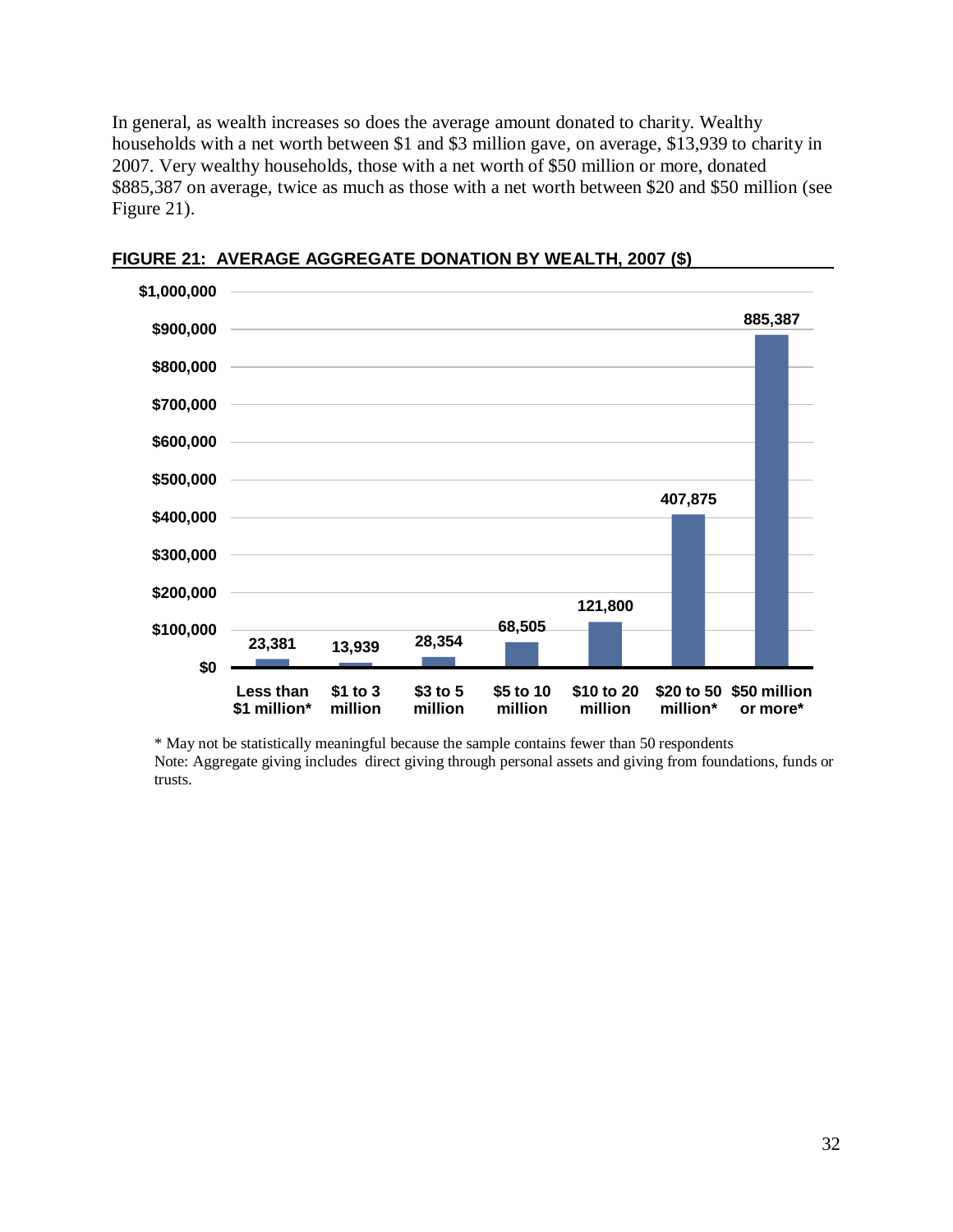In general, as wealth increases so does the average amount donated to charity. Wealthy households with a net worth between $1 and $3 million gave, on average, $13,939 to charity in 2007. Very wealthy households, those with a net worth of $50 million or more, donated $885,387 on average, twice as much as those with a net worth between $20 and $50 million (see Figure 21).

**FIGURE 21: AVERAGE AGGREGATE DONATION BY WEALTH, 2007 ($)**

| Net worth | Average aggregate donation ($) |
|---|---|
| Less than $1 million* | 23,381 |
| $1 to 3 million | 13,939 |
| $3 to 5 million | 28,354 |
| $5 to 10 million | 68,505 |
| $10 to 20 million | 121,800 |
| $20 to 50 million* | 407,875 |
| $50 million or more* | 885,387 |

* May not be statistically meaningful because the sample contains fewer than 50 respondents

Note: Aggregate giving includes direct giving through personal assets and giving from foundations, funds or trusts.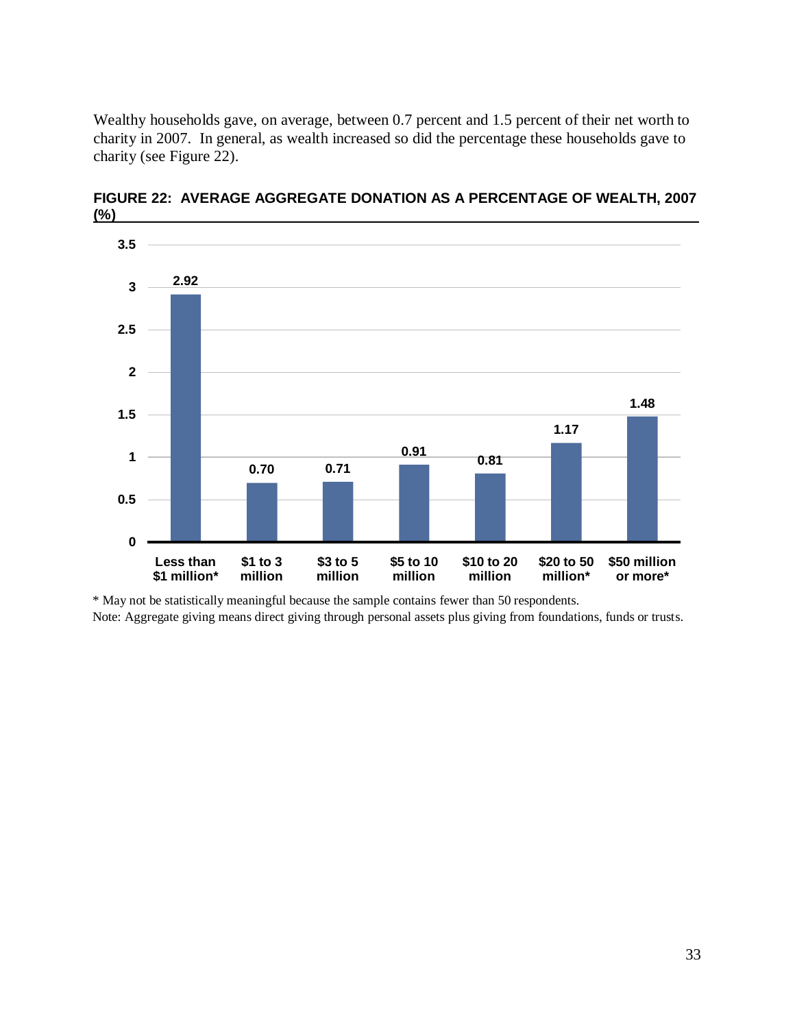Wealthy households gave, on average, between 0.7 percent and 1.5 percent of their net worth to charity in 2007. In general, as wealth increased so did the percentage these households gave to charity (see Figure 22).

**FIGURE 22: AVERAGE AGGREGATE DONATION AS A PERCENTAGE OF WEALTH, 2007 (%)**

| Wealth | Average aggregate donation as a percentage of wealth (%) |
|---|---|
| Less than $1 million* | 2.92 |
| $1 to 3 million | 0.70 |
| $3 to 5 million | 0.71 |
| $5 to 10 million | 0.91 |
| $10 to 20 million | 0.81 |
| $20 to 50 million* | 1.17 |
| $50 million or more* | 1.48 |

\* May not be statistically meaningful because the sample contains fewer than 50 respondents.

Note: Aggregate giving means direct giving through personal assets plus giving from foundations, funds or trusts.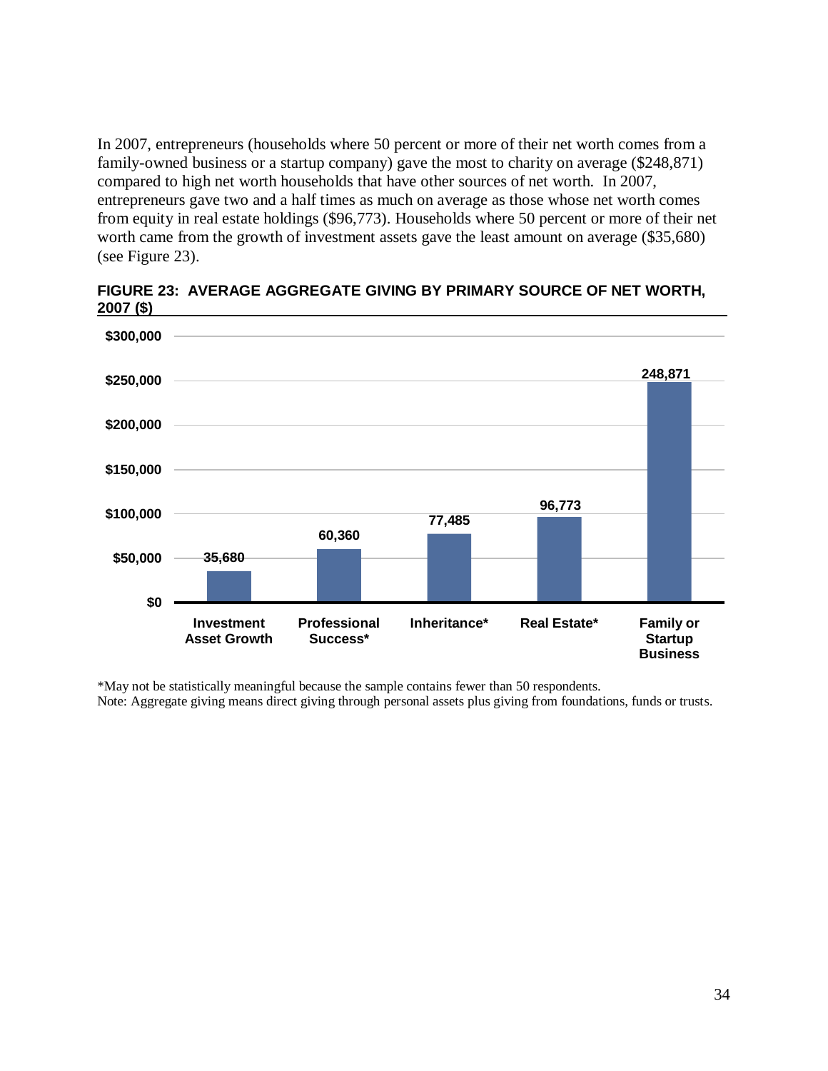In 2007, entrepreneurs (households where 50 percent or more of their net worth comes from a family-owned business or a startup company) gave the most to charity on average ($248,871) compared to high net worth households that have other sources of net worth. In 2007, entrepreneurs gave two and a half times as much on average as those whose net worth comes from equity in real estate holdings ($96,773). Households where 50 percent or more of their net worth came from the growth of investment assets gave the least amount on average ($35,680) (see Figure 23).

**FIGURE 23: AVERAGE AGGREGATE GIVING BY PRIMARY SOURCE OF NET WORTH, 2007 ($)**

| Primary Source of Net Worth | Average Aggregate Giving ($) |
|---|---|
| Investment Asset Growth | 35,680 |
| Professional Success* | 60,360 |
| Inheritance* | 77,485 |
| Real Estate* | 96,773 |
| Family or Startup Business | 248,871 |

*May not be statistically meaningful because the sample contains fewer than 50 respondents.
Note: Aggregate giving means direct giving through personal assets plus giving from foundations, funds or trusts.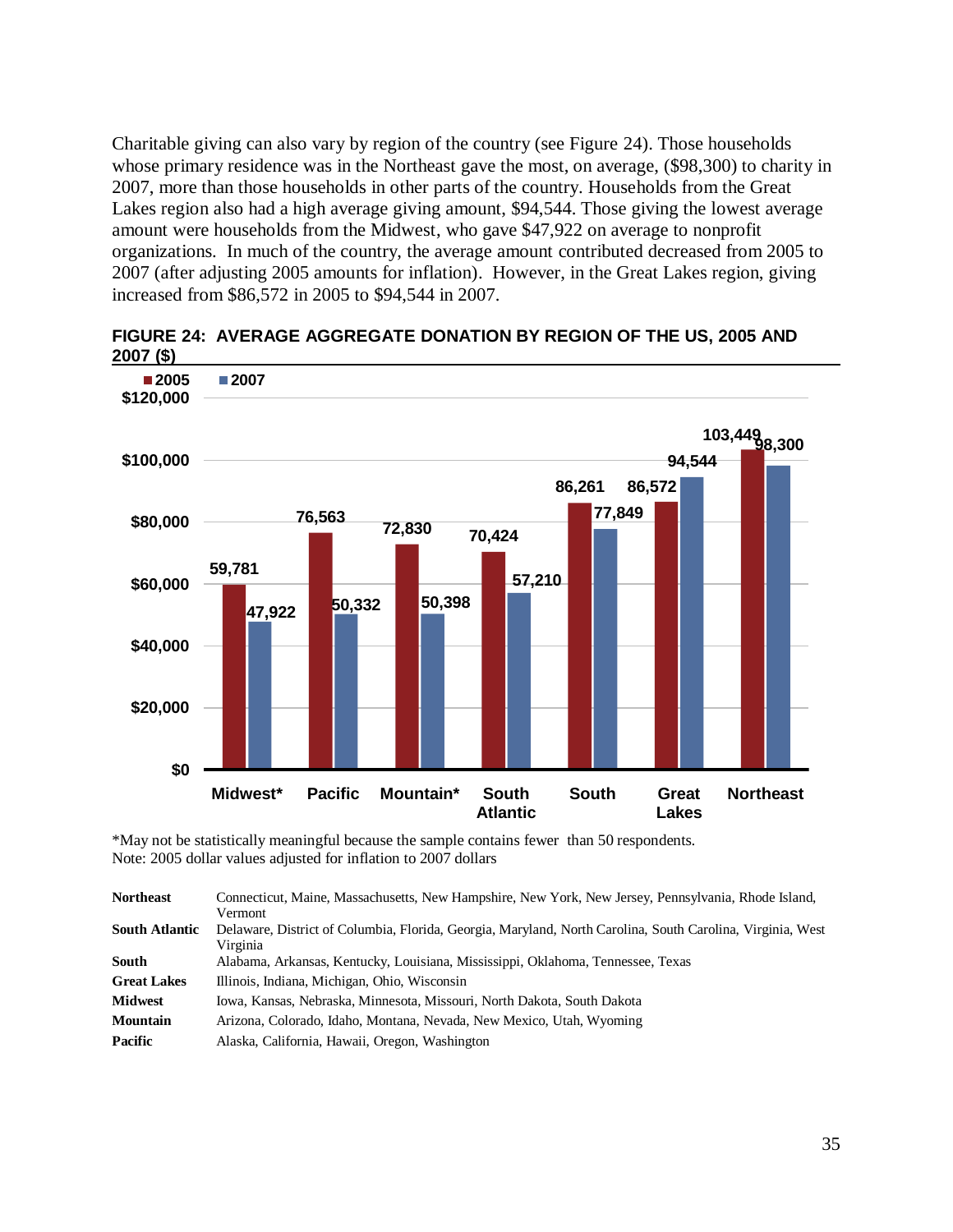Charitable giving can also vary by region of the country (see Figure 24). Those households whose primary residence was in the Northeast gave the most, on average, ($98,300) to charity in 2007, more than those households in other parts of the country. Households from the Great Lakes region also had a high average giving amount, $94,544. Those giving the lowest average amount were households from the Midwest, who gave $47,922 on average to nonprofit organizations. In much of the country, the average amount contributed decreased from 2005 to 2007 (after adjusting 2005 amounts for inflation). However, in the Great Lakes region, giving increased from $86,572 in 2005 to $94,544 in 2007.

**FIGURE 24: AVERAGE AGGREGATE DONATION BY REGION OF THE US, 2005 AND 2007 ($)**

| Region | 2005 | 2007 |
|---|---|---|
| Midwest* | 59,781 | 47,922 |
| Pacific | 76,563 | 50,332 |
| Mountain* | 72,830 | 50,398 |
| South Atlantic | 70,424 | 57,210 |
| South | 86,261 | 77,849 |
| Great Lakes | 86,572 | 94,544 |
| Northeast | 103,449 | 98,300 |

*May not be statistically meaningful because the sample contains fewer than 50 respondents.
Note: 2005 dollar values adjusted for inflation to 2007 dollars

| | |
|---|---|
| **Northeast** | Connecticut, Maine, Massachusetts, New Hampshire, New York, New Jersey, Pennsylvania, Rhode Island, Vermont |
| **South Atlantic** | Delaware, District of Columbia, Florida, Georgia, Maryland, North Carolina, South Carolina, Virginia, West Virginia |
| **South** | Alabama, Arkansas, Kentucky, Louisiana, Mississippi, Oklahoma, Tennessee, Texas |
| **Great Lakes** | Illinois, Indiana, Michigan, Ohio, Wisconsin |
| **Midwest** | Iowa, Kansas, Nebraska, Minnesota, Missouri, North Dakota, South Dakota |
| **Mountain** | Arizona, Colorado, Idaho, Montana, Nevada, New Mexico, Utah, Wyoming |
| **Pacific** | Alaska, California, Hawaii, Oregon, Washington |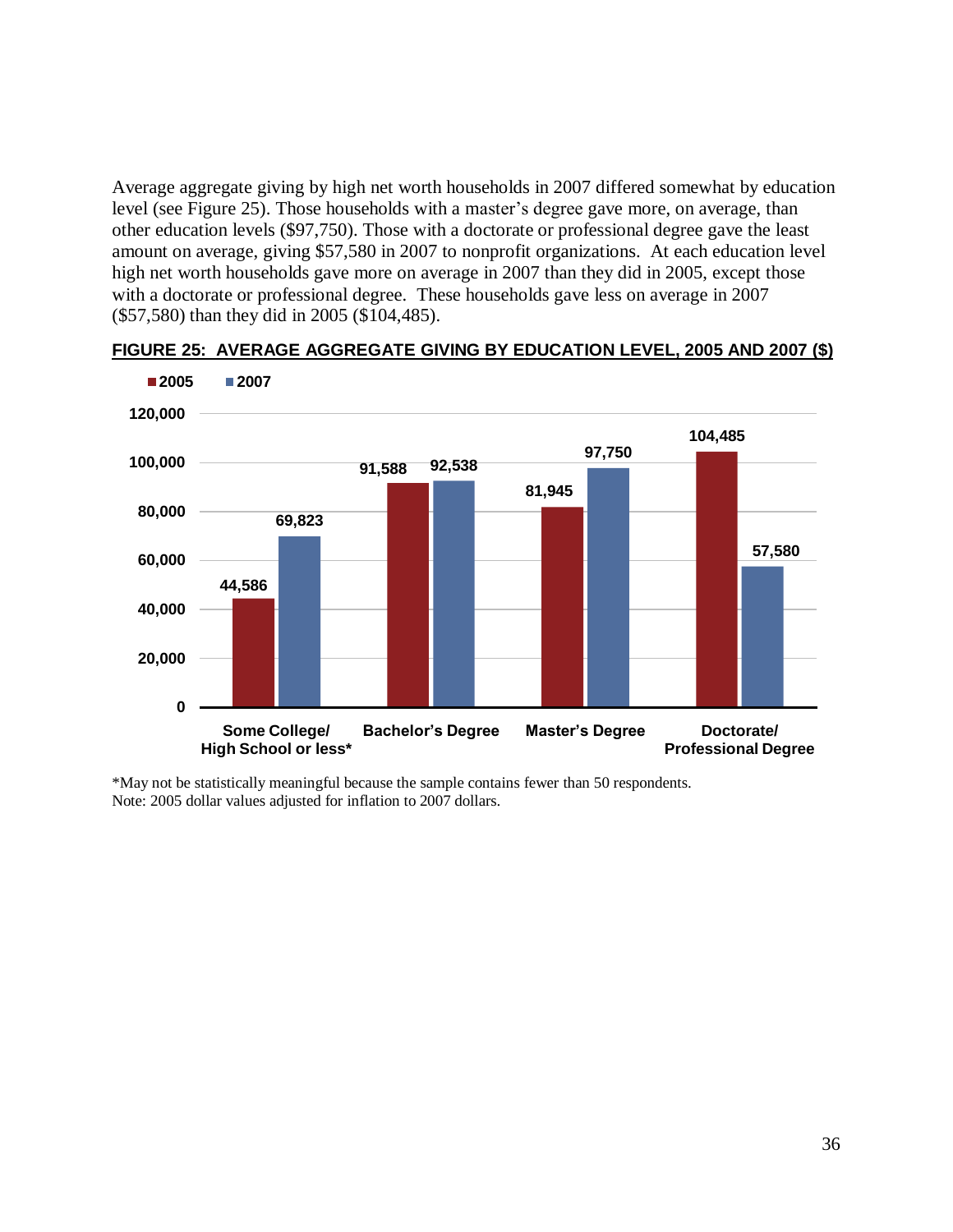Average aggregate giving by high net worth households in 2007 differed somewhat by education level (see Figure 25). Those households with a master's degree gave more, on average, than other education levels ($97,750). Those with a doctorate or professional degree gave the least amount on average, giving $57,580 in 2007 to nonprofit organizations. At each education level high net worth households gave more on average in 2007 than they did in 2005, except those with a doctorate or professional degree. These households gave less on average in 2007 ($57,580) than they did in 2005 ($104,485).

**FIGURE 25: AVERAGE AGGREGATE GIVING BY EDUCATION LEVEL, 2005 AND 2007 ($)**

| Education Level | 2005 | 2007 |
|---|---|---|
| Some College/ High School or less* | 44,586 | 69,823 |
| Bachelor's Degree | 91,588 | 92,538 |
| Master's Degree | 81,945 | 97,750 |
| Doctorate/ Professional Degree | 104,485 | 57,580 |

*May not be statistically meaningful because the sample contains fewer than 50 respondents.
Note: 2005 dollar values adjusted for inflation to 2007 dollars.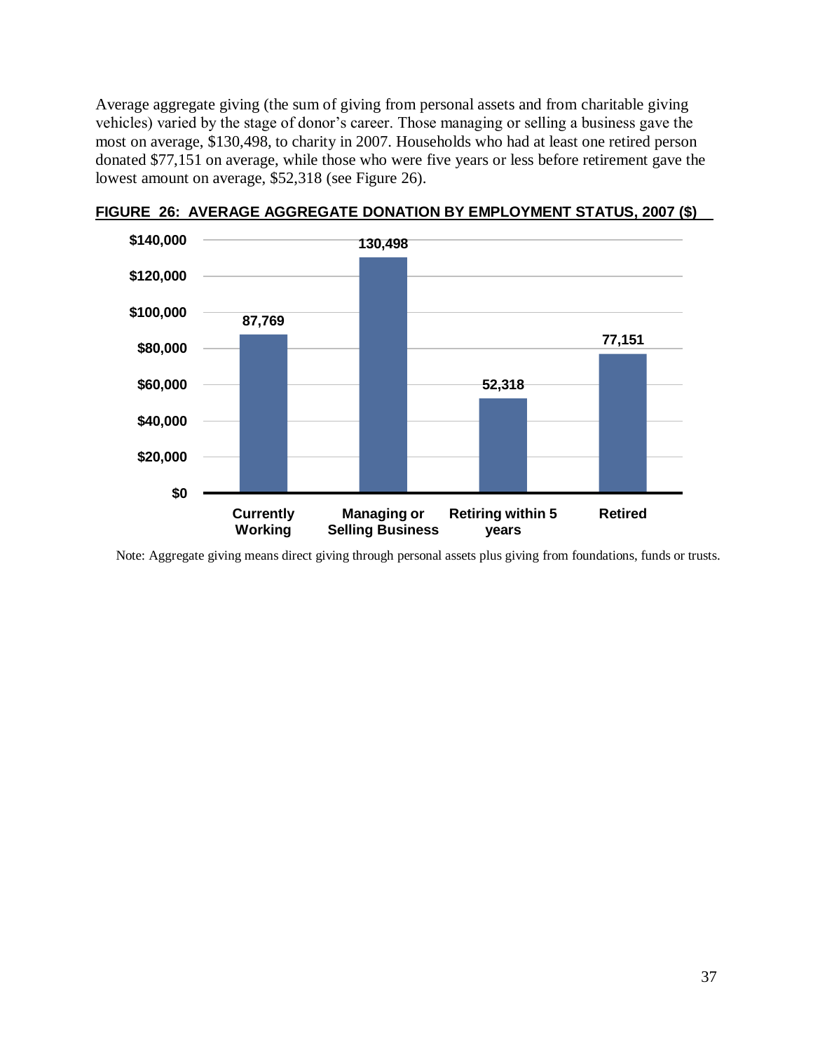Average aggregate giving (the sum of giving from personal assets and from charitable giving vehicles) varied by the stage of donor's career. Those managing or selling a business gave the most on average, $130,498, to charity in 2007. Households who had at least one retired person donated $77,151 on average, while those who were five years or less before retirement gave the lowest amount on average, $52,318 (see Figure 26).

**FIGURE 26: AVERAGE AGGREGATE DONATION BY EMPLOYMENT STATUS, 2007 ($)**

| Employment Status | Average Aggregate Donation ($) |
|---|---|
| Currently Working | 87,769 |
| Managing or Selling Business | 130,498 |
| Retiring within 5 years | 52,318 |
| Retired | 77,151 |

Note: Aggregate giving means direct giving through personal assets plus giving from foundations, funds or trusts.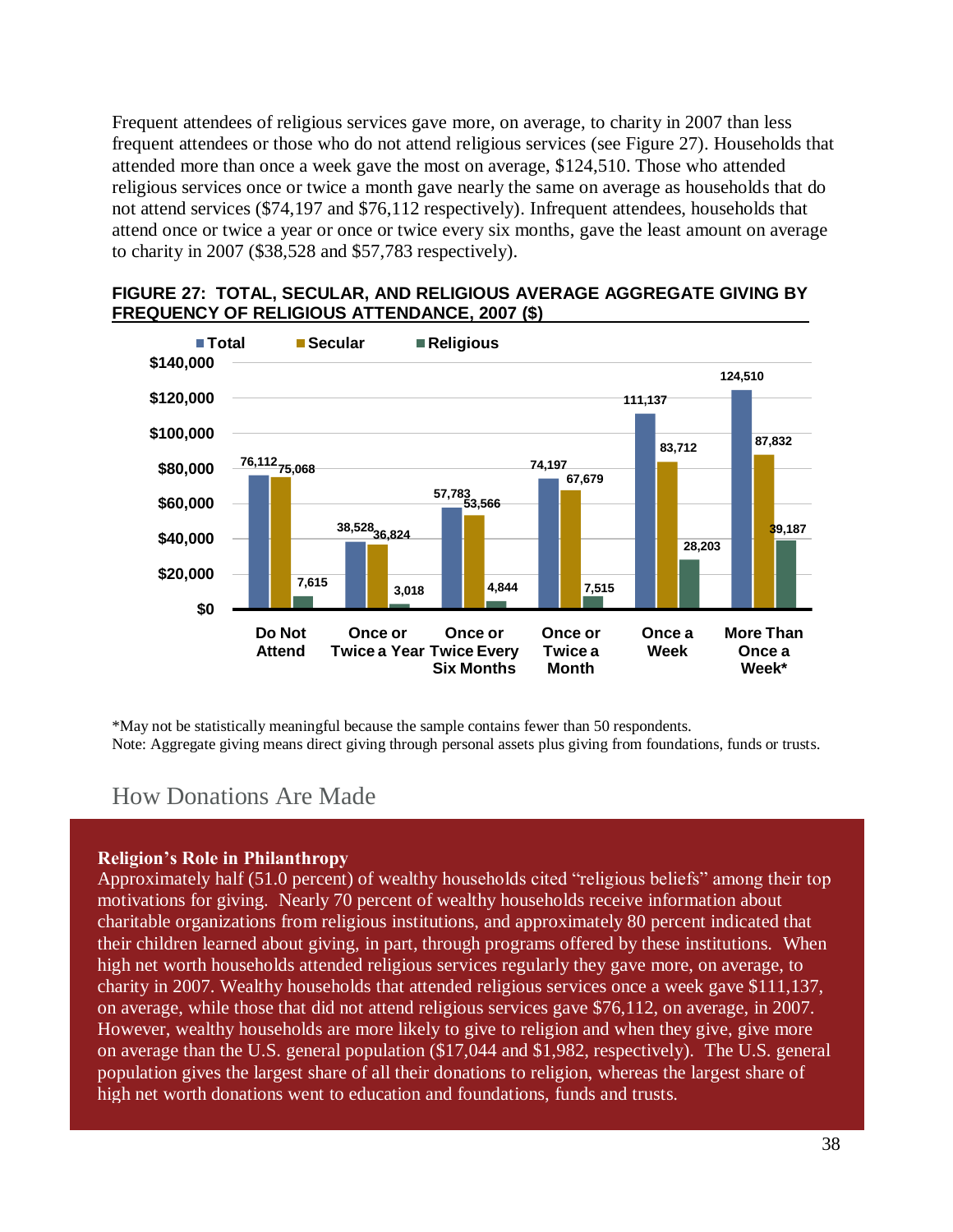Frequent attendees of religious services gave more, on average, to charity in 2007 than less frequent attendees or those who do not attend religious services (see Figure 27). Households that attended more than once a week gave the most on average, $124,510. Those who attended religious services once or twice a month gave nearly the same on average as households that do not attend services ($74,197 and $76,112 respectively). Infrequent attendees, households that attend once or twice a year or once or twice every six months, gave the least amount on average to charity in 2007 ($38,528 and $57,783 respectively).

**FIGURE 27: TOTAL, SECULAR, AND RELIGIOUS AVERAGE AGGREGATE GIVING BY FREQUENCY OF RELIGIOUS ATTENDANCE, 2007 ($)**

| | Total | Secular | Religious |
|---|---|---|---|
| Do Not Attend | 76,112 | 75,068 | 7,615 |
| Once or Twice a Year | 38,528 | 36,824 | 3,018 |
| Once or Twice Every Six Months | 57,783 | 53,566 | 4,844 |
| Once or Twice a Month | 74,197 | 67,679 | 7,515 |
| Once a Week | 111,137 | 83,712 | 28,203 |
| More Than Once a Week* | 124,510 | 87,832 | 39,187 |

*May not be statistically meaningful because the sample contains fewer than 50 respondents.
Note: Aggregate giving means direct giving through personal assets plus giving from foundations, funds or trusts.

## How Donations Are Made

**Religion's Role in Philanthropy**
Approximately half (51.0 percent) of wealthy households cited "religious beliefs" among their top motivations for giving. Nearly 70 percent of wealthy households receive information about charitable organizations from religious institutions, and approximately 80 percent indicated that their children learned about giving, in part, through programs offered by these institutions. When high net worth households attended religious services regularly they gave more, on average, to charity in 2007. Wealthy households that attended religious services once a week gave $111,137, on average, while those that did not attend religious services gave $76,112, on average, in 2007. However, wealthy households are more likely to give to religion and when they give, give more on average than the U.S. general population ($17,044 and $1,982, respectively). The U.S. general population gives the largest share of all their donations to religion, whereas the largest share of high net worth donations went to education and foundations, funds and trusts.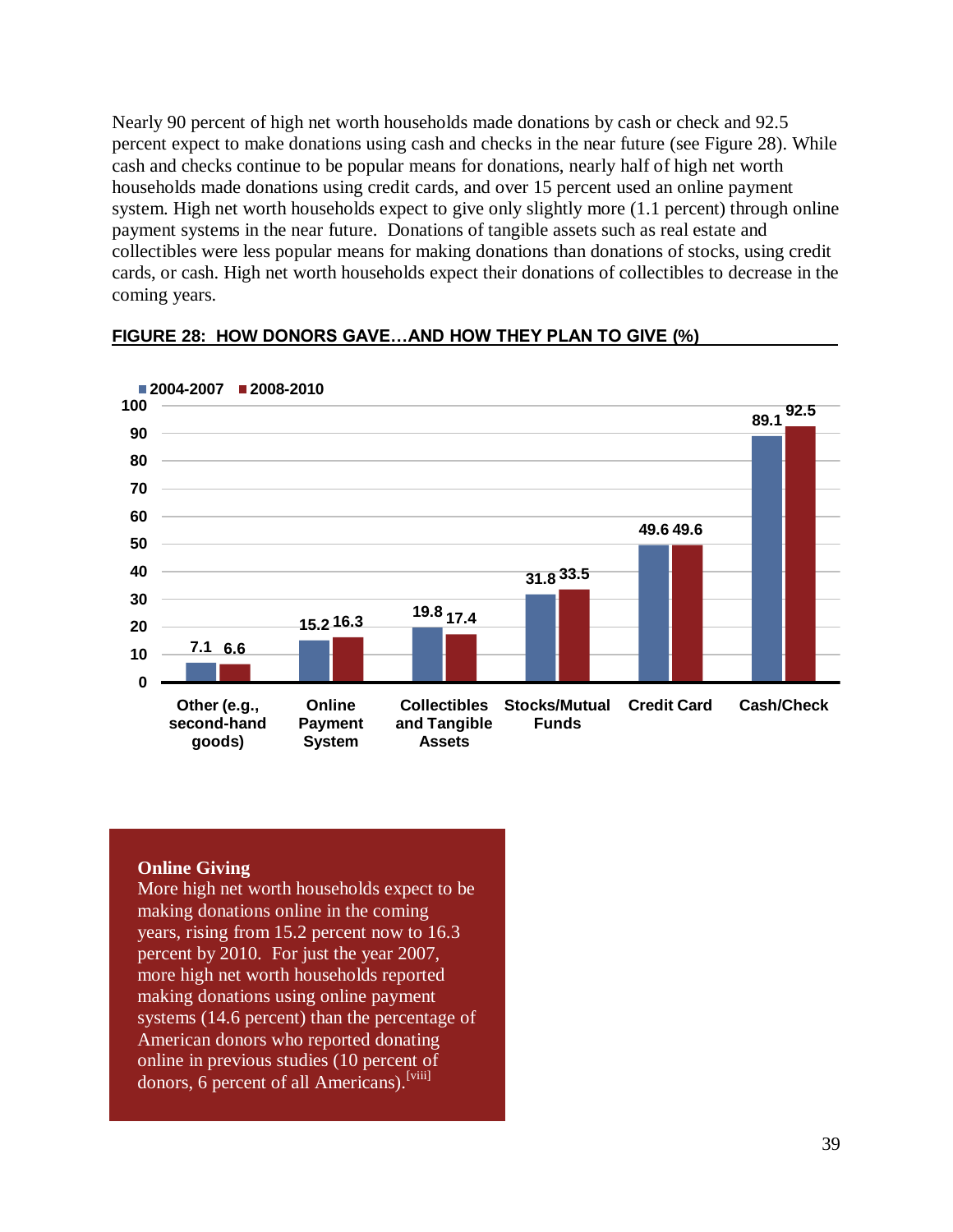Nearly 90 percent of high net worth households made donations by cash or check and 92.5 percent expect to make donations using cash and checks in the near future (see Figure 28). While cash and checks continue to be popular means for donations, nearly half of high net worth households made donations using credit cards, and over 15 percent used an online payment system. High net worth households expect to give only slightly more (1.1 percent) through online payment systems in the near future. Donations of tangible assets such as real estate and collectibles were less popular means for making donations than donations of stocks, using credit cards, or cash. High net worth households expect their donations of collectibles to decrease in the coming years.

**FIGURE 28: HOW DONORS GAVE…AND HOW THEY PLAN TO GIVE (%)**

| | 2004-2007 | 2008-2010 |
| --- | --- | --- |
| Other (e.g., second-hand goods) | 7.1 | 6.6 |
| Online Payment System | 15.2 | 16.3 |
| Collectibles and Tangible Assets | 19.8 | 17.4 |
| Stocks/Mutual Funds | 31.8 | 33.5 |
| Credit Card | 49.6 | 49.6 |
| Cash/Check | 89.1 | 92.5 |

**Online Giving**

More high net worth households expect to be making donations online in the coming years, rising from 15.2 percent now to 16.3 percent by 2010. For just the year 2007, more high net worth households reported making donations using online payment systems (14.6 percent) than the percentage of American donors who reported donating online in previous studies (10 percent of donors, 6 percent of all Americans).[viii]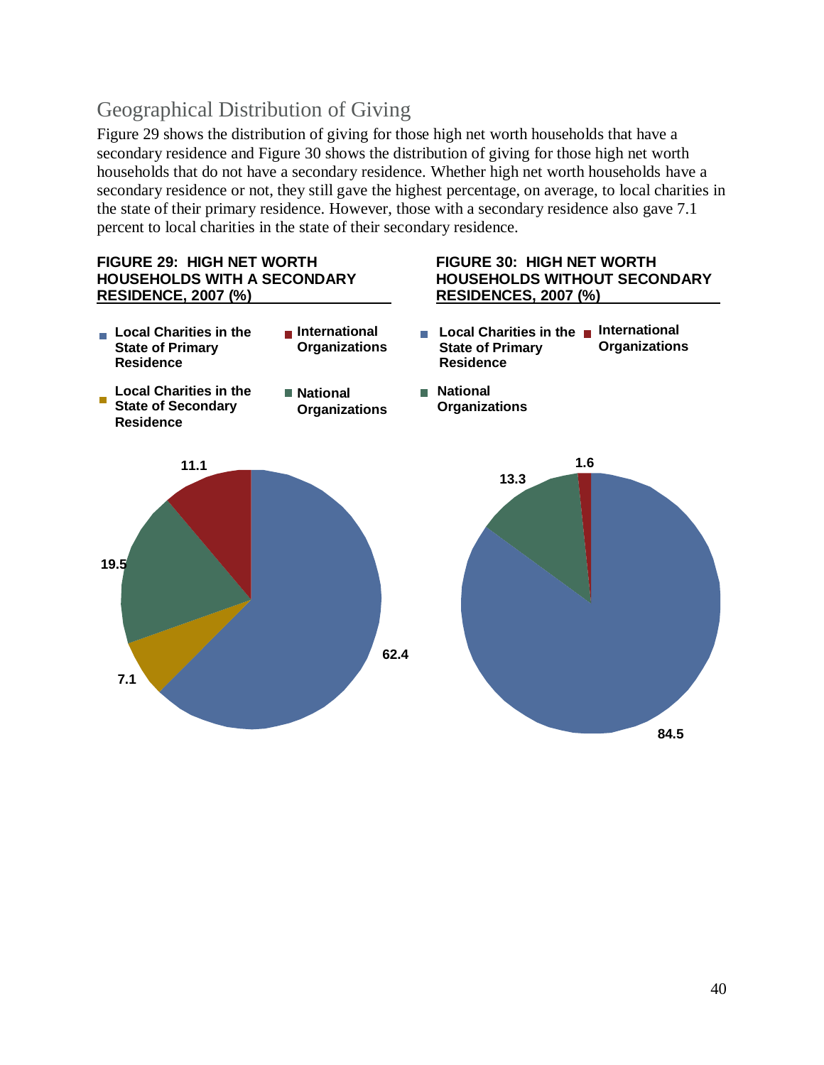## Geographical Distribution of Giving

Figure 29 shows the distribution of giving for those high net worth households that have a secondary residence and Figure 30 shows the distribution of giving for those high net worth households that do not have a secondary residence. Whether high net worth households have a secondary residence or not, they still gave the highest percentage, on average, to local charities in the state of their primary residence. However, those with a secondary residence also gave 7.1 percent to local charities in the state of their secondary residence.

**FIGURE 29: HIGH NET WORTH HOUSEHOLDS WITH A SECONDARY RESIDENCE, 2007 (%)**

| Category | % |
|---|---|
| Local Charities in the State of Primary Residence | 62.4 |
| Local Charities in the State of Secondary Residence | 7.1 |
| National Organizations | 19.5 |
| International Organizations | 11.1 |

**FIGURE 30: HIGH NET WORTH HOUSEHOLDS WITHOUT SECONDARY RESIDENCES, 2007 (%)**

| Category | % |
|---|---|
| Local Charities in the State of Primary Residence | 84.5 |
| National Organizations | 13.3 |
| International Organizations | 1.6 |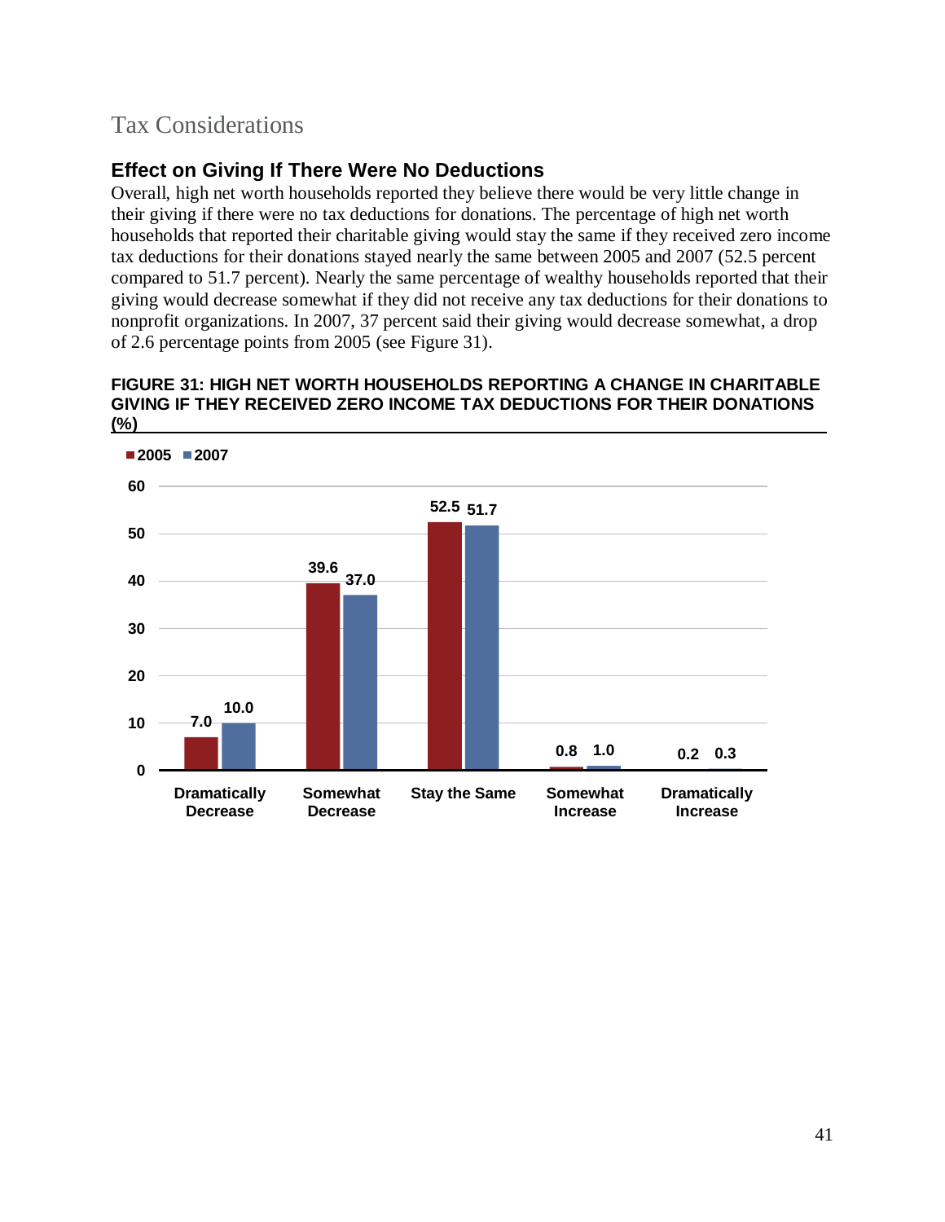# Tax Considerations

## Effect on Giving If There Were No Deductions

Overall, high net worth households reported they believe there would be very little change in their giving if there were no tax deductions for donations. The percentage of high net worth households that reported their charitable giving would stay the same if they received zero income tax deductions for their donations stayed nearly the same between 2005 and 2007 (52.5 percent compared to 51.7 percent). Nearly the same percentage of wealthy households reported that their giving would decrease somewhat if they did not receive any tax deductions for their donations to nonprofit organizations. In 2007, 37 percent said their giving would decrease somewhat, a drop of 2.6 percentage points from 2005 (see Figure 31).

**FIGURE 31: HIGH NET WORTH HOUSEHOLDS REPORTING A CHANGE IN CHARITABLE GIVING IF THEY RECEIVED ZERO INCOME TAX DEDUCTIONS FOR THEIR DONATIONS (%)**

| | 2005 | 2007 |
|---|---|---|
| Dramatically Decrease | 7.0 | 10.0 |
| Somewhat Decrease | 39.6 | 37.0 |
| Stay the Same | 52.5 | 51.7 |
| Somewhat Increase | 0.8 | 1.0 |
| Dramatically Increase | 0.2 | 0.3 |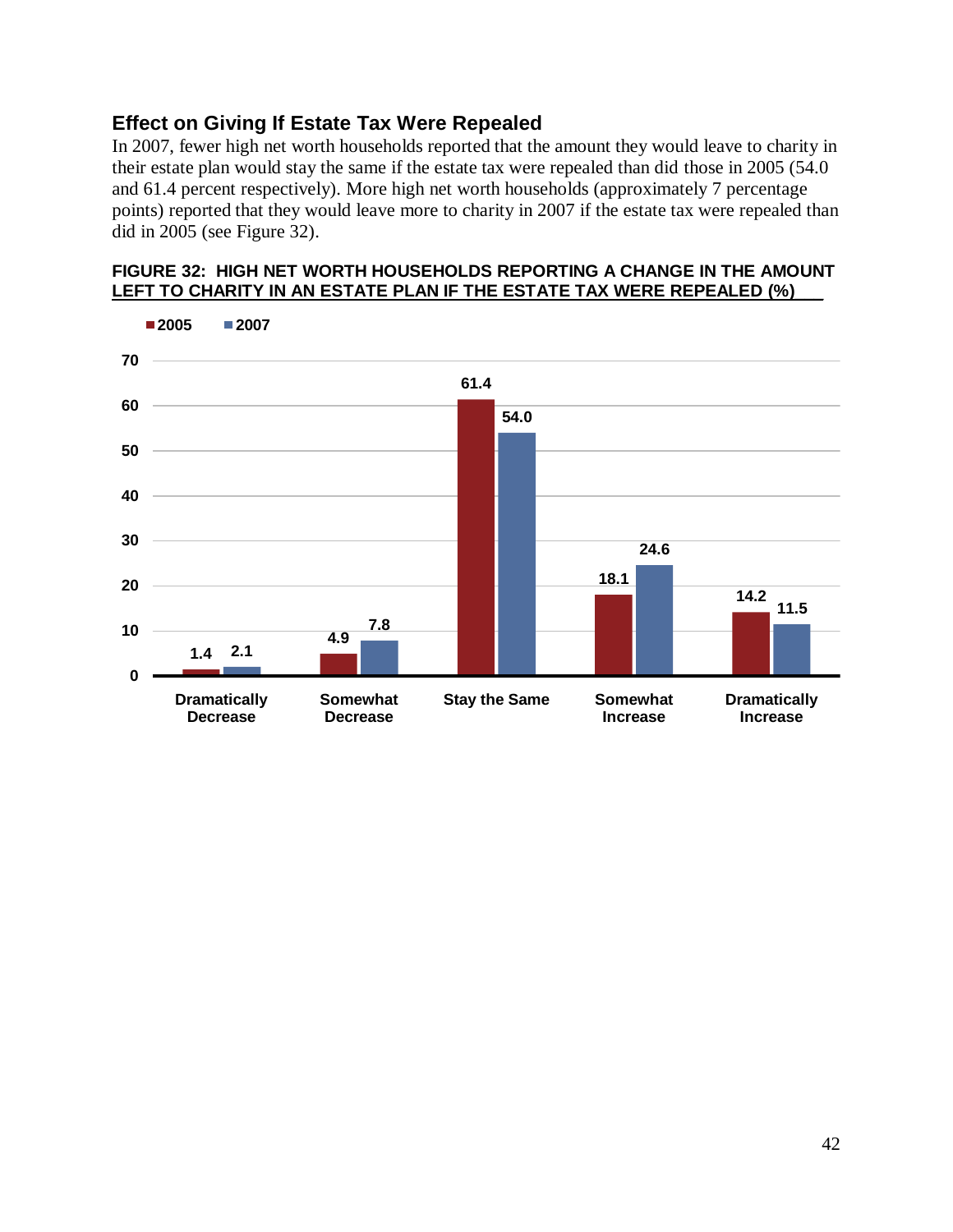## Effect on Giving If Estate Tax Were Repealed

In 2007, fewer high net worth households reported that the amount they would leave to charity in their estate plan would stay the same if the estate tax were repealed than did those in 2005 (54.0 and 61.4 percent respectively). More high net worth households (approximately 7 percentage points) reported that they would leave more to charity in 2007 if the estate tax were repealed than did in 2005 (see Figure 32).

**FIGURE 32: HIGH NET WORTH HOUSEHOLDS REPORTING A CHANGE IN THE AMOUNT LEFT TO CHARITY IN AN ESTATE PLAN IF THE ESTATE TAX WERE REPEALED (%)**

| | 2005 | 2007 |
|---|---|---|
| Dramatically Decrease | 1.4 | 2.1 |
| Somewhat Decrease | 4.9 | 7.8 |
| Stay the Same | 61.4 | 54.0 |
| Somewhat Increase | 18.1 | 24.6 |
| Dramatically Increase | 14.2 | 11.5 |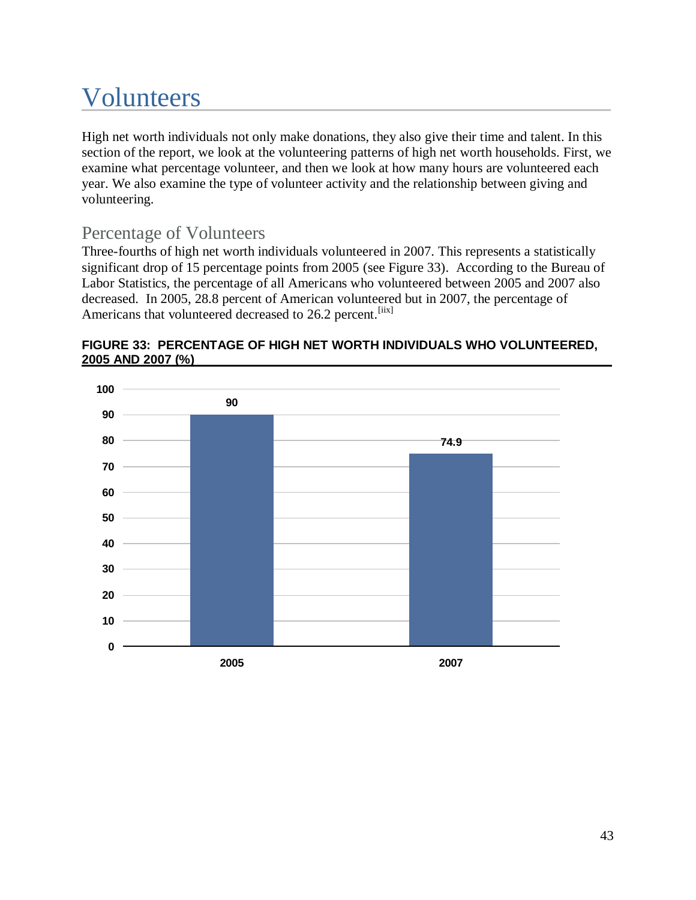# Volunteers

High net worth individuals not only make donations, they also give their time and talent. In this section of the report, we look at the volunteering patterns of high net worth households. First, we examine what percentage volunteer, and then we look at how many hours are volunteered each year. We also examine the type of volunteer activity and the relationship between giving and volunteering.

## Percentage of Volunteers

Three-fourths of high net worth individuals volunteered in 2007. This represents a statistically significant drop of 15 percentage points from 2005 (see Figure 33). According to the Bureau of Labor Statistics, the percentage of all Americans who volunteered between 2005 and 2007 also decreased. In 2005, 28.8 percent of American volunteered but in 2007, the percentage of Americans that volunteered decreased to 26.2 percent.[iix]

**FIGURE 33: PERCENTAGE OF HIGH NET WORTH INDIVIDUALS WHO VOLUNTEERED, 2005 AND 2007 (%)**

| Year | Percentage |
|---|---|
| 2005 | 90 |
| 2007 | 74.9 |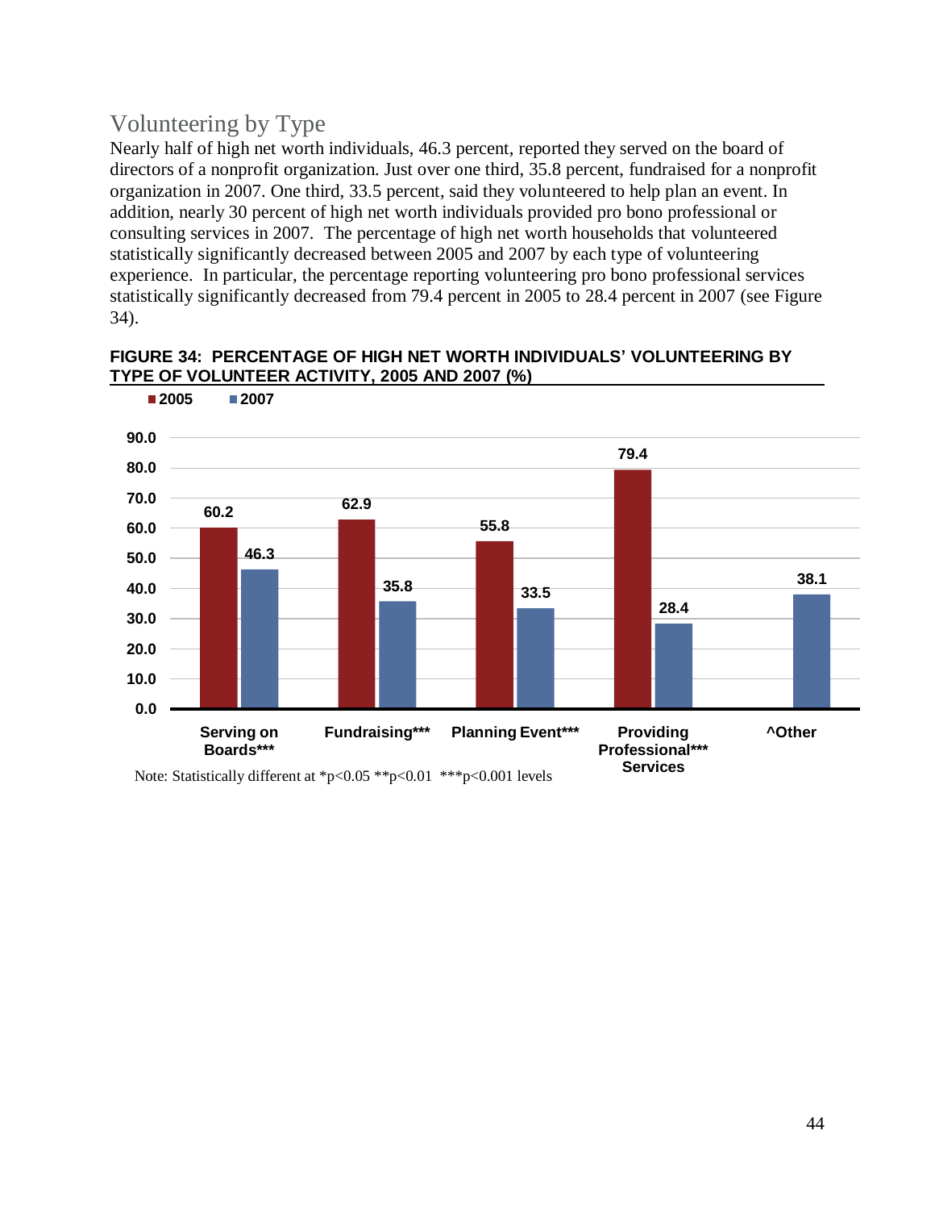## Volunteering by Type

Nearly half of high net worth individuals, 46.3 percent, reported they served on the board of directors of a nonprofit organization. Just over one third, 35.8 percent, fundraised for a nonprofit organization in 2007. One third, 33.5 percent, said they volunteered to help plan an event. In addition, nearly 30 percent of high net worth individuals provided pro bono professional or consulting services in 2007. The percentage of high net worth households that volunteered statistically significantly decreased between 2005 and 2007 by each type of volunteering experience. In particular, the percentage reporting volunteering pro bono professional services statistically significantly decreased from 79.4 percent in 2005 to 28.4 percent in 2007 (see Figure 34).

**FIGURE 34: PERCENTAGE OF HIGH NET WORTH INDIVIDUALS' VOLUNTEERING BY TYPE OF VOLUNTEER ACTIVITY, 2005 AND 2007 (%)**

| Type of Volunteer Activity | 2005 | 2007 |
|---|---|---|
| Serving on Boards*** | 60.2 | 46.3 |
| Fundraising*** | 62.9 | 35.8 |
| Planning Event*** | 55.8 | 33.5 |
| Providing Professional*** Services | 79.4 | 28.4 |
| ^Other | | 38.1 |

Note: Statistically different at $*p<0.05$ $**p<0.01$ $***p<0.001$ levels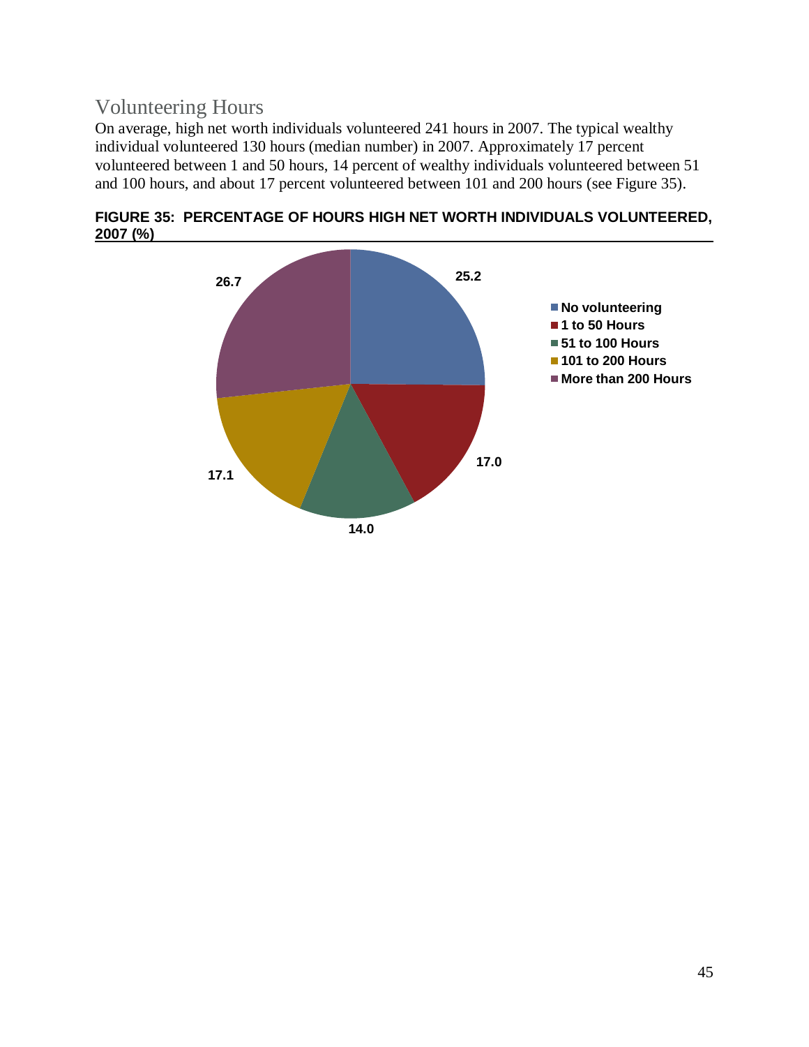## Volunteering Hours

On average, high net worth individuals volunteered 241 hours in 2007. The typical wealthy individual volunteered 130 hours (median number) in 2007. Approximately 17 percent volunteered between 1 and 50 hours, 14 percent of wealthy individuals volunteered between 51 and 100 hours, and about 17 percent volunteered between 101 and 200 hours (see Figure 35).

**FIGURE 35: PERCENTAGE OF HOURS HIGH NET WORTH INDIVIDUALS VOLUNTEERED, 2007 (%)**

| Category | Percent |
| --- | --- |
| No volunteering | 25.2 |
| 1 to 50 Hours | 17.0 |
| 51 to 100 Hours | 14.0 |
| 101 to 200 Hours | 17.1 |
| More than 200 Hours | 26.7 |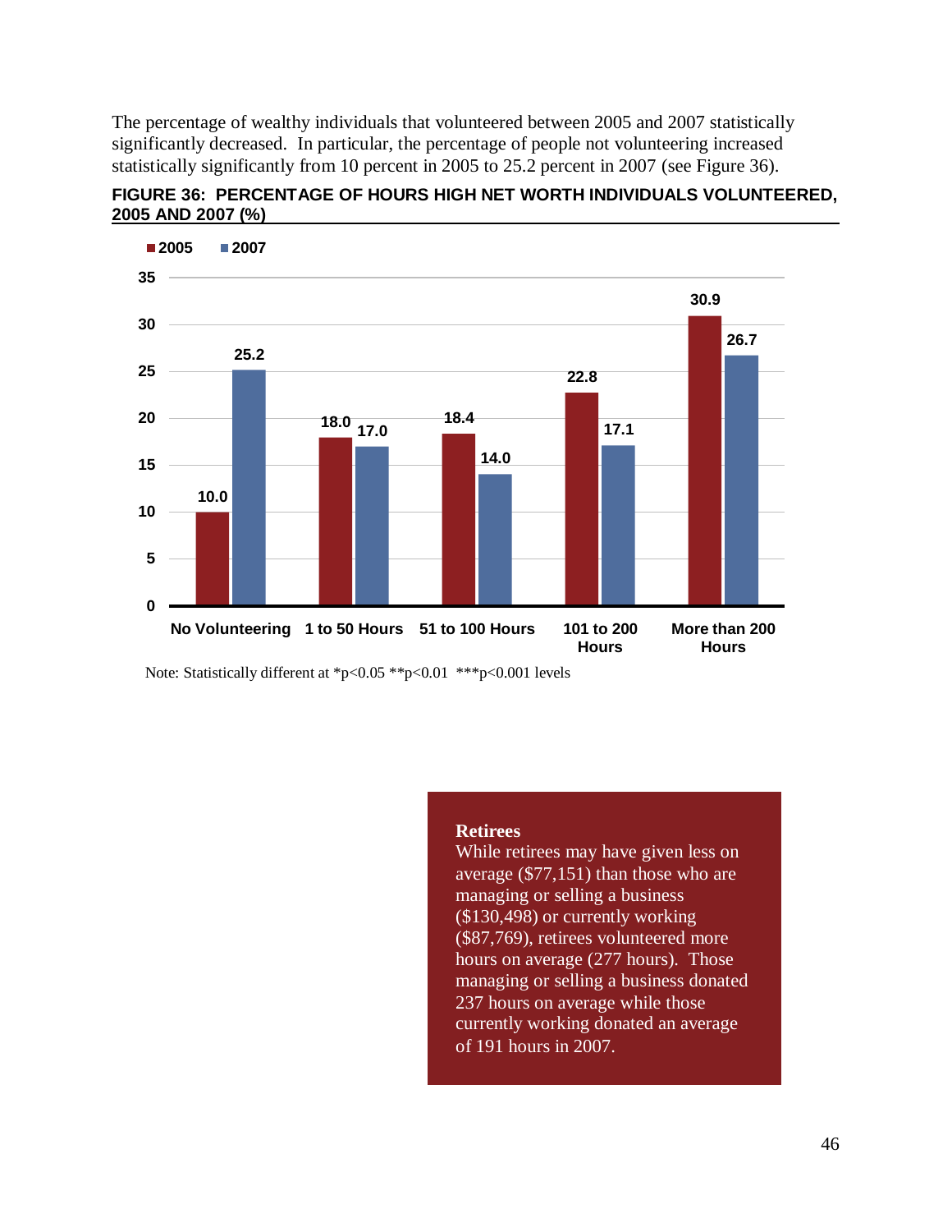The percentage of wealthy individuals that volunteered between 2005 and 2007 statistically significantly decreased. In particular, the percentage of people not volunteering increased statistically significantly from 10 percent in 2005 to 25.2 percent in 2007 (see Figure 36).

**FIGURE 36: PERCENTAGE OF HOURS HIGH NET WORTH INDIVIDUALS VOLUNTEERED, 2005 AND 2007 (%)**

| | 2005 | 2007 |
|---|---|---|
| No Volunteering | 10.0 | 25.2 |
| 1 to 50 Hours | 18.0 | 17.0 |
| 51 to 100 Hours | 18.4 | 14.0 |
| 101 to 200 Hours | 22.8 | 17.1 |
| More than 200 Hours | 30.9 | 26.7 |

Note: Statistically different at *p<0.05 **p<0.01 ***p<0.001 levels

**Retirees**
While retirees may have given less on average ($77,151) than those who are managing or selling a business ($130,498) or currently working ($87,769), retirees volunteered more hours on average (277 hours). Those managing or selling a business donated 237 hours on average while those currently working donated an average of 191 hours in 2007.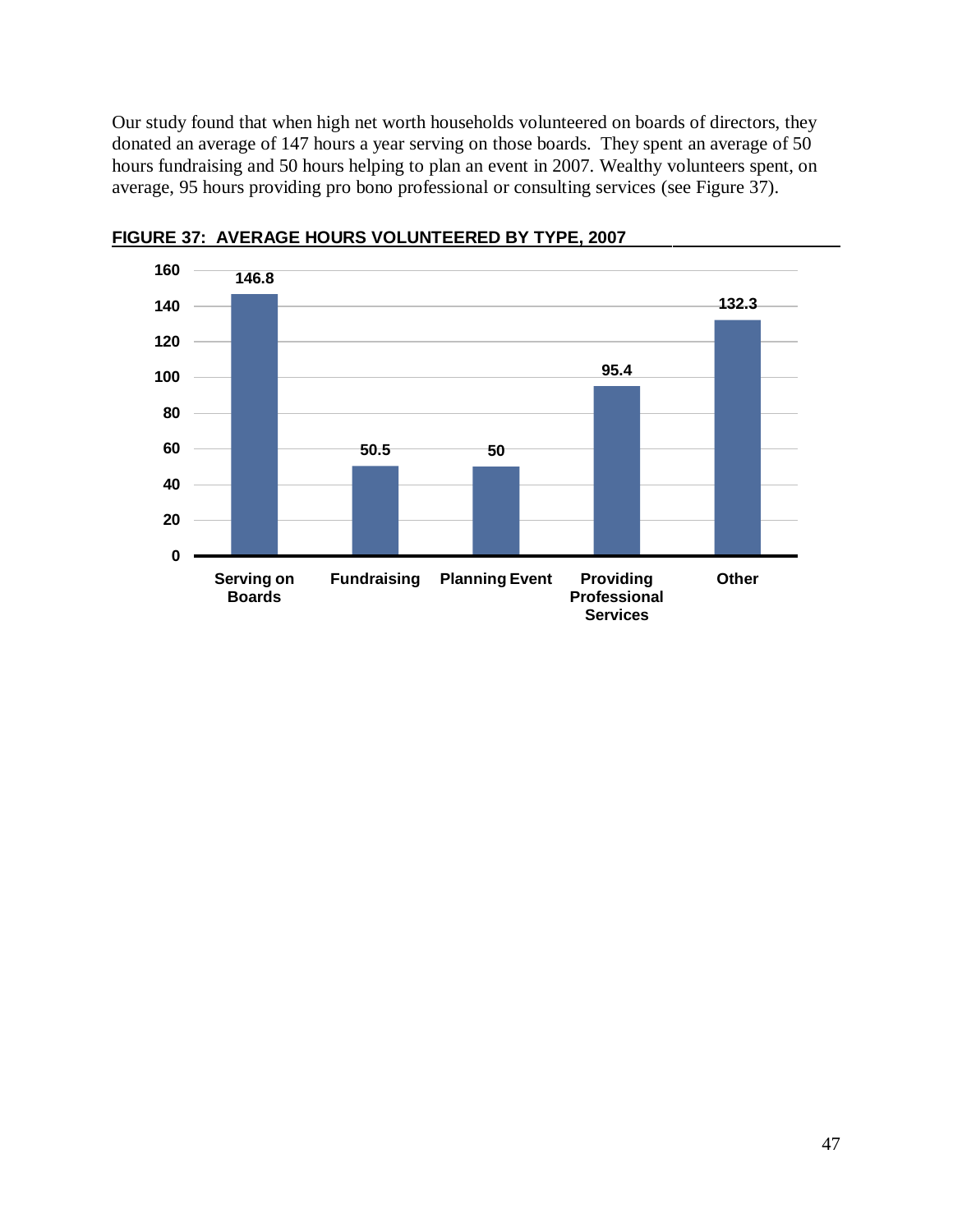Our study found that when high net worth households volunteered on boards of directors, they donated an average of 147 hours a year serving on those boards. They spent an average of 50 hours fundraising and 50 hours helping to plan an event in 2007. Wealthy volunteers spent, on average, 95 hours providing pro bono professional or consulting services (see Figure 37).

**FIGURE 37: AVERAGE HOURS VOLUNTEERED BY TYPE, 2007**

| Type | Average Hours |
|---|---|
| Serving on Boards | 146.8 |
| Fundraising | 50.5 |
| Planning Event | 50 |
| Providing Professional Services | 95.4 |
| Other | 132.3 |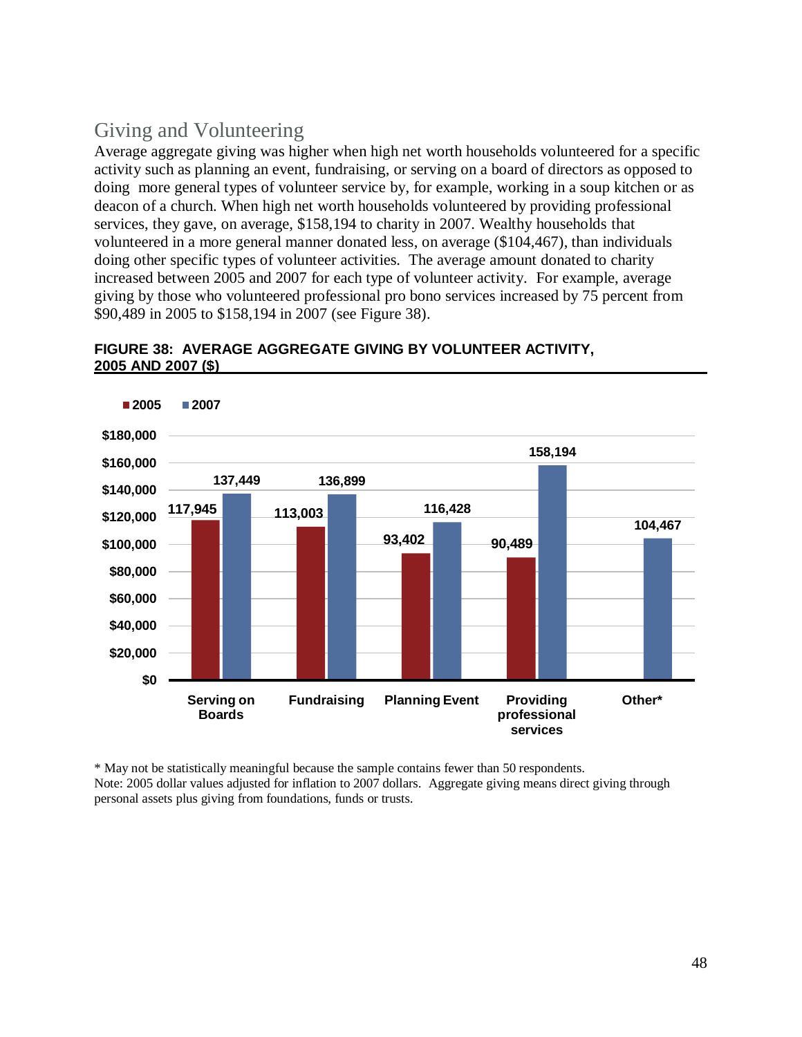## Giving and Volunteering

Average aggregate giving was higher when high net worth households volunteered for a specific activity such as planning an event, fundraising, or serving on a board of directors as opposed to doing more general types of volunteer service by, for example, working in a soup kitchen or as deacon of a church. When high net worth households volunteered by providing professional services, they gave, on average, $158,194 to charity in 2007. Wealthy households that volunteered in a more general manner donated less, on average ($104,467), than individuals doing other specific types of volunteer activities. The average amount donated to charity increased between 2005 and 2007 for each type of volunteer activity. For example, average giving by those who volunteered professional pro bono services increased by 75 percent from $90,489 in 2005 to $158,194 in 2007 (see Figure 38).

**FIGURE 38: AVERAGE AGGREGATE GIVING BY VOLUNTEER ACTIVITY, 2005 AND 2007 ($)**

| Volunteer Activity | 2005 | 2007 |
|---|---|---|
| Serving on Boards | 117,945 | 137,449 |
| Fundraising | 113,003 | 136,899 |
| Planning Event | 93,402 | 116,428 |
| Providing professional services | 90,489 | 158,194 |
| Other* | | 104,467 |

* May not be statistically meaningful because the sample contains fewer than 50 respondents.
Note: 2005 dollar values adjusted for inflation to 2007 dollars. Aggregate giving means direct giving through personal assets plus giving from foundations, funds or trusts.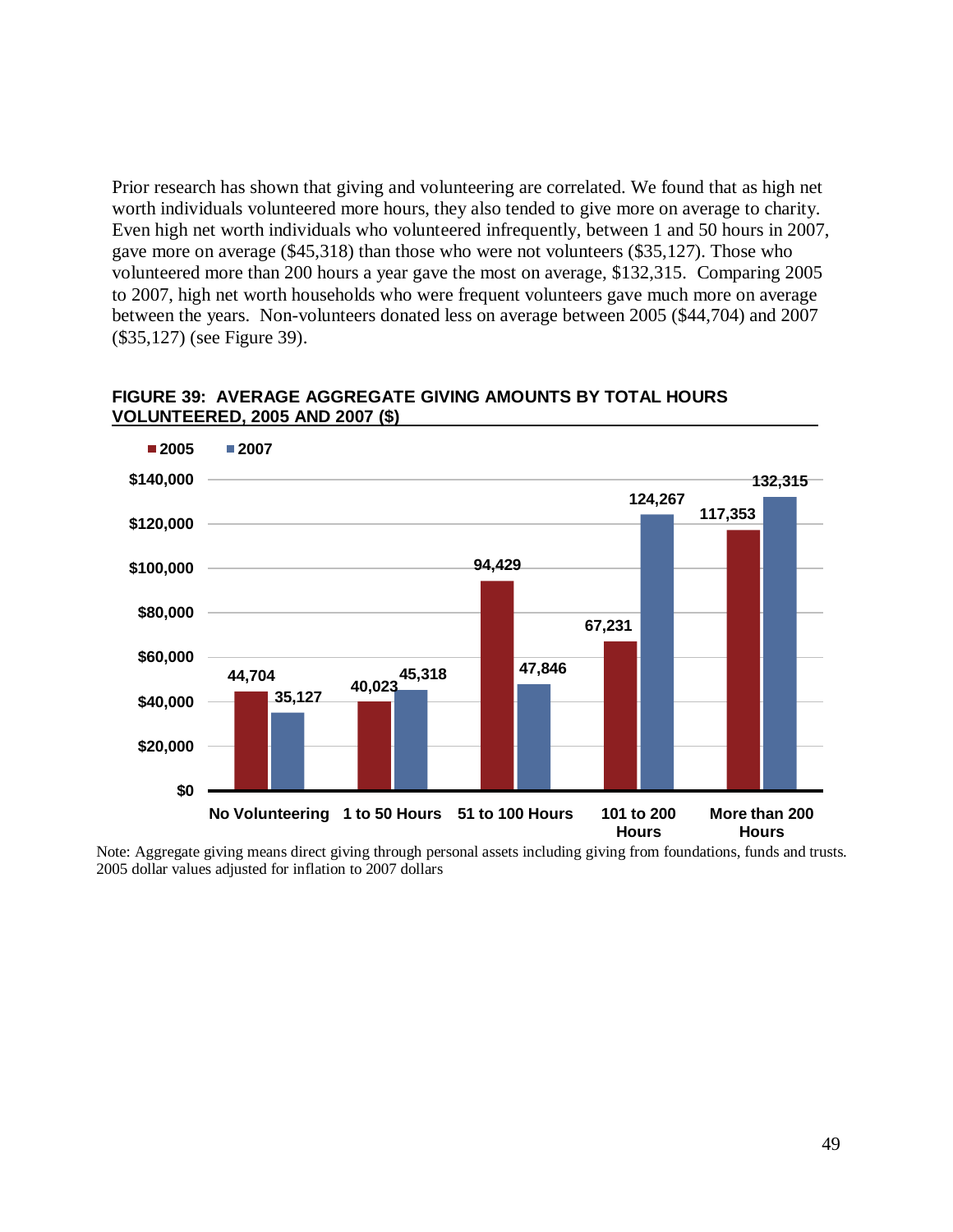Prior research has shown that giving and volunteering are correlated. We found that as high net worth individuals volunteered more hours, they also tended to give more on average to charity. Even high net worth individuals who volunteered infrequently, between 1 and 50 hours in 2007, gave more on average ($45,318) than those who were not volunteers ($35,127). Those who volunteered more than 200 hours a year gave the most on average, $132,315. Comparing 2005 to 2007, high net worth households who were frequent volunteers gave much more on average between the years. Non-volunteers donated less on average between 2005 ($44,704) and 2007 ($35,127) (see Figure 39).

**FIGURE 39: AVERAGE AGGREGATE GIVING AMOUNTS BY TOTAL HOURS VOLUNTEERED, 2005 AND 2007 ($)**

| | 2005 | 2007 |
|---|---|---|
| No Volunteering | 44,704 | 35,127 |
| 1 to 50 Hours | 40,023 | 45,318 |
| 51 to 100 Hours | 94,429 | 47,846 |
| 101 to 200 Hours | 67,231 | 124,267 |
| More than 200 Hours | 117,353 | 132,315 |

Note: Aggregate giving means direct giving through personal assets including giving from foundations, funds and trusts. 2005 dollar values adjusted for inflation to 2007 dollars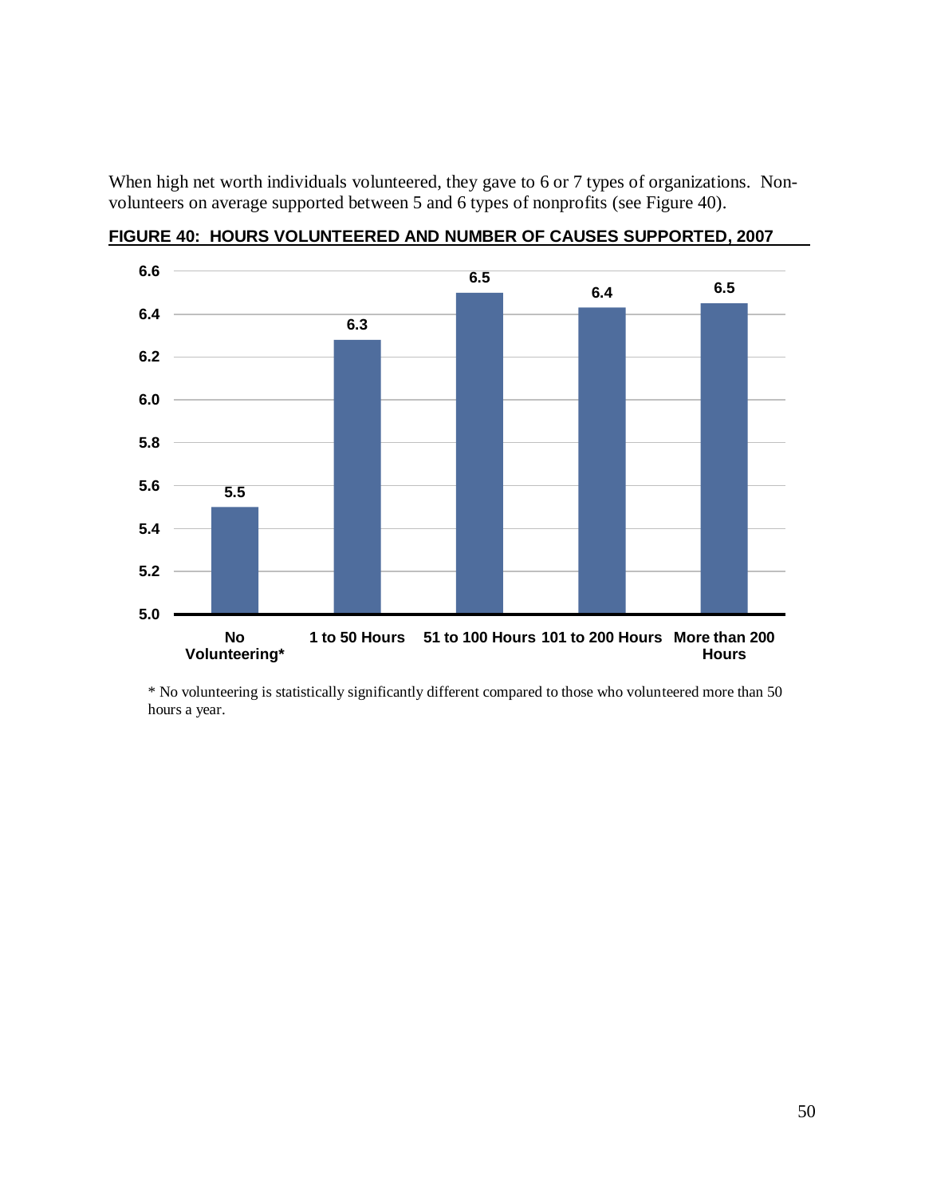When high net worth individuals volunteered, they gave to 6 or 7 types of organizations. Non-volunteers on average supported between 5 and 6 types of nonprofits (see Figure 40).

**FIGURE 40: HOURS VOLUNTEERED AND NUMBER OF CAUSES SUPPORTED, 2007**

| Hours Volunteered | Number of Causes Supported |
|---|---|
| No Volunteering* | 5.5 |
| 1 to 50 Hours | 6.3 |
| 51 to 100 Hours | 6.5 |
| 101 to 200 Hours | 6.4 |
| More than 200 Hours | 6.5 |

* No volunteering is statistically significantly different compared to those who volunteered more than 50 hours a year.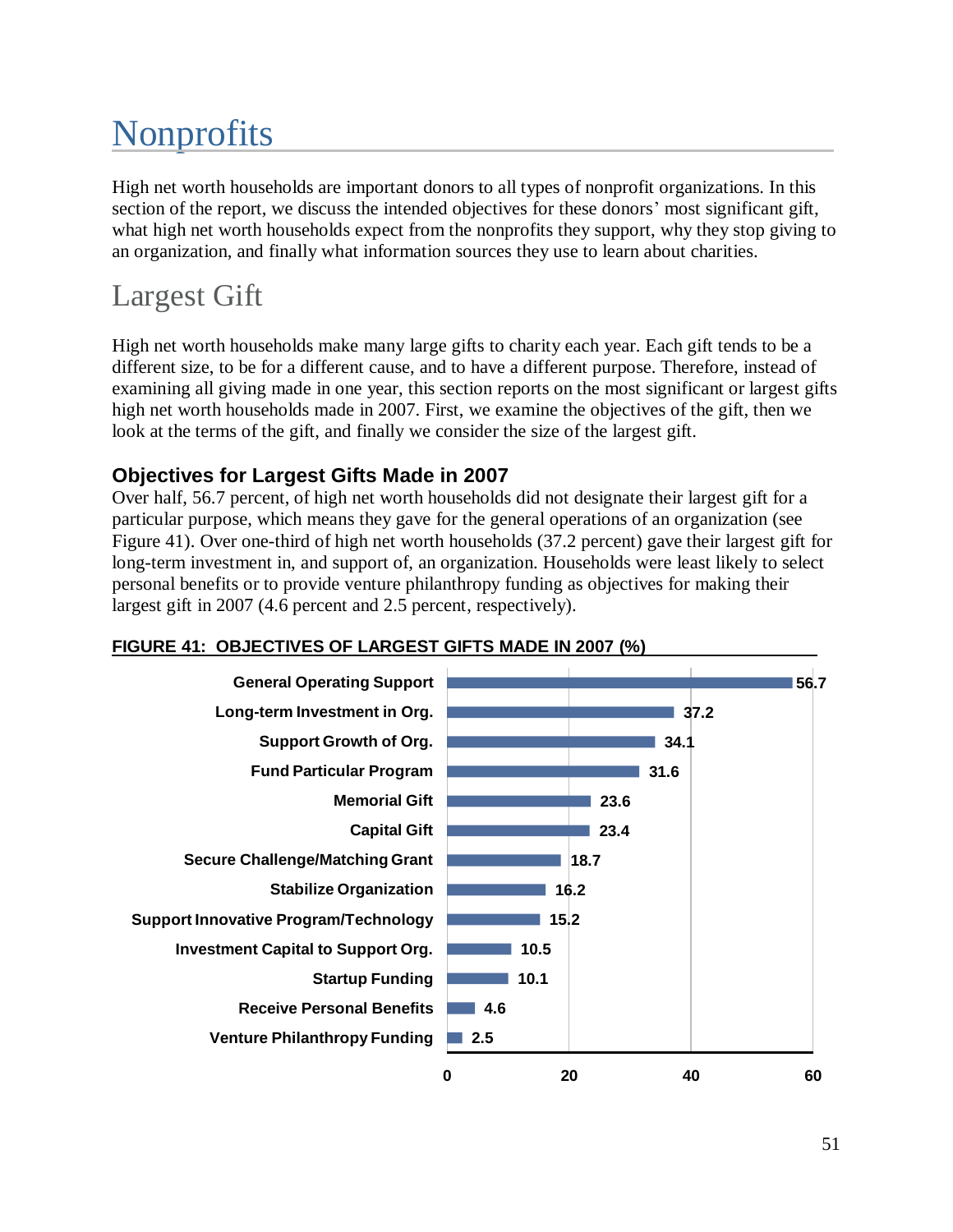# Nonprofits

High net worth households are important donors to all types of nonprofit organizations. In this section of the report, we discuss the intended objectives for these donors' most significant gift, what high net worth households expect from the nonprofits they support, why they stop giving to an organization, and finally what information sources they use to learn about charities.

## Largest Gift

High net worth households make many large gifts to charity each year. Each gift tends to be a different size, to be for a different cause, and to have a different purpose. Therefore, instead of examining all giving made in one year, this section reports on the most significant or largest gifts high net worth households made in 2007. First, we examine the objectives of the gift, then we look at the terms of the gift, and finally we consider the size of the largest gift.

### Objectives for Largest Gifts Made in 2007

Over half, 56.7 percent, of high net worth households did not designate their largest gift for a particular purpose, which means they gave for the general operations of an organization (see Figure 41). Over one-third of high net worth households (37.2 percent) gave their largest gift for long-term investment in, and support of, an organization. Households were least likely to select personal benefits or to provide venture philanthropy funding as objectives for making their largest gift in 2007 (4.6 percent and 2.5 percent, respectively).

**FIGURE 41: OBJECTIVES OF LARGEST GIFTS MADE IN 2007 (%)**

| Objective | % |
|---|---|
| General Operating Support | 56.7 |
| Long-term Investment in Org. | 37.2 |
| Support Growth of Org. | 34.1 |
| Fund Particular Program | 31.6 |
| Memorial Gift | 23.6 |
| Capital Gift | 23.4 |
| Secure Challenge/Matching Grant | 18.7 |
| Stabilize Organization | 16.2 |
| Support Innovative Program/Technology | 15.2 |
| Investment Capital to Support Org. | 10.5 |
| Startup Funding | 10.1 |
| Receive Personal Benefits | 4.6 |
| Venture Philanthropy Funding | 2.5 |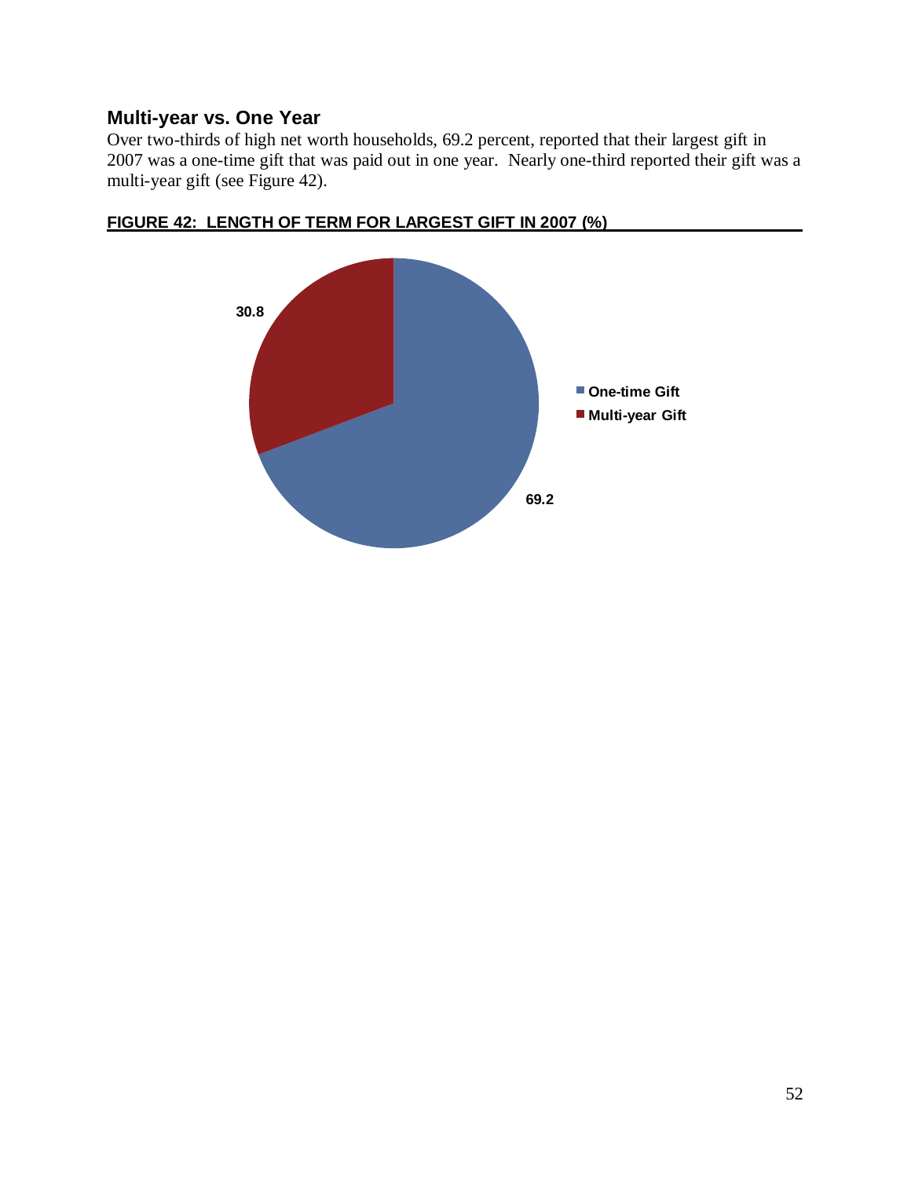## Multi-year vs. One Year

Over two-thirds of high net worth households, 69.2 percent, reported that their largest gift in 2007 was a one-time gift that was paid out in one year. Nearly one-third reported their gift was a multi-year gift (see Figure 42).

**FIGURE 42: LENGTH OF TERM FOR LARGEST GIFT IN 2007 (%)**

| Length of Term | % |
|---|---|
| One-time Gift | 69.2 |
| Multi-year Gift | 30.8 |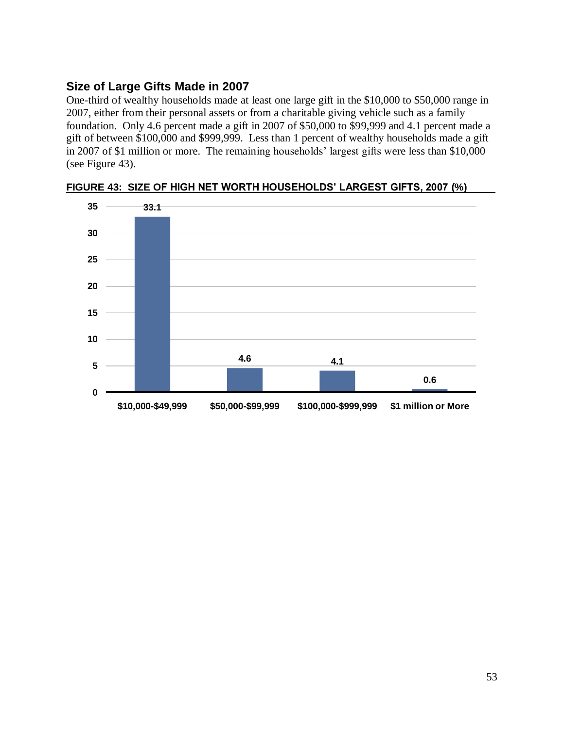## Size of Large Gifts Made in 2007

One-third of wealthy households made at least one large gift in the $10,000 to $50,000 range in 2007, either from their personal assets or from a charitable giving vehicle such as a family foundation. Only 4.6 percent made a gift in 2007 of $50,000 to $99,999 and 4.1 percent made a gift of between $100,000 and $999,999. Less than 1 percent of wealthy households made a gift in 2007 of $1 million or more. The remaining households' largest gifts were less than $10,000 (see Figure 43).

**FIGURE 43: SIZE OF HIGH NET WORTH HOUSEHOLDS' LARGEST GIFTS, 2007 (%)**

| Gift Size | % |
|---|---|
| $10,000-$49,999 | 33.1 |
| $50,000-$99,999 | 4.6 |
| $100,000-$999,999 | 4.1 |
| $1 million or More | 0.6 |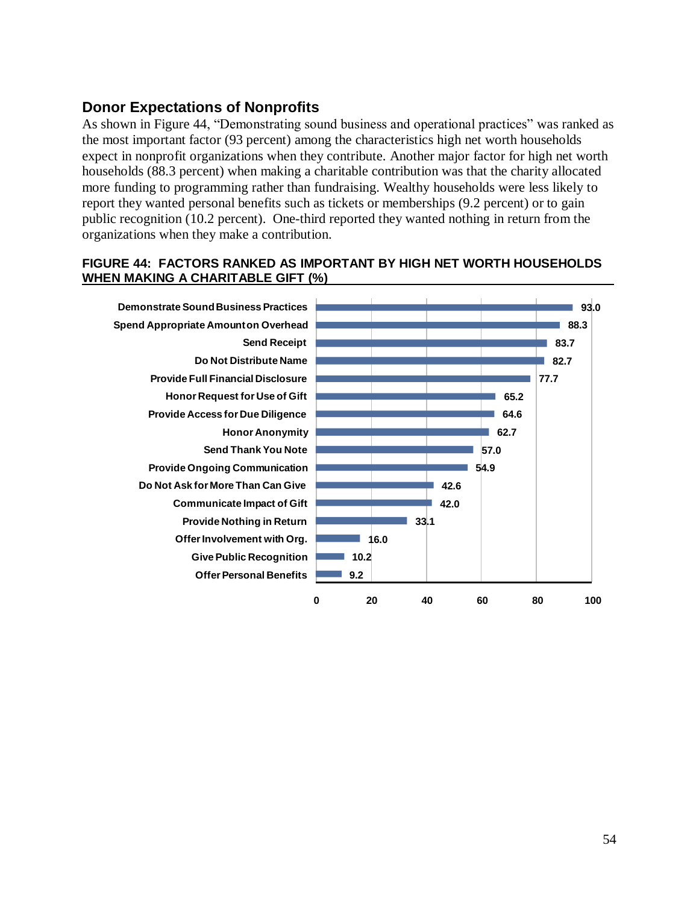## Donor Expectations of Nonprofits

As shown in Figure 44, "Demonstrating sound business and operational practices" was ranked as the most important factor (93 percent) among the characteristics high net worth households expect in nonprofit organizations when they contribute. Another major factor for high net worth households (88.3 percent) when making a charitable contribution was that the charity allocated more funding to programming rather than fundraising. Wealthy households were less likely to report they wanted personal benefits such as tickets or memberships (9.2 percent) or to gain public recognition (10.2 percent). One-third reported they wanted nothing in return from the organizations when they make a contribution.

**FIGURE 44: FACTORS RANKED AS IMPORTANT BY HIGH NET WORTH HOUSEHOLDS WHEN MAKING A CHARITABLE GIFT (%)**

| Factor | % |
| --- | --- |
| Demonstrate Sound Business Practices | 93.0 |
| Spend Appropriate Amount on Overhead | 88.3 |
| Send Receipt | 83.7 |
| Do Not Distribute Name | 82.7 |
| Provide Full Financial Disclosure | 77.7 |
| Honor Request for Use of Gift | 65.2 |
| Provide Access for Due Diligence | 64.6 |
| Honor Anonymity | 62.7 |
| Send Thank You Note | 57.0 |
| Provide Ongoing Communication | 54.9 |
| Do Not Ask for More Than Can Give | 42.6 |
| Communicate Impact of Gift | 42.0 |
| Provide Nothing in Return | 33.1 |
| Offer Involvement with Org. | 16.0 |
| Give Public Recognition | 10.2 |
| Offer Personal Benefits | 9.2 |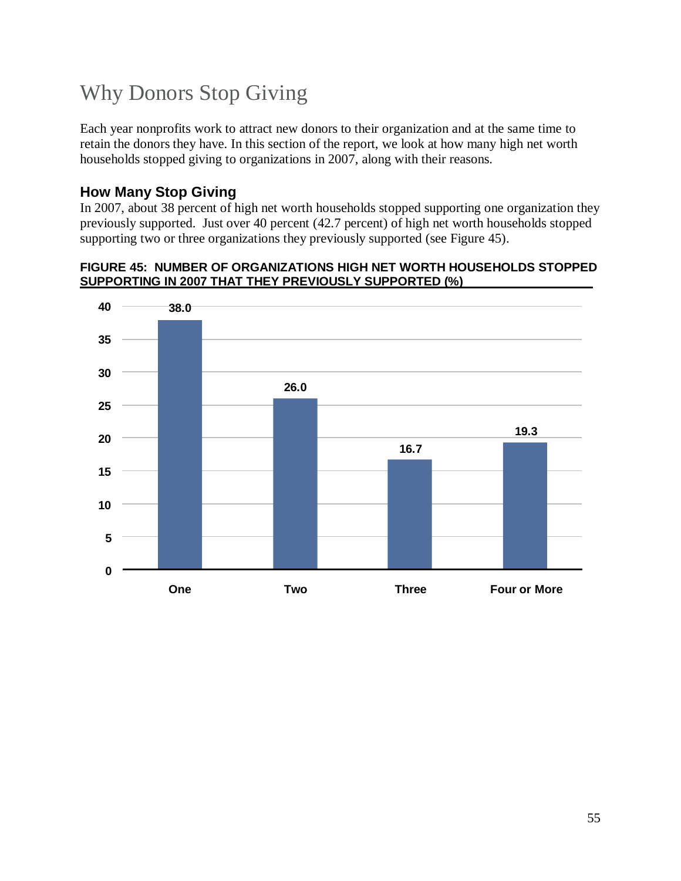# Why Donors Stop Giving

Each year nonprofits work to attract new donors to their organization and at the same time to retain the donors they have. In this section of the report, we look at how many high net worth households stopped giving to organizations in 2007, along with their reasons.

## How Many Stop Giving

In 2007, about 38 percent of high net worth households stopped supporting one organization they previously supported. Just over 40 percent (42.7 percent) of high net worth households stopped supporting two or three organizations they previously supported (see Figure 45).

**FIGURE 45: NUMBER OF ORGANIZATIONS HIGH NET WORTH HOUSEHOLDS STOPPED SUPPORTING IN 2007 THAT THEY PREVIOUSLY SUPPORTED (%)**

| Number of Organizations | % |
|---|---|
| One | 38.0 |
| Two | 26.0 |
| Three | 16.7 |
| Four or More | 19.3 |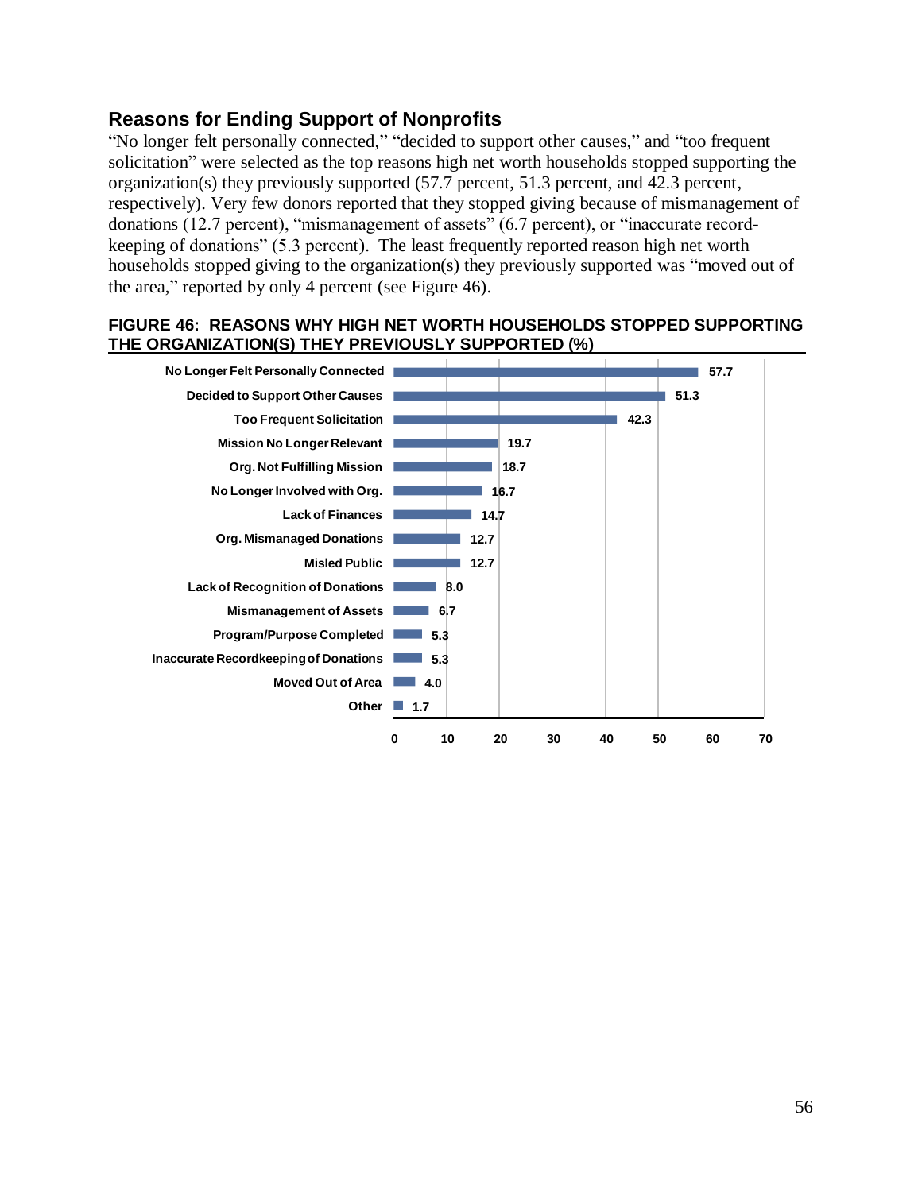## Reasons for Ending Support of Nonprofits

"No longer felt personally connected," "decided to support other causes," and "too frequent solicitation" were selected as the top reasons high net worth households stopped supporting the organization(s) they previously supported (57.7 percent, 51.3 percent, and 42.3 percent, respectively). Very few donors reported that they stopped giving because of mismanagement of donations (12.7 percent), "mismanagement of assets" (6.7 percent), or "inaccurate record-keeping of donations" (5.3 percent). The least frequently reported reason high net worth households stopped giving to the organization(s) they previously supported was "moved out of the area," reported by only 4 percent (see Figure 46).

**FIGURE 46: REASONS WHY HIGH NET WORTH HOUSEHOLDS STOPPED SUPPORTING THE ORGANIZATION(S) THEY PREVIOUSLY SUPPORTED (%)**

| Reason | % |
|---|---|
| No Longer Felt Personally Connected | 57.7 |
| Decided to Support Other Causes | 51.3 |
| Too Frequent Solicitation | 42.3 |
| Mission No Longer Relevant | 19.7 |
| Org. Not Fulfilling Mission | 18.7 |
| No Longer Involved with Org. | 16.7 |
| Lack of Finances | 14.7 |
| Org. Mismanaged Donations | 12.7 |
| Misled Public | 12.7 |
| Lack of Recognition of Donations | 8.0 |
| Mismanagement of Assets | 6.7 |
| Program/Purpose Completed | 5.3 |
| Inaccurate Recordkeeping of Donations | 5.3 |
| Moved Out of Area | 4.0 |
| Other | 1.7 |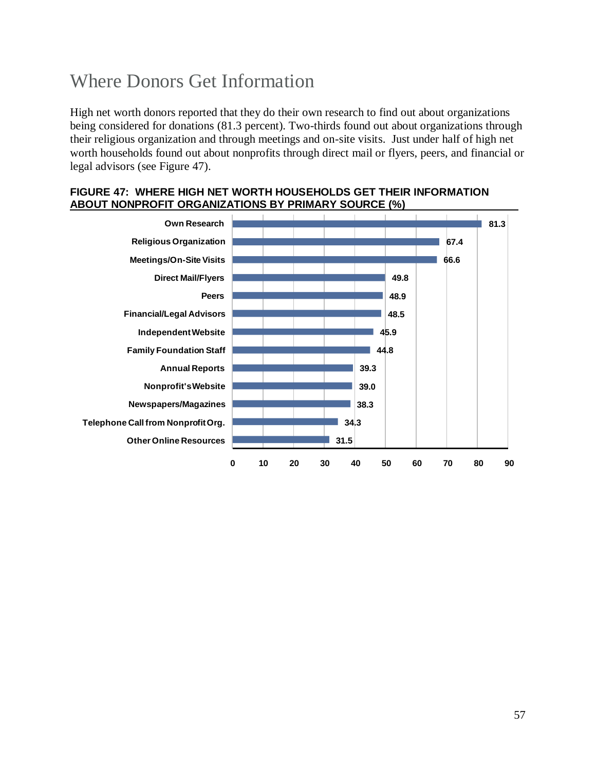# Where Donors Get Information

High net worth donors reported that they do their own research to find out about organizations being considered for donations (81.3 percent). Two-thirds found out about organizations through their religious organization and through meetings and on-site visits. Just under half of high net worth households found out about nonprofits through direct mail or flyers, peers, and financial or legal advisors (see Figure 47).

**FIGURE 47: WHERE HIGH NET WORTH HOUSEHOLDS GET THEIR INFORMATION ABOUT NONPROFIT ORGANIZATIONS BY PRIMARY SOURCE (%)**

| Source | % |
|---|---|
| Own Research | 81.3 |
| Religious Organization | 67.4 |
| Meetings/On-Site Visits | 66.6 |
| Direct Mail/Flyers | 49.8 |
| Peers | 48.9 |
| Financial/Legal Advisors | 48.5 |
| Independent Website | 45.9 |
| Family Foundation Staff | 44.8 |
| Annual Reports | 39.3 |
| Nonprofit's Website | 39.0 |
| Newspapers/Magazines | 38.3 |
| Telephone Call from Nonprofit Org. | 34.3 |
| Other Online Resources | 31.5 |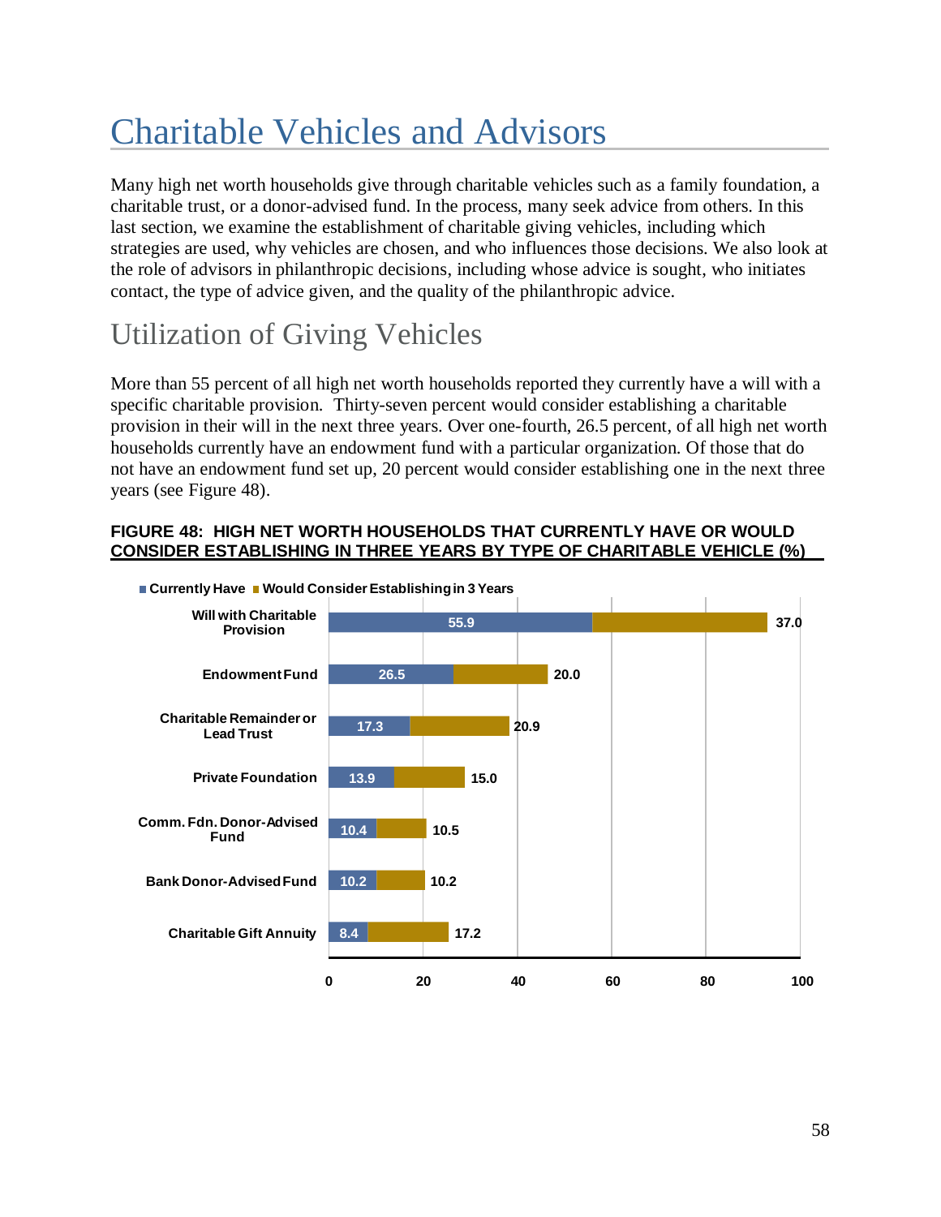# Charitable Vehicles and Advisors

Many high net worth households give through charitable vehicles such as a family foundation, a charitable trust, or a donor-advised fund. In the process, many seek advice from others. In this last section, we examine the establishment of charitable giving vehicles, including which strategies are used, why vehicles are chosen, and who influences those decisions. We also look at the role of advisors in philanthropic decisions, including whose advice is sought, who initiates contact, the type of advice given, and the quality of the philanthropic advice.

## Utilization of Giving Vehicles

More than 55 percent of all high net worth households reported they currently have a will with a specific charitable provision. Thirty-seven percent would consider establishing a charitable provision in their will in the next three years. Over one-fourth, 26.5 percent, of all high net worth households currently have an endowment fund with a particular organization. Of those that do not have an endowment fund set up, 20 percent would consider establishing one in the next three years (see Figure 48).

**FIGURE 48: HIGH NET WORTH HOUSEHOLDS THAT CURRENTLY HAVE OR WOULD CONSIDER ESTABLISHING IN THREE YEARS BY TYPE OF CHARITABLE VEHICLE (%)**

| Type of Charitable Vehicle | Currently Have | Would Consider Establishing in 3 Years |
| --- | --- | --- |
| Will with Charitable Provision | 55.9 | 37.0 |
| Endowment Fund | 26.5 | 20.0 |
| Charitable Remainder or Lead Trust | 17.3 | 20.9 |
| Private Foundation | 13.9 | 15.0 |
| Comm. Fdn. Donor-Advised Fund | 10.4 | 10.5 |
| Bank Donor-Advised Fund | 10.2 | 10.2 |
| Charitable Gift Annuity | 8.4 | 17.2 |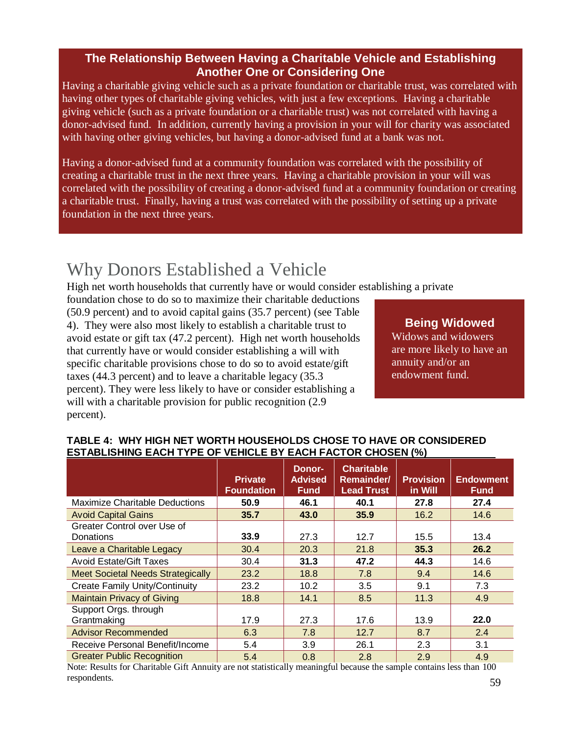### The Relationship Between Having a Charitable Vehicle and Establishing Another One or Considering One

Having a charitable giving vehicle such as a private foundation or charitable trust, was correlated with having other types of charitable giving vehicles, with just a few exceptions. Having a charitable giving vehicle (such as a private foundation or a charitable trust) was not correlated with having a donor-advised fund. In addition, currently having a provision in your will for charity was associated with having other giving vehicles, but having a donor-advised fund at a bank was not.

Having a donor-advised fund at a community foundation was correlated with the possibility of creating a charitable trust in the next three years. Having a charitable provision in your will was correlated with the possibility of creating a donor-advised fund at a community foundation or creating a charitable trust. Finally, having a trust was correlated with the possibility of setting up a private foundation in the next three years.

# Why Donors Established a Vehicle

High net worth households that currently have or would consider establishing a private foundation chose to do so to maximize their charitable deductions (50.9 percent) and to avoid capital gains (35.7 percent) (see Table 4). They were also most likely to establish a charitable trust to avoid estate or gift tax (47.2 percent). High net worth households that currently have or would consider establishing a will with specific charitable provisions chose to do so to avoid estate/gift taxes (44.3 percent) and to leave a charitable legacy (35.3 percent). They were less likely to have or consider establishing a will with a charitable provision for public recognition (2.9 percent).

### Being Widowed

Widows and widowers are more likely to have an annuity and/or an endowment fund.

**TABLE 4: WHY HIGH NET WORTH HOUSEHOLDS CHOSE TO HAVE OR CONSIDERED ESTABLISHING EACH TYPE OF VEHICLE BY EACH FACTOR CHOSEN (%)**

| | Private Foundation | Donor-Advised Fund | Charitable Remainder/ Lead Trust | Provision in Will | Endowment Fund |
|---|---|---|---|---|---|
| Maximize Charitable Deductions | **50.9** | **46.1** | **40.1** | **27.8** | **27.4** |
| Avoid Capital Gains | **35.7** | **43.0** | **35.9** | 16.2 | 14.6 |
| Greater Control over Use of Donations | **33.9** | 27.3 | 12.7 | 15.5 | 13.4 |
| Leave a Charitable Legacy | 30.4 | 20.3 | 21.8 | **35.3** | **26.2** |
| Avoid Estate/Gift Taxes | 30.4 | **31.3** | **47.2** | **44.3** | 14.6 |
| Meet Societal Needs Strategically | 23.2 | 18.8 | 7.8 | 9.4 | 14.6 |
| Create Family Unity/Continuity | 23.2 | 10.2 | 3.5 | 9.1 | 7.3 |
| Maintain Privacy of Giving | 18.8 | 14.1 | 8.5 | 11.3 | 4.9 |
| Support Orgs. through Grantmaking | 17.9 | 27.3 | 17.6 | 13.9 | **22.0** |
| Advisor Recommended | 6.3 | 7.8 | 12.7 | 8.7 | 2.4 |
| Receive Personal Benefit/Income | 5.4 | 3.9 | 26.1 | 2.3 | 3.1 |
| Greater Public Recognition | 5.4 | 0.8 | 2.8 | 2.9 | 4.9 |

Note: Results for Charitable Gift Annuity are not statistically meaningful because the sample contains less than 100 respondents.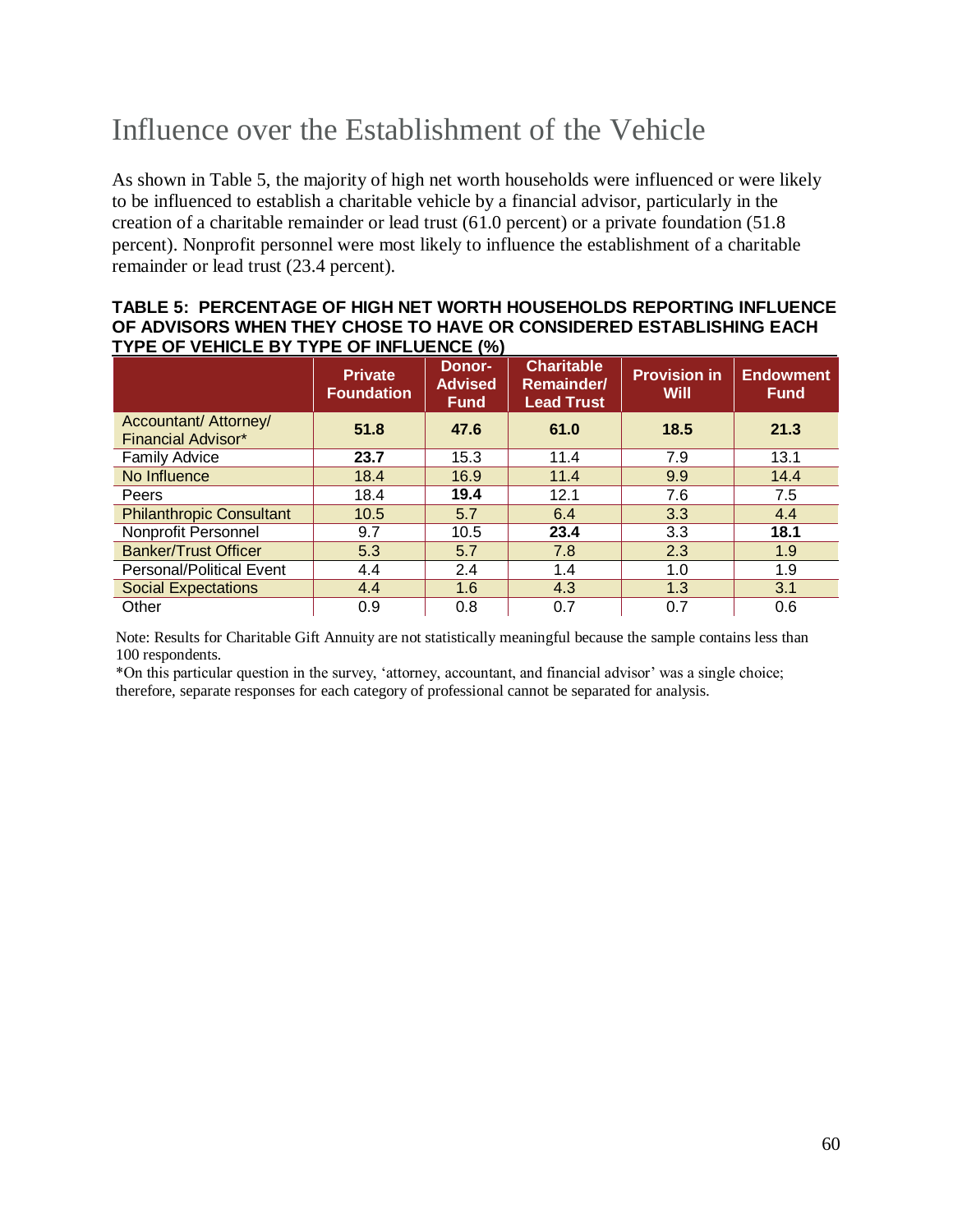## Influence over the Establishment of the Vehicle

As shown in Table 5, the majority of high net worth households were influenced or were likely to be influenced to establish a charitable vehicle by a financial advisor, particularly in the creation of a charitable remainder or lead trust (61.0 percent) or a private foundation (51.8 percent). Nonprofit personnel were most likely to influence the establishment of a charitable remainder or lead trust (23.4 percent).

**TABLE 5: PERCENTAGE OF HIGH NET WORTH HOUSEHOLDS REPORTING INFLUENCE OF ADVISORS WHEN THEY CHOSE TO HAVE OR CONSIDERED ESTABLISHING EACH TYPE OF VEHICLE BY TYPE OF INFLUENCE (%)**

| | Private Foundation | Donor-Advised Fund | Charitable Remainder/ Lead Trust | Provision in Will | Endowment Fund |
|---|---|---|---|---|---|
| Accountant/ Attorney/ Financial Advisor* | **51.8** | **47.6** | **61.0** | **18.5** | **21.3** |
| Family Advice | **23.7** | 15.3 | 11.4 | 7.9 | 13.1 |
| No Influence | 18.4 | 16.9 | 11.4 | 9.9 | 14.4 |
| Peers | 18.4 | **19.4** | 12.1 | 7.6 | 7.5 |
| Philanthropic Consultant | 10.5 | 5.7 | 6.4 | 3.3 | 4.4 |
| Nonprofit Personnel | 9.7 | 10.5 | **23.4** | 3.3 | **18.1** |
| Banker/Trust Officer | 5.3 | 5.7 | 7.8 | 2.3 | 1.9 |
| Personal/Political Event | 4.4 | 2.4 | 1.4 | 1.0 | 1.9 |
| Social Expectations | 4.4 | 1.6 | 4.3 | 1.3 | 3.1 |
| Other | 0.9 | 0.8 | 0.7 | 0.7 | 0.6 |

Note: Results for Charitable Gift Annuity are not statistically meaningful because the sample contains less than 100 respondents.

*On this particular question in the survey, 'attorney, accountant, and financial advisor' was a single choice; therefore, separate responses for each category of professional cannot be separated for analysis.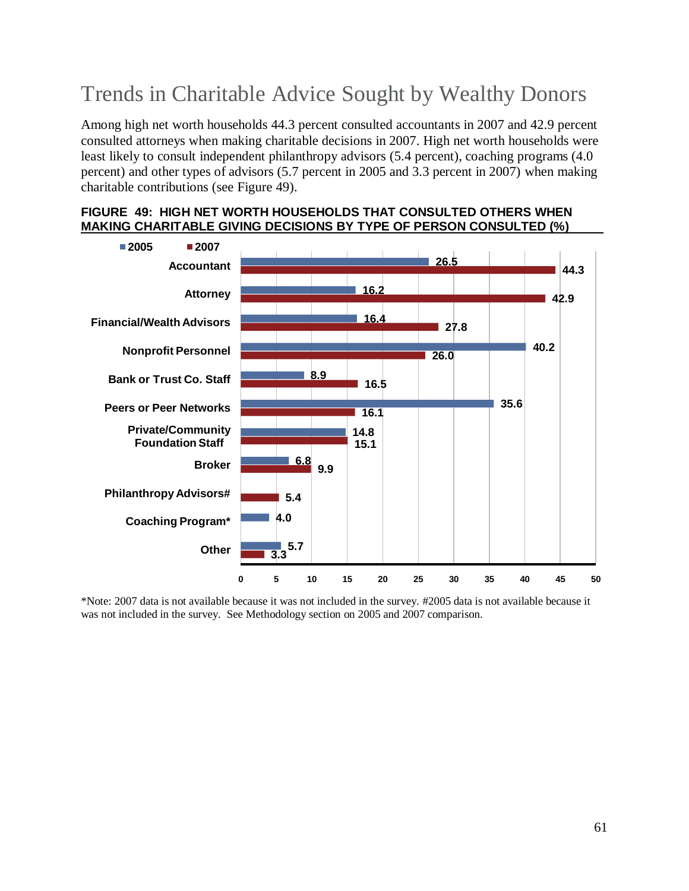# Trends in Charitable Advice Sought by Wealthy Donors

Among high net worth households 44.3 percent consulted accountants in 2007 and 42.9 percent consulted attorneys when making charitable decisions in 2007. High net worth households were least likely to consult independent philanthropy advisors (5.4 percent), coaching programs (4.0 percent) and other types of advisors (5.7 percent in 2005 and 3.3 percent in 2007) when making charitable contributions (see Figure 49).

**FIGURE 49: HIGH NET WORTH HOUSEHOLDS THAT CONSULTED OTHERS WHEN MAKING CHARITABLE GIVING DECISIONS BY TYPE OF PERSON CONSULTED (%)**

| Type of Person Consulted | 2005 | 2007 |
|---|---|---|
| Accountant | 26.5 | 44.3 |
| Attorney | 16.2 | 42.9 |
| Financial/Wealth Advisors | 16.4 | 27.8 |
| Nonprofit Personnel | 40.2 | 26.0 |
| Bank or Trust Co. Staff | 8.9 | 16.5 |
| Peers or Peer Networks | 35.6 | 16.1 |
| Private/Community Foundation Staff | 14.8 | 15.1 |
| Broker | 6.8 | 9.9 |
| Philanthropy Advisors# | | 5.4 |
| Coaching Program* | 4.0 | |
| Other | 5.7 | 3.3 |

*Note: 2007 data is not available because it was not included in the survey. #2005 data is not available because it was not included in the survey. See Methodology section on 2005 and 2007 comparison.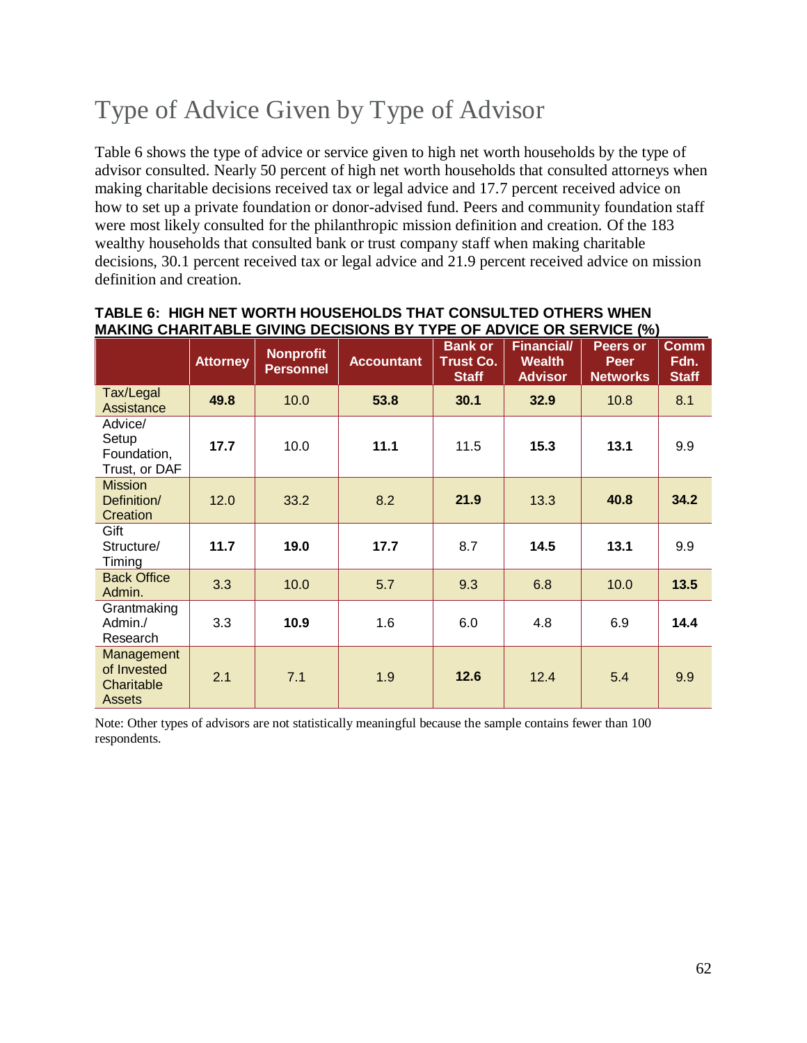# Type of Advice Given by Type of Advisor

Table 6 shows the type of advice or service given to high net worth households by the type of advisor consulted. Nearly 50 percent of high net worth households that consulted attorneys when making charitable decisions received tax or legal advice and 17.7 percent received advice on how to set up a private foundation or donor-advised fund. Peers and community foundation staff were most likely consulted for the philanthropic mission definition and creation. Of the 183 wealthy households that consulted bank or trust company staff when making charitable decisions, 30.1 percent received tax or legal advice and 21.9 percent received advice on mission definition and creation.

**TABLE 6: HIGH NET WORTH HOUSEHOLDS THAT CONSULTED OTHERS WHEN MAKING CHARITABLE GIVING DECISIONS BY TYPE OF ADVICE OR SERVICE (%)**

| | Attorney | Nonprofit Personnel | Accountant | Bank or Trust Co. Staff | Financial/ Wealth Advisor | Peers or Peer Networks | Comm Fdn. Staff |
|---|---|---|---|---|---|---|---|
| Tax/Legal Assistance | **49.8** | 10.0 | **53.8** | **30.1** | **32.9** | 10.8 | 8.1 |
| Advice/ Setup Foundation, Trust, or DAF | **17.7** | 10.0 | **11.1** | 11.5 | **15.3** | **13.1** | 9.9 |
| Mission Definition/ Creation | 12.0 | 33.2 | 8.2 | **21.9** | 13.3 | **40.8** | **34.2** |
| Gift Structure/ Timing | **11.7** | **19.0** | **17.7** | 8.7 | **14.5** | **13.1** | 9.9 |
| Back Office Admin. | 3.3 | 10.0 | 5.7 | 9.3 | 6.8 | 10.0 | **13.5** |
| Grantmaking Admin./ Research | 3.3 | **10.9** | 1.6 | 6.0 | 4.8 | 6.9 | **14.4** |
| Management of Invested Charitable Assets | 2.1 | 7.1 | 1.9 | **12.6** | 12.4 | 5.4 | 9.9 |

Note: Other types of advisors are not statistically meaningful because the sample contains fewer than 100 respondents.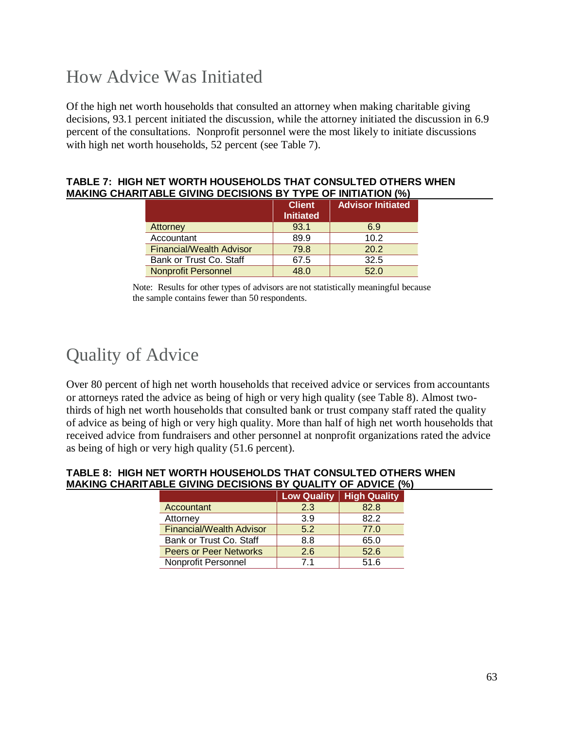## How Advice Was Initiated

Of the high net worth households that consulted an attorney when making charitable giving decisions, 93.1 percent initiated the discussion, while the attorney initiated the discussion in 6.9 percent of the consultations. Nonprofit personnel were the most likely to initiate discussions with high net worth households, 52 percent (see Table 7).

**TABLE 7: HIGH NET WORTH HOUSEHOLDS THAT CONSULTED OTHERS WHEN MAKING CHARITABLE GIVING DECISIONS BY TYPE OF INITIATION (%)**

| | Client Initiated | Advisor Initiated |
|---|---|---|
| Attorney | 93.1 | 6.9 |
| Accountant | 89.9 | 10.2 |
| Financial/Wealth Advisor | 79.8 | 20.2 |
| Bank or Trust Co. Staff | 67.5 | 32.5 |
| Nonprofit Personnel | 48.0 | 52.0 |

Note: Results for other types of advisors are not statistically meaningful because the sample contains fewer than 50 respondents.

## Quality of Advice

Over 80 percent of high net worth households that received advice or services from accountants or attorneys rated the advice as being of high or very high quality (see Table 8). Almost two-thirds of high net worth households that consulted bank or trust company staff rated the quality of advice as being of high or very high quality. More than half of high net worth households that received advice from fundraisers and other personnel at nonprofit organizations rated the advice as being of high or very high quality (51.6 percent).

**TABLE 8: HIGH NET WORTH HOUSEHOLDS THAT CONSULTED OTHERS WHEN MAKING CHARITABLE GIVING DECISIONS BY QUALITY OF ADVICE (%)**

| | Low Quality | High Quality |
|---|---|---|
| Accountant | 2.3 | 82.8 |
| Attorney | 3.9 | 82.2 |
| Financial/Wealth Advisor | 5.2 | 77.0 |
| Bank or Trust Co. Staff | 8.8 | 65.0 |
| Peers or Peer Networks | 2.6 | 52.6 |
| Nonprofit Personnel | 7.1 | 51.6 |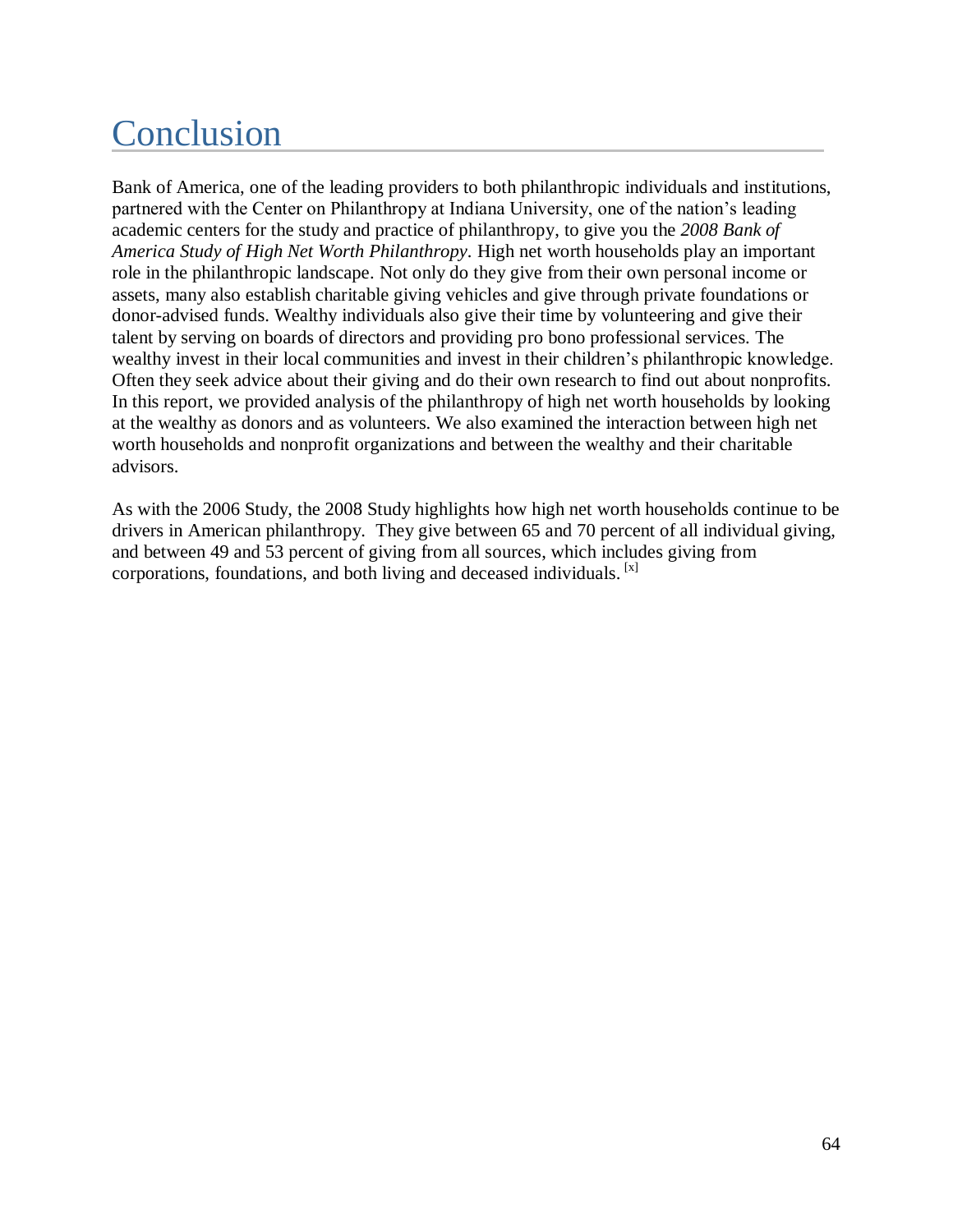# Conclusion

Bank of America, one of the leading providers to both philanthropic individuals and institutions, partnered with the Center on Philanthropy at Indiana University, one of the nation's leading academic centers for the study and practice of philanthropy, to give you the *2008 Bank of America Study of High Net Worth Philanthropy*. High net worth households play an important role in the philanthropic landscape. Not only do they give from their own personal income or assets, many also establish charitable giving vehicles and give through private foundations or donor-advised funds. Wealthy individuals also give their time by volunteering and give their talent by serving on boards of directors and providing pro bono professional services. The wealthy invest in their local communities and invest in their children's philanthropic knowledge. Often they seek advice about their giving and do their own research to find out about nonprofits. In this report, we provided analysis of the philanthropy of high net worth households by looking at the wealthy as donors and as volunteers. We also examined the interaction between high net worth households and nonprofit organizations and between the wealthy and their charitable advisors.

As with the 2006 Study, the 2008 Study highlights how high net worth households continue to be drivers in American philanthropy. They give between 65 and 70 percent of all individual giving, and between 49 and 53 percent of giving from all sources, which includes giving from corporations, foundations, and both living and deceased individuals. [x]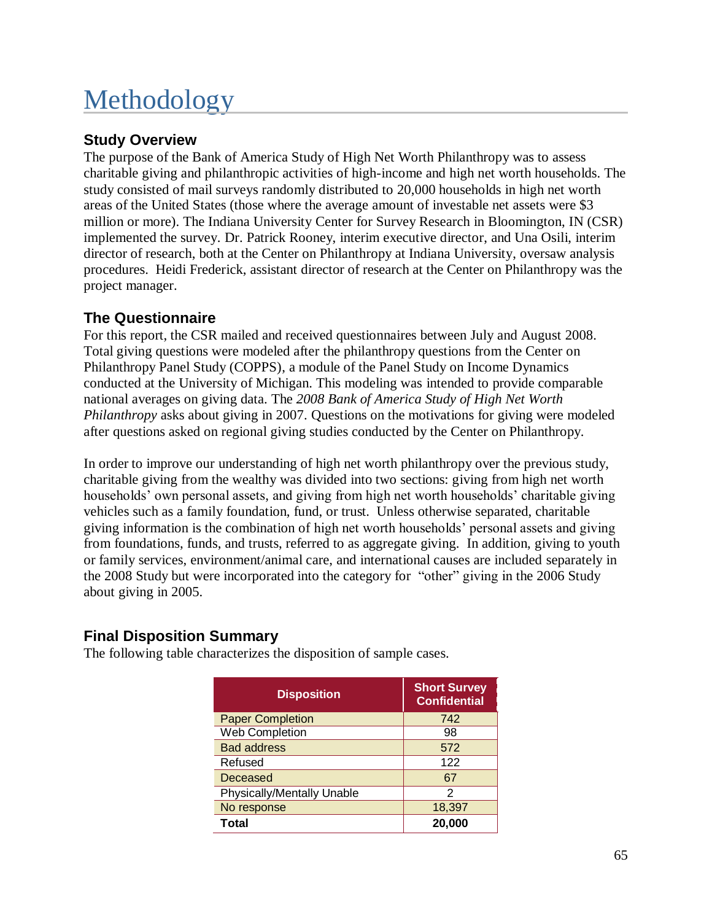# Methodology

## Study Overview

The purpose of the Bank of America Study of High Net Worth Philanthropy was to assess charitable giving and philanthropic activities of high-income and high net worth households. The study consisted of mail surveys randomly distributed to 20,000 households in high net worth areas of the United States (those where the average amount of investable net assets were $3 million or more). The Indiana University Center for Survey Research in Bloomington, IN (CSR) implemented the survey. Dr. Patrick Rooney, interim executive director, and Una Osili, interim director of research, both at the Center on Philanthropy at Indiana University, oversaw analysis procedures. Heidi Frederick, assistant director of research at the Center on Philanthropy was the project manager.

## The Questionnaire

For this report, the CSR mailed and received questionnaires between July and August 2008. Total giving questions were modeled after the philanthropy questions from the Center on Philanthropy Panel Study (COPPS), a module of the Panel Study on Income Dynamics conducted at the University of Michigan. This modeling was intended to provide comparable national averages on giving data. The *2008 Bank of America Study of High Net Worth Philanthropy* asks about giving in 2007. Questions on the motivations for giving were modeled after questions asked on regional giving studies conducted by the Center on Philanthropy.

In order to improve our understanding of high net worth philanthropy over the previous study, charitable giving from the wealthy was divided into two sections: giving from high net worth households' own personal assets, and giving from high net worth households' charitable giving vehicles such as a family foundation, fund, or trust. Unless otherwise separated, charitable giving information is the combination of high net worth households' personal assets and giving from foundations, funds, and trusts, referred to as aggregate giving. In addition, giving to youth or family services, environment/animal care, and international causes are included separately in the 2008 Study but were incorporated into the category for "other" giving in the 2006 Study about giving in 2005.

## Final Disposition Summary

The following table characterizes the disposition of sample cases.

| Disposition | Short Survey Confidential |
|---|---|
| Paper Completion | 742 |
| Web Completion | 98 |
| Bad address | 572 |
| Refused | 122 |
| Deceased | 67 |
| Physically/Mentally Unable | 2 |
| No response | 18,397 |
| **Total** | **20,000** |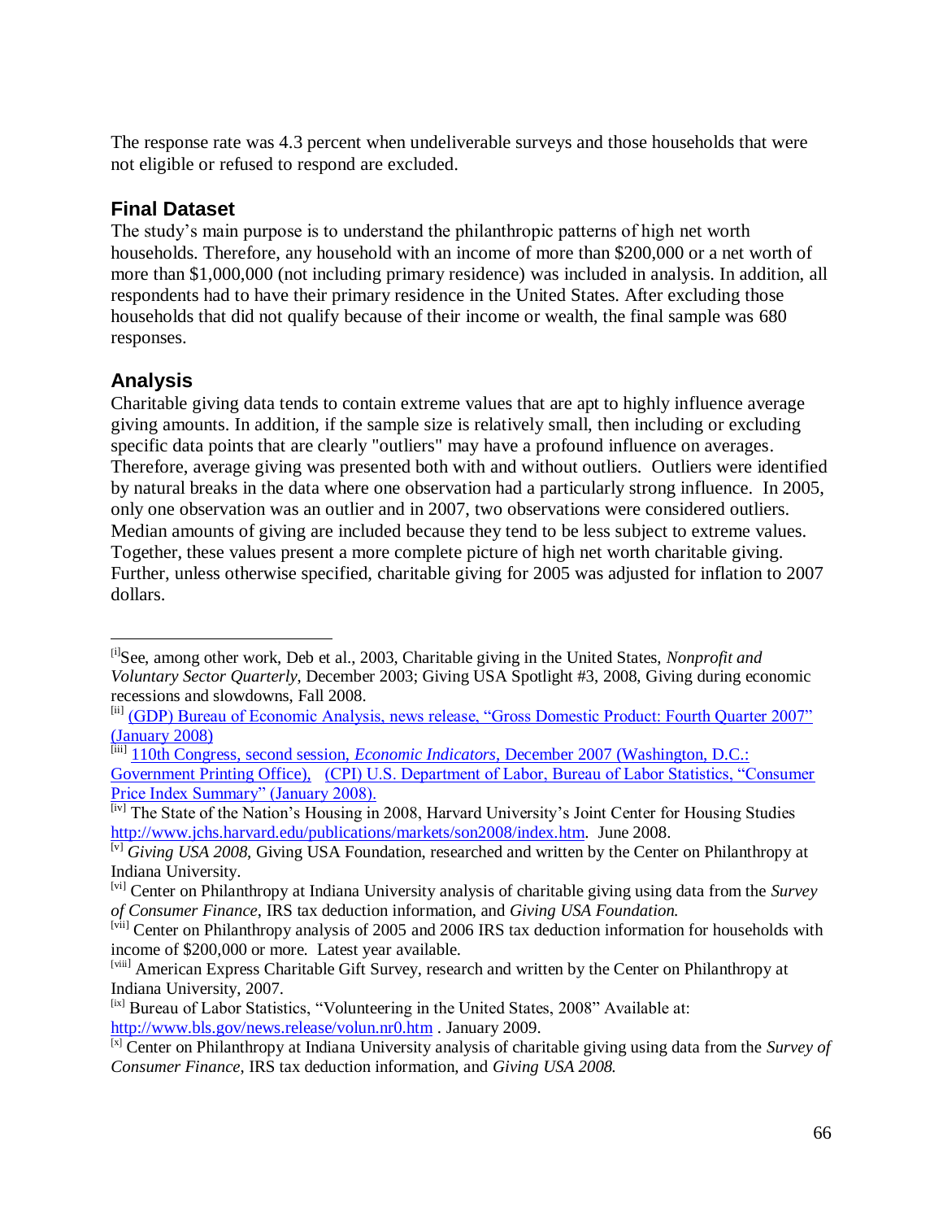The response rate was 4.3 percent when undeliverable surveys and those households that were not eligible or refused to respond are excluded.

## Final Dataset

The study's main purpose is to understand the philanthropic patterns of high net worth households. Therefore, any household with an income of more than $200,000 or a net worth of more than $1,000,000 (not including primary residence) was included in analysis. In addition, all respondents had to have their primary residence in the United States. After excluding those households that did not qualify because of their income or wealth, the final sample was 680 responses.

## Analysis

Charitable giving data tends to contain extreme values that are apt to highly influence average giving amounts. In addition, if the sample size is relatively small, then including or excluding specific data points that are clearly "outliers" may have a profound influence on averages. Therefore, average giving was presented both with and without outliers. Outliers were identified by natural breaks in the data where one observation had a particularly strong influence. In 2005, only one observation was an outlier and in 2007, two observations were considered outliers. Median amounts of giving are included because they tend to be less subject to extreme values. Together, these values present a more complete picture of high net worth charitable giving. Further, unless otherwise specified, charitable giving for 2005 was adjusted for inflation to 2007 dollars.

---

[i] See, among other work, Deb et al., 2003, Charitable giving in the United States, *Nonprofit and Voluntary Sector Quarterly*, December 2003; Giving USA Spotlight #3, 2008, Giving during economic recessions and slowdowns, Fall 2008.

[ii] (GDP) Bureau of Economic Analysis, news release, "Gross Domestic Product: Fourth Quarter 2007" (January 2008)

[iii] 110th Congress, second session, *Economic Indicators*, December 2007 (Washington, D.C.: Government Printing Office), (CPI) U.S. Department of Labor, Bureau of Labor Statistics, "Consumer Price Index Summary" (January 2008).

[iv] The State of the Nation's Housing in 2008, Harvard University's Joint Center for Housing Studies http://www.jchs.harvard.edu/publications/markets/son2008/index.htm. June 2008.

[v] *Giving USA 2008*, Giving USA Foundation, researched and written by the Center on Philanthropy at Indiana University.

[vi] Center on Philanthropy at Indiana University analysis of charitable giving using data from the *Survey of Consumer Finance*, IRS tax deduction information, and *Giving USA Foundation.*

[vii] Center on Philanthropy analysis of 2005 and 2006 IRS tax deduction information for households with income of $200,000 or more. Latest year available.

[viii] American Express Charitable Gift Survey, research and written by the Center on Philanthropy at Indiana University, 2007.

[ix] Bureau of Labor Statistics, "Volunteering in the United States, 2008" Available at: http://www.bls.gov/news.release/volun.nr0.htm . January 2009.

[x] Center on Philanthropy at Indiana University analysis of charitable giving using data from the *Survey of Consumer Finance*, IRS tax deduction information, and *Giving USA 2008.*